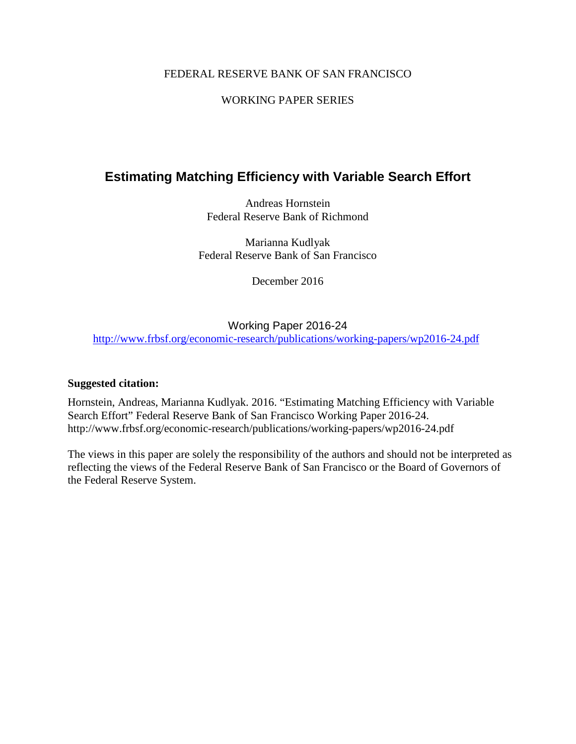FEDERAL RESERVE BANK OF SAN FRANCISCO

WORKING PAPER SERIES

# Estimating Matching Efficiency with Variable Search Effort

Andreas Hornstein
Federal Reserve Bank of Richmond

Marianna Kudlyak
Federal Reserve Bank of San Francisco

December 2016

Working Paper 2016-24
http://www.frbsf.org/economic-research/publications/working-papers/wp2016-24.pdf

**Suggested citation:**

Hornstein, Andreas, Marianna Kudlyak. 2016. "Estimating Matching Efficiency with Variable Search Effort" Federal Reserve Bank of San Francisco Working Paper 2016-24. http://www.frbsf.org/economic-research/publications/working-papers/wp2016-24.pdf

The views in this paper are solely the responsibility of the authors and should not be interpreted as reflecting the views of the Federal Reserve Bank of San Francisco or the Board of Governors of the Federal Reserve System.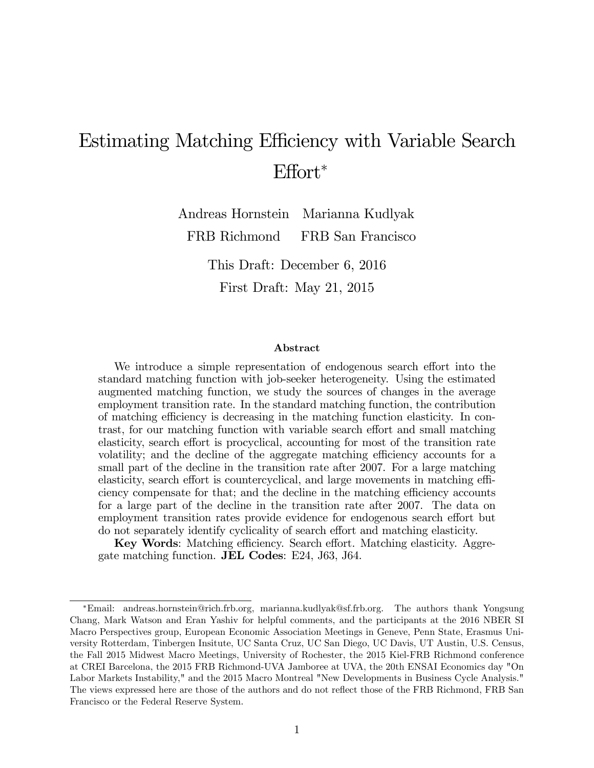# Estimating Matching Efficiency with Variable Search Effort*

Andreas Hornstein  Marianna Kudlyak

FRB Richmond  FRB San Francisco

This Draft: December 6, 2016

First Draft: May 21, 2015

### Abstract

We introduce a simple representation of endogenous search effort into the standard matching function with job-seeker heterogeneity. Using the estimated augmented matching function, we study the sources of changes in the average employment transition rate. In the standard matching function, the contribution of matching efficiency is decreasing in the matching function elasticity. In contrast, for our matching function with variable search effort and small matching elasticity, search effort is procyclical, accounting for most of the transition rate volatility; and the decline of the aggregate matching efficiency accounts for a small part of the decline in the transition rate after 2007. For a large matching elasticity, search effort is countercyclical, and large movements in matching efficiency compensate for that; and the decline in the matching efficiency accounts for a large part of the decline in the transition rate after 2007. The data on employment transition rates provide evidence for endogenous search effort but do not separately identify cyclicality of search effort and matching elasticity.

**Key Words**: Matching efficiency. Search effort. Matching elasticity. Aggregate matching function. **JEL Codes**: E24, J63, J64.

---

*Email: andreas.hornstein@rich.frb.org, marianna.kudlyak@sf.frb.org. The authors thank Yongsung Chang, Mark Watson and Eran Yashiv for helpful comments, and the participants at the 2016 NBER SI Macro Perspectives group, European Economic Association Meetings in Geneve, Penn State, Erasmus University Rotterdam, Tinbergen Insitute, UC Santa Cruz, UC San Diego, UC Davis, UT Austin, U.S. Census, the Fall 2015 Midwest Macro Meetings, University of Rochester, the 2015 Kiel-FRB Richmond conference at CREI Barcelona, the 2015 FRB Richmond-UVA Jamboree at UVA, the 20th ENSAI Economics day "On Labor Markets Instability," and the 2015 Macro Montreal "New Developments in Business Cycle Analysis." The views expressed here are those of the authors and do not reflect those of the FRB Richmond, FRB San Francisco or the Federal Reserve System.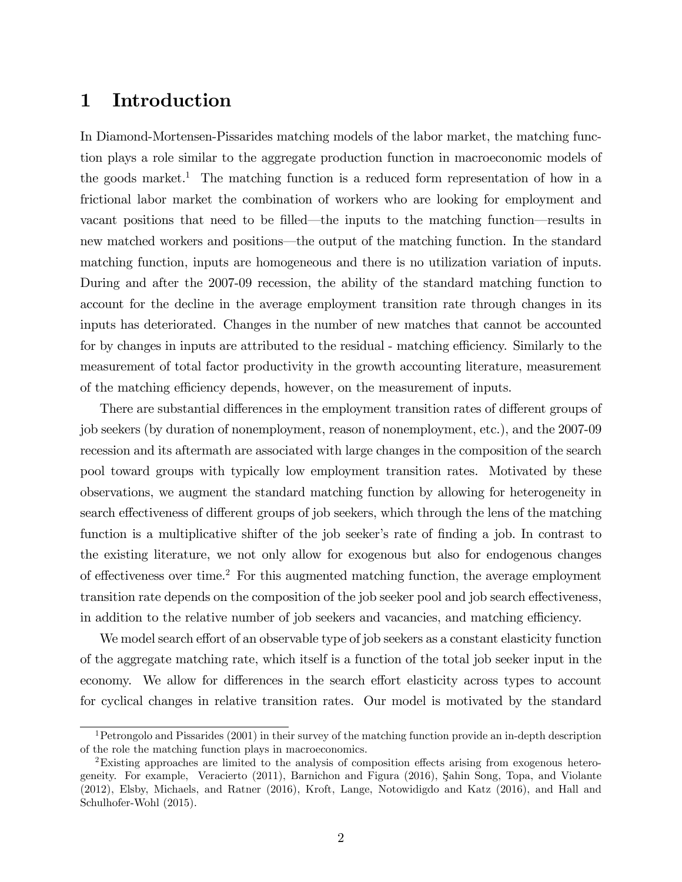# 1 Introduction

In Diamond-Mortensen-Pissarides matching models of the labor market, the matching function plays a role similar to the aggregate production function in macroeconomic models of the goods market.[1] The matching function is a reduced form representation of how in a frictional labor market the combination of workers who are looking for employment and vacant positions that need to be filled—the inputs to the matching function—results in new matched workers and positions—the output of the matching function. In the standard matching function, inputs are homogeneous and there is no utilization variation of inputs. During and after the 2007-09 recession, the ability of the standard matching function to account for the decline in the average employment transition rate through changes in its inputs has deteriorated. Changes in the number of new matches that cannot be accounted for by changes in inputs are attributed to the residual - matching efficiency. Similarly to the measurement of total factor productivity in the growth accounting literature, measurement of the matching efficiency depends, however, on the measurement of inputs.

There are substantial differences in the employment transition rates of different groups of job seekers (by duration of nonemployment, reason of nonemployment, etc.), and the 2007-09 recession and its aftermath are associated with large changes in the composition of the search pool toward groups with typically low employment transition rates. Motivated by these observations, we augment the standard matching function by allowing for heterogeneity in search effectiveness of different groups of job seekers, which through the lens of the matching function is a multiplicative shifter of the job seeker's rate of finding a job. In contrast to the existing literature, we not only allow for exogenous but also for endogenous changes of effectiveness over time.[2] For this augmented matching function, the average employment transition rate depends on the composition of the job seeker pool and job search effectiveness, in addition to the relative number of job seekers and vacancies, and matching efficiency.

We model search effort of an observable type of job seekers as a constant elasticity function of the aggregate matching rate, which itself is a function of the total job seeker input in the economy. We allow for differences in the search effort elasticity across types to account for cyclical changes in relative transition rates. Our model is motivated by the standard

[1] Petrongolo and Pissarides (2001) in their survey of the matching function provide an in-depth description of the role the matching function plays in macroeconomics.

[2] Existing approaches are limited to the analysis of composition effects arising from exogenous heterogeneity. For example, Veracierto (2011), Barnichon and Figura (2016), Şahin Song, Topa, and Violante (2012), Elsby, Michaels, and Ratner (2016), Kroft, Lange, Notowidigdo and Katz (2016), and Hall and Schulhofer-Wohl (2015).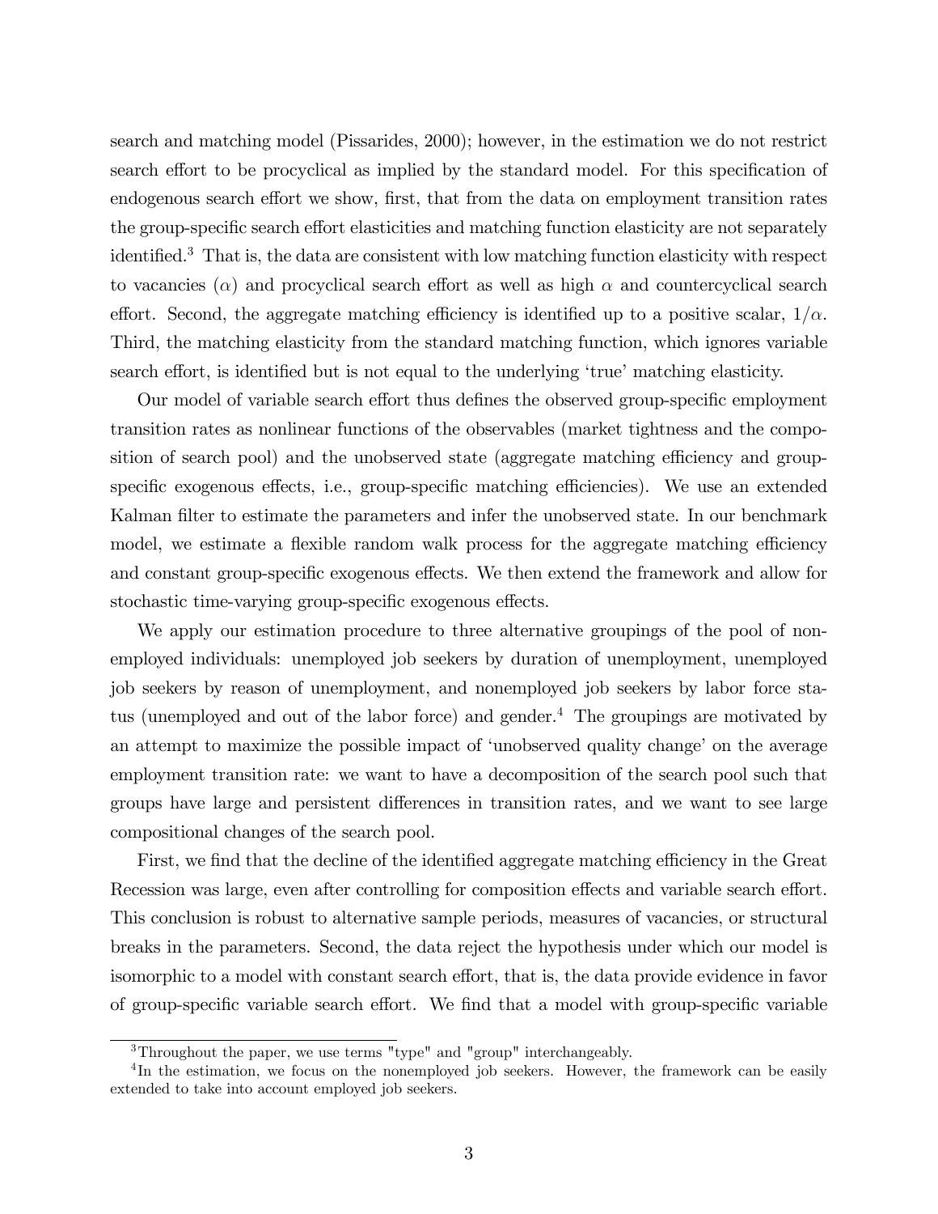search and matching model (Pissarides, 2000); however, in the estimation we do not restrict search effort to be procyclical as implied by the standard model. For this specification of endogenous search effort we show, first, that from the data on employment transition rates the group-specific search effort elasticities and matching function elasticity are not separately identified.[3] That is, the data are consistent with low matching function elasticity with respect to vacancies ($\alpha$) and procyclical search effort as well as high $\alpha$ and countercyclical search effort. Second, the aggregate matching efficiency is identified up to a positive scalar, $1/\alpha$. Third, the matching elasticity from the standard matching function, which ignores variable search effort, is identified but is not equal to the underlying 'true' matching elasticity.

Our model of variable search effort thus defines the observed group-specific employment transition rates as nonlinear functions of the observables (market tightness and the composition of search pool) and the unobserved state (aggregate matching efficiency and group-specific exogenous effects, i.e., group-specific matching efficiencies). We use an extended Kalman filter to estimate the parameters and infer the unobserved state. In our benchmark model, we estimate a flexible random walk process for the aggregate matching efficiency and constant group-specific exogenous effects. We then extend the framework and allow for stochastic time-varying group-specific exogenous effects.

We apply our estimation procedure to three alternative groupings of the pool of non-employed individuals: unemployed job seekers by duration of unemployment, unemployed job seekers by reason of unemployment, and nonemployed job seekers by labor force status (unemployed and out of the labor force) and gender.[4] The groupings are motivated by an attempt to maximize the possible impact of 'unobserved quality change' on the average employment transition rate: we want to have a decomposition of the search pool such that groups have large and persistent differences in transition rates, and we want to see large compositional changes of the search pool.

First, we find that the decline of the identified aggregate matching efficiency in the Great Recession was large, even after controlling for composition effects and variable search effort. This conclusion is robust to alternative sample periods, measures of vacancies, or structural breaks in the parameters. Second, the data reject the hypothesis under which our model is isomorphic to a model with constant search effort, that is, the data provide evidence in favor of group-specific variable search effort. We find that a model with group-specific variable

---

[3] Throughout the paper, we use terms "type" and "group" interchangeably.

[4] In the estimation, we focus on the nonemployed job seekers. However, the framework can be easily extended to take into account employed job seekers.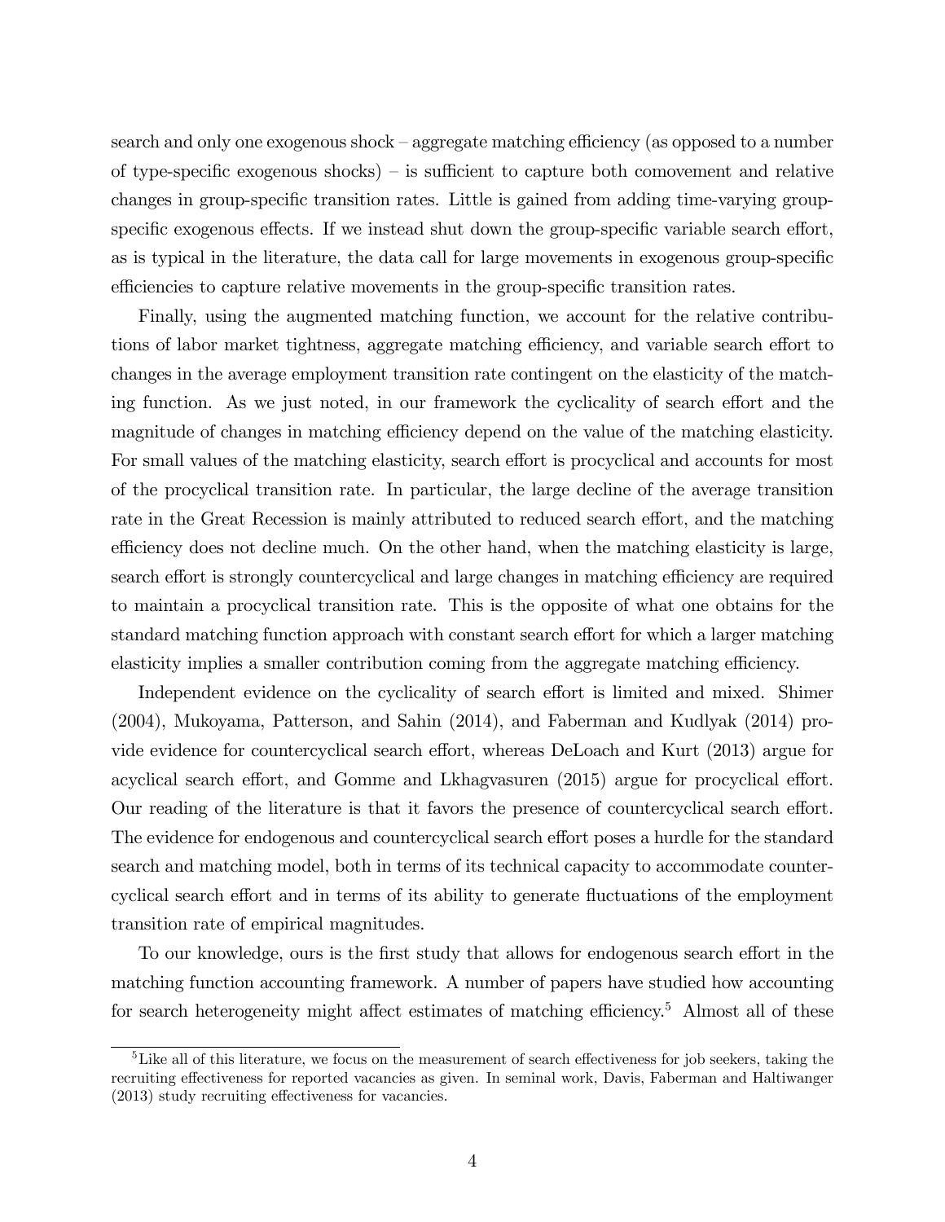search and only one exogenous shock – aggregate matching efficiency (as opposed to a number of type-specific exogenous shocks) – is sufficient to capture both comovement and relative changes in group-specific transition rates. Little is gained from adding time-varying group-specific exogenous effects. If we instead shut down the group-specific variable search effort, as is typical in the literature, the data call for large movements in exogenous group-specific efficiencies to capture relative movements in the group-specific transition rates.

Finally, using the augmented matching function, we account for the relative contributions of labor market tightness, aggregate matching efficiency, and variable search effort to changes in the average employment transition rate contingent on the elasticity of the matching function. As we just noted, in our framework the cyclicality of search effort and the magnitude of changes in matching efficiency depend on the value of the matching elasticity. For small values of the matching elasticity, search effort is procyclical and accounts for most of the procyclical transition rate. In particular, the large decline of the average transition rate in the Great Recession is mainly attributed to reduced search effort, and the matching efficiency does not decline much. On the other hand, when the matching elasticity is large, search effort is strongly countercyclical and large changes in matching efficiency are required to maintain a procyclical transition rate. This is the opposite of what one obtains for the standard matching function approach with constant search effort for which a larger matching elasticity implies a smaller contribution coming from the aggregate matching efficiency.

Independent evidence on the cyclicality of search effort is limited and mixed. Shimer (2004), Mukoyama, Patterson, and Sahin (2014), and Faberman and Kudlyak (2014) provide evidence for countercyclical search effort, whereas DeLoach and Kurt (2013) argue for acyclical search effort, and Gomme and Lkhagvasuren (2015) argue for procyclical effort. Our reading of the literature is that it favors the presence of countercyclical search effort. The evidence for endogenous and countercyclical search effort poses a hurdle for the standard search and matching model, both in terms of its technical capacity to accommodate countercyclical search effort and in terms of its ability to generate fluctuations of the employment transition rate of empirical magnitudes.

To our knowledge, ours is the first study that allows for endogenous search effort in the matching function accounting framework. A number of papers have studied how accounting for search heterogeneity might affect estimates of matching efficiency.[5] Almost all of these

[5] Like all of this literature, we focus on the measurement of search effectiveness for job seekers, taking the recruiting effectiveness for reported vacancies as given. In seminal work, Davis, Faberman and Haltiwanger (2013) study recruiting effectiveness for vacancies.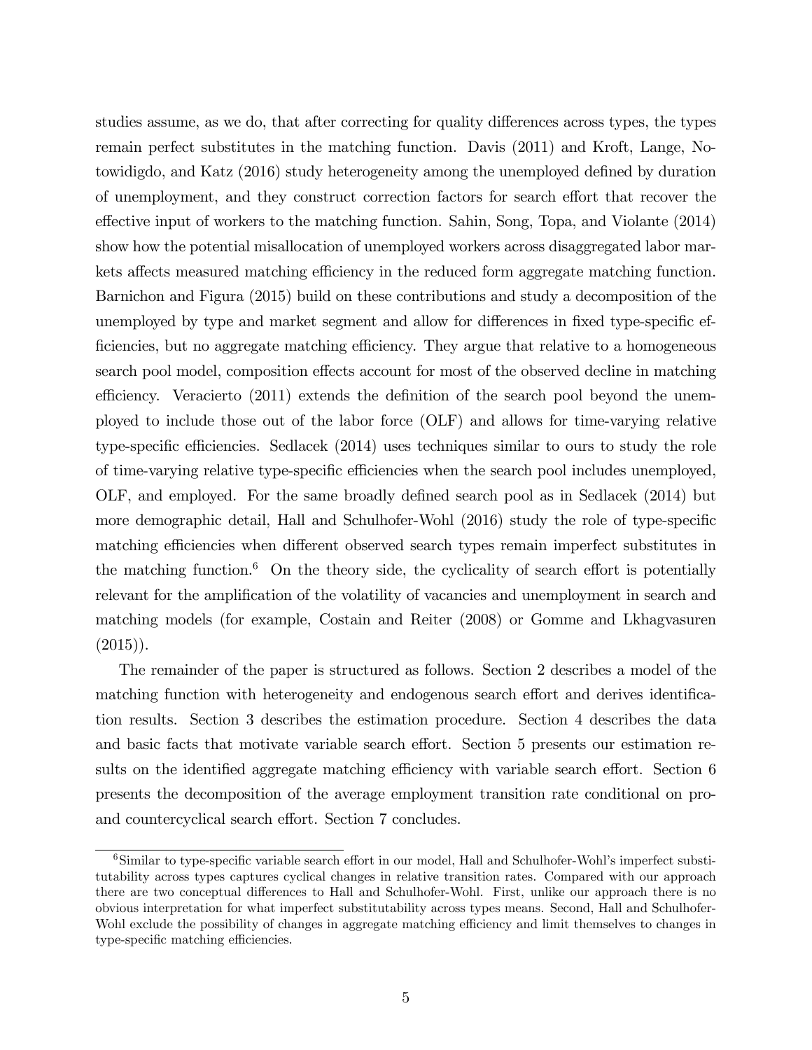studies assume, as we do, that after correcting for quality differences across types, the types remain perfect substitutes in the matching function. Davis (2011) and Kroft, Lange, Notowidigdo, and Katz (2016) study heterogeneity among the unemployed defined by duration of unemployment, and they construct correction factors for search effort that recover the effective input of workers to the matching function. Sahin, Song, Topa, and Violante (2014) show how the potential misallocation of unemployed workers across disaggregated labor markets affects measured matching efficiency in the reduced form aggregate matching function. Barnichon and Figura (2015) build on these contributions and study a decomposition of the unemployed by type and market segment and allow for differences in fixed type-specific efficiencies, but no aggregate matching efficiency. They argue that relative to a homogeneous search pool model, composition effects account for most of the observed decline in matching efficiency. Veracierto (2011) extends the definition of the search pool beyond the unemployed to include those out of the labor force (OLF) and allows for time-varying relative type-specific efficiencies. Sedlacek (2014) uses techniques similar to ours to study the role of time-varying relative type-specific efficiencies when the search pool includes unemployed, OLF, and employed. For the same broadly defined search pool as in Sedlacek (2014) but more demographic detail, Hall and Schulhofer-Wohl (2016) study the role of type-specific matching efficiencies when different observed search types remain imperfect substitutes in the matching function.[6] On the theory side, the cyclicality of search effort is potentially relevant for the amplification of the volatility of vacancies and unemployment in search and matching models (for example, Costain and Reiter (2008) or Gomme and Lkhagvasuren (2015)).

The remainder of the paper is structured as follows. Section 2 describes a model of the matching function with heterogeneity and endogenous search effort and derives identification results. Section 3 describes the estimation procedure. Section 4 describes the data and basic facts that motivate variable search effort. Section 5 presents our estimation results on the identified aggregate matching efficiency with variable search effort. Section 6 presents the decomposition of the average employment transition rate conditional on pro- and countercyclical search effort. Section 7 concludes.

[6] Similar to type-specific variable search effort in our model, Hall and Schulhofer-Wohl's imperfect substitutability across types captures cyclical changes in relative transition rates. Compared with our approach there are two conceptual differences to Hall and Schulhofer-Wohl. First, unlike our approach there is no obvious interpretation for what imperfect substitutability across types means. Second, Hall and Schulhofer-Wohl exclude the possibility of changes in aggregate matching efficiency and limit themselves to changes in type-specific matching efficiencies.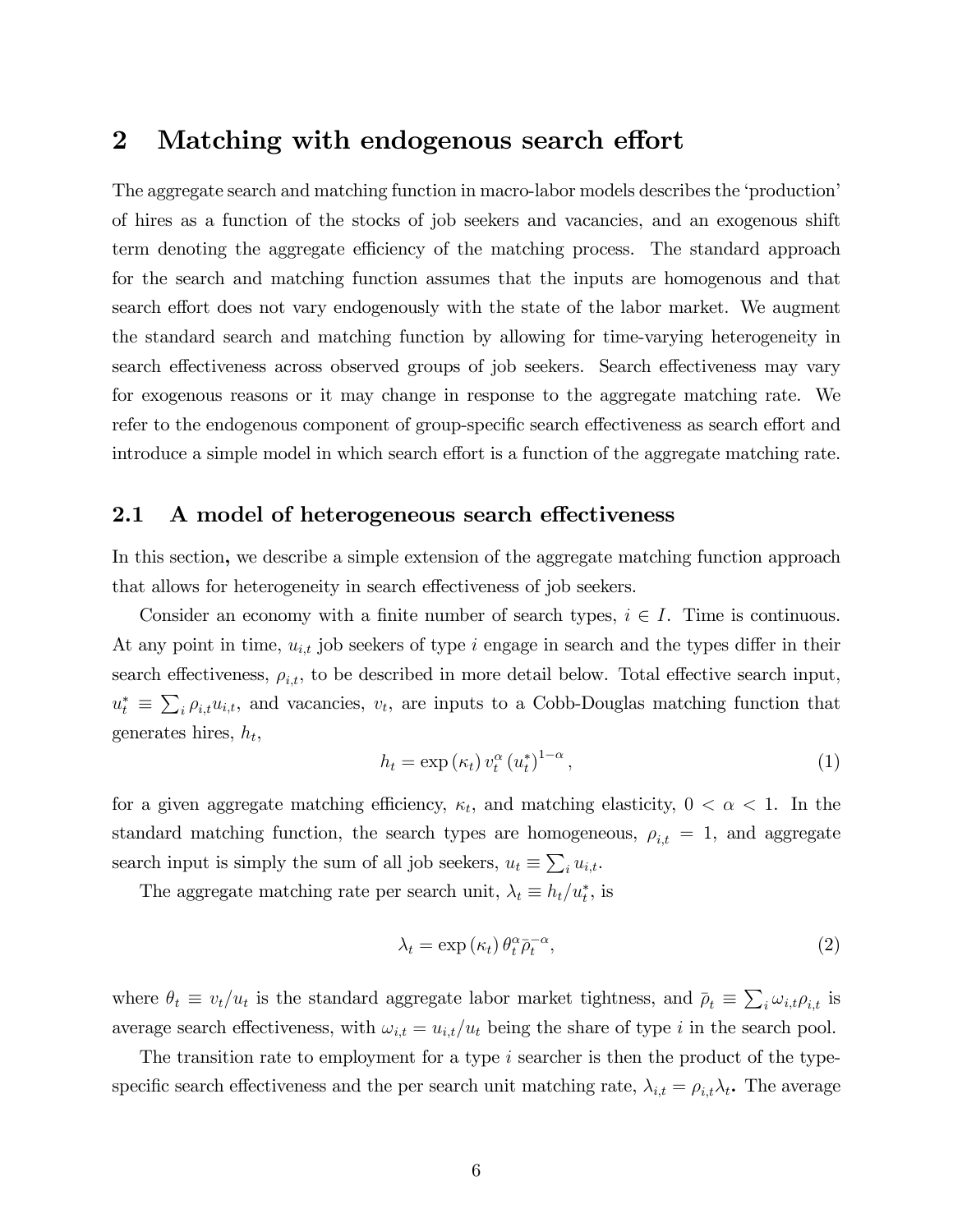# 2 Matching with endogenous search effort

The aggregate search and matching function in macro-labor models describes the 'production' of hires as a function of the stocks of job seekers and vacancies, and an exogenous shift term denoting the aggregate efficiency of the matching process. The standard approach for the search and matching function assumes that the inputs are homogenous and that search effort does not vary endogenously with the state of the labor market. We augment the standard search and matching function by allowing for time-varying heterogeneity in search effectiveness across observed groups of job seekers. Search effectiveness may vary for exogenous reasons or it may change in response to the aggregate matching rate. We refer to the endogenous component of group-specific search effectiveness as search effort and introduce a simple model in which search effort is a function of the aggregate matching rate.

## 2.1 A model of heterogeneous search effectiveness

In this section, we describe a simple extension of the aggregate matching function approach that allows for heterogeneity in search effectiveness of job seekers.

Consider an economy with a finite number of search types, $i \in I$. Time is continuous. At any point in time, $u_{i,t}$ job seekers of type $i$ engage in search and the types differ in their search effectiveness, $\rho_{i,t}$, to be described in more detail below. Total effective search input, $u_t^* \equiv \sum_i \rho_{i,t} u_{i,t}$, and vacancies, $v_t$, are inputs to a Cobb-Douglas matching function that generates hires, $h_t$,

$$h_t = \exp(\kappa_t)\, v_t^{\alpha} (u_t^*)^{1-\alpha}, \tag{1}$$

for a given aggregate matching efficiency, $\kappa_t$, and matching elasticity, $0 < \alpha < 1$. In the standard matching function, the search types are homogeneous, $\rho_{i,t} = 1$, and aggregate search input is simply the sum of all job seekers, $u_t \equiv \sum_i u_{i,t}$.

The aggregate matching rate per search unit, $\lambda_t \equiv h_t / u_t^*$, is

$$\lambda_t = \exp(\kappa_t)\, \theta_t^{\alpha} \bar{\rho}_t^{-\alpha}, \tag{2}$$

where $\theta_t \equiv v_t / u_t$ is the standard aggregate labor market tightness, and $\bar{\rho}_t \equiv \sum_i \omega_{i,t} \rho_{i,t}$ is average search effectiveness, with $\omega_{i,t} = u_{i,t}/u_t$ being the share of type $i$ in the search pool.

The transition rate to employment for a type $i$ searcher is then the product of the type-specific search effectiveness and the per search unit matching rate, $\lambda_{i,t} = \rho_{i,t} \lambda_t$. The average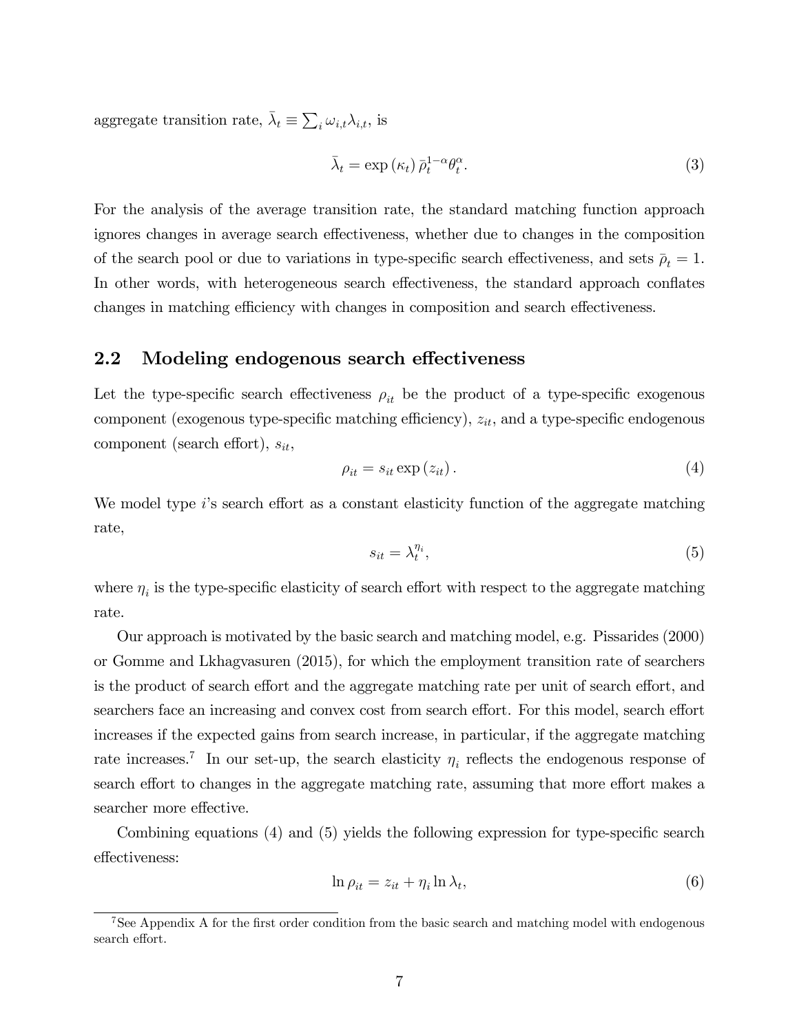aggregate transition rate, $\bar{\lambda}_t \equiv \sum_i \omega_{i,t}\lambda_{i,t}$, is

$$\bar{\lambda}_t = \exp(\kappa_t)\,\bar{\rho}_t^{1-\alpha}\theta_t^{\alpha}. \tag{3}$$

For the analysis of the average transition rate, the standard matching function approach ignores changes in average search effectiveness, whether due to changes in the composition of the search pool or due to variations in type-specific search effectiveness, and sets $\bar{\rho}_t = 1$. In other words, with heterogeneous search effectiveness, the standard approach conflates changes in matching efficiency with changes in composition and search effectiveness.

## 2.2 Modeling endogenous search effectiveness

Let the type-specific search effectiveness $\rho_{it}$ be the product of a type-specific exogenous component (exogenous type-specific matching efficiency), $z_{it}$, and a type-specific endogenous component (search effort), $s_{it}$,

$$\rho_{it} = s_{it}\exp(z_{it}). \tag{4}$$

We model type $i$'s search effort as a constant elasticity function of the aggregate matching rate,

$$s_{it} = \lambda_t^{\eta_i}, \tag{5}$$

where $\eta_i$ is the type-specific elasticity of search effort with respect to the aggregate matching rate.

Our approach is motivated by the basic search and matching model, e.g. Pissarides (2000) or Gomme and Lkhagvasuren (2015), for which the employment transition rate of searchers is the product of search effort and the aggregate matching rate per unit of search effort, and searchers face an increasing and convex cost from search effort. For this model, search effort increases if the expected gains from search increase, in particular, if the aggregate matching rate increases.[7] In our set-up, the search elasticity $\eta_i$ reflects the endogenous response of search effort to changes in the aggregate matching rate, assuming that more effort makes a searcher more effective.

Combining equations (4) and (5) yields the following expression for type-specific search effectiveness:

$$\ln \rho_{it} = z_{it} + \eta_i \ln \lambda_t, \tag{6}$$

[7] See Appendix A for the first order condition from the basic search and matching model with endogenous search effort.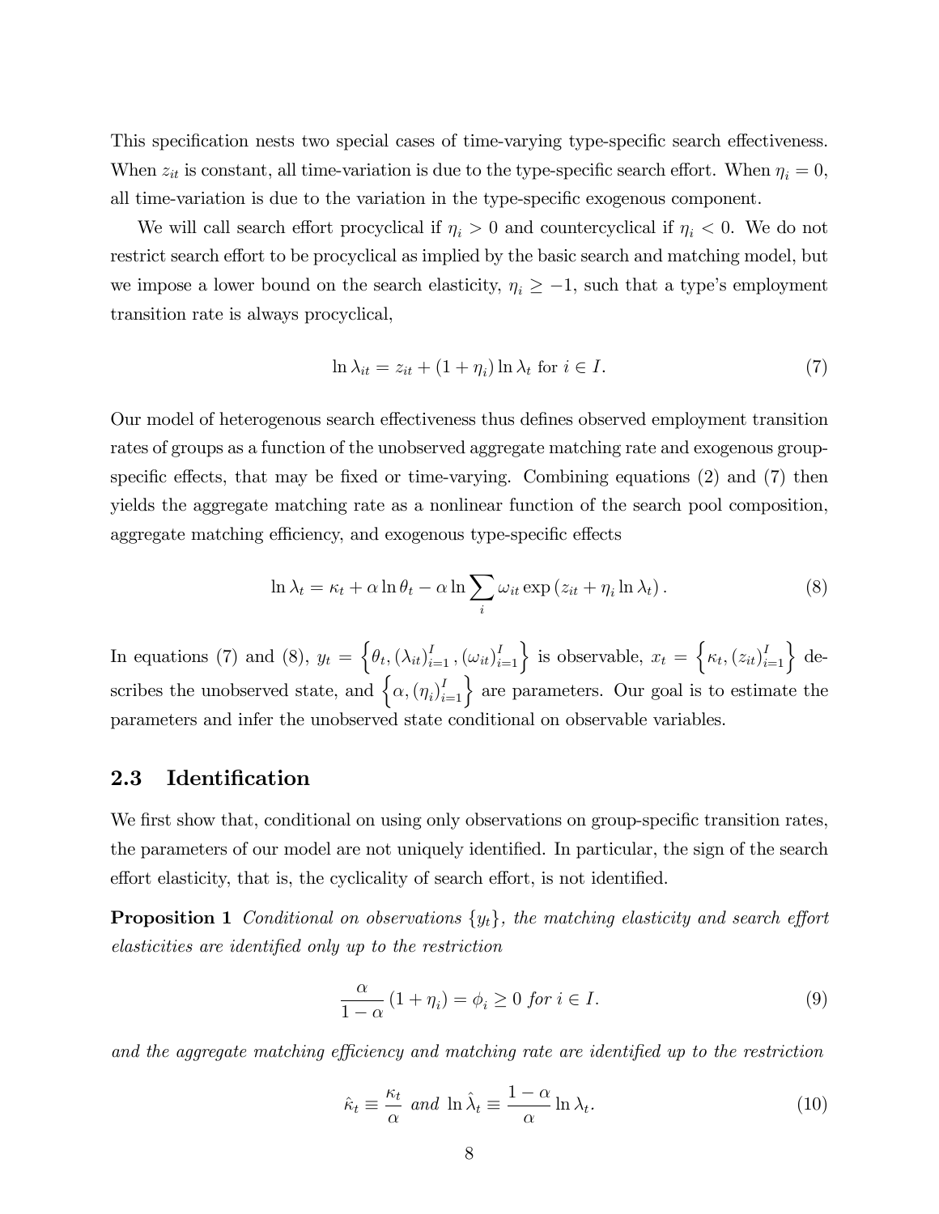This specification nests two special cases of time-varying type-specific search effectiveness. When $z_{it}$ is constant, all time-variation is due to the type-specific search effort. When $\eta_i = 0$, all time-variation is due to the variation in the type-specific exogenous component.

We will call search effort procyclical if $\eta_i > 0$ and countercyclical if $\eta_i < 0$. We do not restrict search effort to be procyclical as implied by the basic search and matching model, but we impose a lower bound on the search elasticity, $\eta_i \geq -1$, such that a type's employment transition rate is always procyclical,

$$\ln \lambda_{it} = z_{it} + (1 + \eta_i) \ln \lambda_t \text{ for } i \in I. \tag{7}$$

Our model of heterogenous search effectiveness thus defines observed employment transition rates of groups as a function of the unobserved aggregate matching rate and exogenous group-specific effects, that may be fixed or time-varying. Combining equations (2) and (7) then yields the aggregate matching rate as a nonlinear function of the search pool composition, aggregate matching efficiency, and exogenous type-specific effects

$$\ln \lambda_t = \kappa_t + \alpha \ln \theta_t - \alpha \ln \sum_i \omega_{it} \exp\left(z_{it} + \eta_i \ln \lambda_t\right). \tag{8}$$

In equations (7) and (8), $y_t = \left\{\theta_t, (\lambda_{it})_{i=1}^I, (\omega_{it})_{i=1}^I\right\}$ is observable, $x_t = \left\{\kappa_t, (z_{it})_{i=1}^I\right\}$ describes the unobserved state, and $\left\{\alpha, (\eta_i)_{i=1}^I\right\}$ are parameters. Our goal is to estimate the parameters and infer the unobserved state conditional on observable variables.

### 2.3 Identification

We first show that, conditional on using only observations on group-specific transition rates, the parameters of our model are not uniquely identified. In particular, the sign of the search effort elasticity, that is, the cyclicality of search effort, is not identified.

**Proposition 1** *Conditional on observations $\{y_t\}$, the matching elasticity and search effort elasticities are identified only up to the restriction*

$$\frac{\alpha}{1-\alpha}(1 + \eta_i) = \phi_i \geq 0 \text{ for } i \in I. \tag{9}$$

*and the aggregate matching efficiency and matching rate are identified up to the restriction*

$$\hat{\kappa}_t \equiv \frac{\kappa_t}{\alpha} \text{ and } \ln \hat{\lambda}_t \equiv \frac{1-\alpha}{\alpha} \ln \lambda_t. \tag{10}$$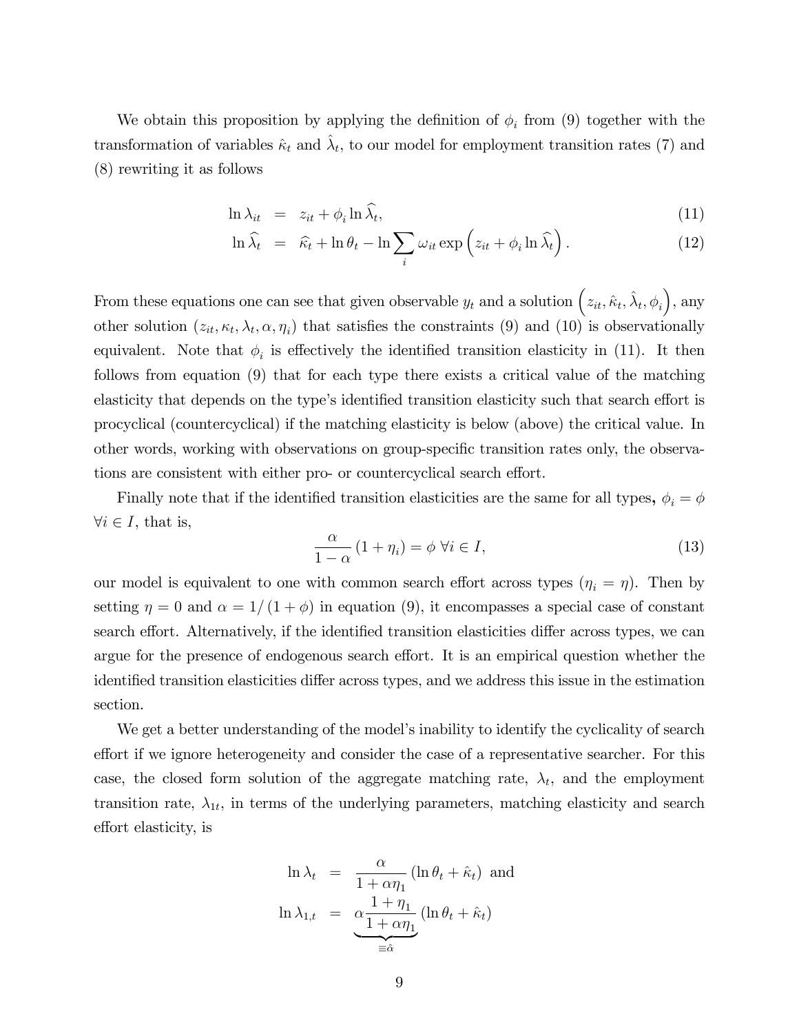We obtain this proposition by applying the definition of $\phi_i$ from (9) together with the transformation of variables $\hat{\kappa}_t$ and $\hat{\lambda}_t$, to our model for employment transition rates (7) and (8) rewriting it as follows

$$\ln \lambda_{it} = z_{it} + \phi_i \ln \widehat{\lambda}_t, \tag{11}$$

$$\ln \widehat{\lambda}_t = \widehat{\kappa}_t + \ln \theta_t - \ln \sum_i \omega_{it} \exp\left(z_{it} + \phi_i \ln \widehat{\lambda}_t\right). \tag{12}$$

From these equations one can see that given observable $y_t$ and a solution $\left(z_{it}, \hat{\kappa}_t, \hat{\lambda}_t, \phi_i\right)$, any other solution $(z_{it}, \kappa_t, \lambda_t, \alpha, \eta_i)$ that satisfies the constraints (9) and (10) is observationally equivalent. Note that $\phi_i$ is effectively the identified transition elasticity in (11). It then follows from equation (9) that for each type there exists a critical value of the matching elasticity that depends on the type's identified transition elasticity such that search effort is procyclical (countercyclical) if the matching elasticity is below (above) the critical value. In other words, working with observations on group-specific transition rates only, the observations are consistent with either pro- or countercyclical search effort.

Finally note that if the identified transition elasticities are the same for all types, $\phi_i = \phi$ $\forall i \in I$, that is,

$$\frac{\alpha}{1-\alpha}\left(1+\eta_i\right) = \phi \ \forall i \in I, \tag{13}$$

our model is equivalent to one with common search effort across types ($\eta_i = \eta$). Then by setting $\eta = 0$ and $\alpha = 1/(1+\phi)$ in equation (9), it encompasses a special case of constant search effort. Alternatively, if the identified transition elasticities differ across types, we can argue for the presence of endogenous search effort. It is an empirical question whether the identified transition elasticities differ across types, and we address this issue in the estimation section.

We get a better understanding of the model's inability to identify the cyclicality of search effort if we ignore heterogeneity and consider the case of a representative searcher. For this case, the closed form solution of the aggregate matching rate, $\lambda_t$, and the employment transition rate, $\lambda_{1t}$, in terms of the underlying parameters, matching elasticity and search effort elasticity, is

$$\ln \lambda_t = \frac{\alpha}{1+\alpha\eta_1}\left(\ln \theta_t + \hat{\kappa}_t\right) \text{ and}$$

$$\ln \lambda_{1,t} = \underbrace{\alpha\frac{1+\eta_1}{1+\alpha\eta_1}}_{\equiv\hat{\alpha}}\left(\ln \theta_t + \hat{\kappa}_t\right)$$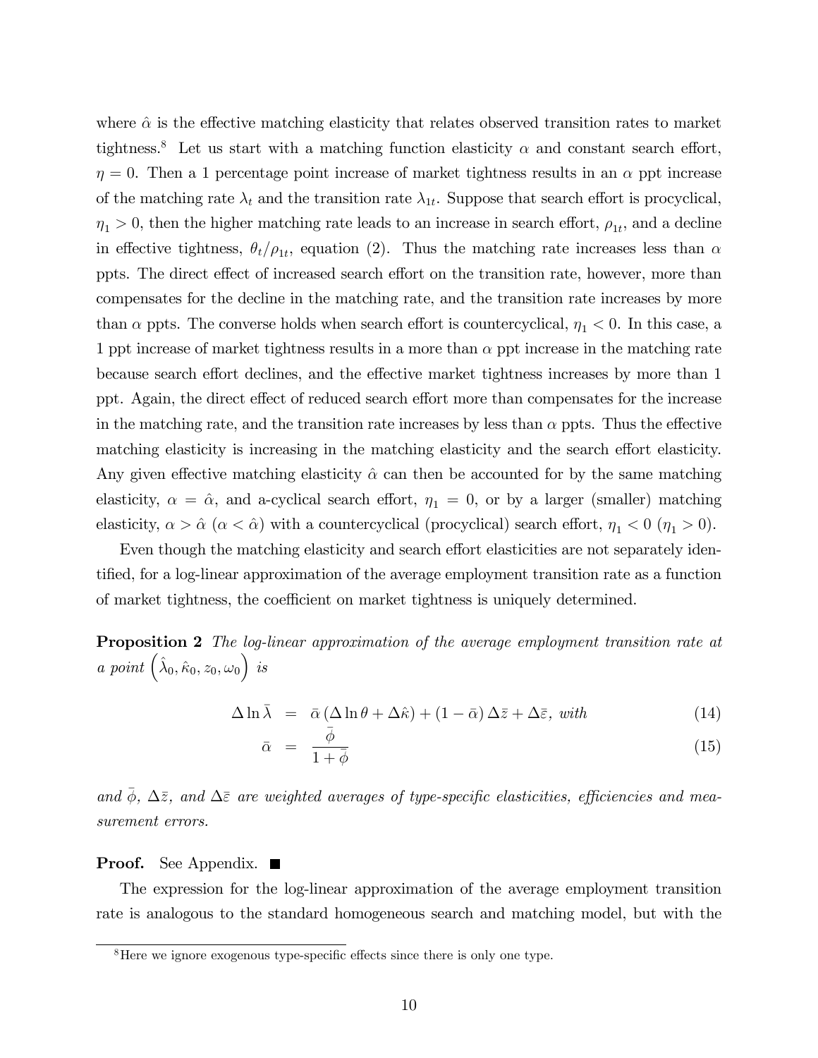where $\hat{\alpha}$ is the effective matching elasticity that relates observed transition rates to market tightness.[8] Let us start with a matching function elasticity $\alpha$ and constant search effort, $\eta = 0$. Then a 1 percentage point increase of market tightness results in an $\alpha$ ppt increase of the matching rate $\lambda_t$ and the transition rate $\lambda_{1t}$. Suppose that search effort is procyclical, $\eta_1 > 0$, then the higher matching rate leads to an increase in search effort, $\rho_{1t}$, and a decline in effective tightness, $\theta_t/\rho_{1t}$, equation (2). Thus the matching rate increases less than $\alpha$ ppts. The direct effect of increased search effort on the transition rate, however, more than compensates for the decline in the matching rate, and the transition rate increases by more than $\alpha$ ppts. The converse holds when search effort is countercyclical, $\eta_1 < 0$. In this case, a 1 ppt increase of market tightness results in a more than $\alpha$ ppt increase in the matching rate because search effort declines, and the effective market tightness increases by more than 1 ppt. Again, the direct effect of reduced search effort more than compensates for the increase in the matching rate, and the transition rate increases by less than $\alpha$ ppts. Thus the effective matching elasticity is increasing in the matching elasticity and the search effort elasticity. Any given effective matching elasticity $\hat{\alpha}$ can then be accounted for by the same matching elasticity, $\alpha = \hat{\alpha}$, and a-cyclical search effort, $\eta_1 = 0$, or by a larger (smaller) matching elasticity, $\alpha > \hat{\alpha}$ ($\alpha < \hat{\alpha}$) with a countercyclical (procyclical) search effort, $\eta_1 < 0$ ($\eta_1 > 0$).

Even though the matching elasticity and search effort elasticities are not separately identified, for a log-linear approximation of the average employment transition rate as a function of market tightness, the coefficient on market tightness is uniquely determined.

**Proposition 2** *The log-linear approximation of the average employment transition rate at a point* $\left(\hat{\lambda}_0, \hat{\kappa}_0, z_0, \omega_0\right)$ *is*

$$\Delta \ln \bar{\lambda} = \bar{\alpha}\left(\Delta \ln \theta + \Delta \hat{\kappa}\right) + \left(1 - \bar{\alpha}\right)\Delta \bar{z} + \Delta \bar{\varepsilon}, \text{ with} \tag{14}$$

$$\bar{\alpha} = \frac{\bar{\phi}}{1 + \bar{\phi}} \tag{15}$$

*and* $\bar{\phi}$, $\Delta \bar{z}$, *and* $\Delta \bar{\varepsilon}$ *are weighted averages of type-specific elasticities, efficiencies and measurement errors.*

**Proof.** See Appendix. ■

The expression for the log-linear approximation of the average employment transition rate is analogous to the standard homogeneous search and matching model, but with the

[8] Here we ignore exogenous type-specific effects since there is only one type.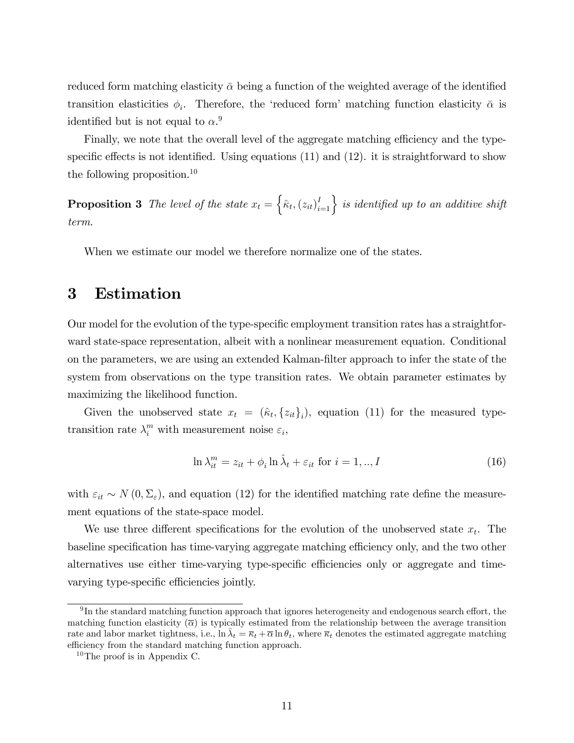reduced form matching elasticity $\bar{\alpha}$ being a function of the weighted average of the identified transition elasticities $\phi_i$. Therefore, the 'reduced form' matching function elasticity $\bar{\alpha}$ is identified but is not equal to $\alpha$.[9]

Finally, we note that the overall level of the aggregate matching efficiency and the type-specific effects is not identified. Using equations (11) and (12). it is straightforward to show the following proposition.[10]

**Proposition 3** *The level of the state* $x_t = \left\{\hat{\kappa}_t, (z_{it})_{i=1}^I\right\}$ *is identified up to an additive shift term.*

When we estimate our model we therefore normalize one of the states.

# 3 Estimation

Our model for the evolution of the type-specific employment transition rates has a straightforward state-space representation, albeit with a nonlinear measurement equation. Conditional on the parameters, we are using an extended Kalman-filter approach to infer the state of the system from observations on the type transition rates. We obtain parameter estimates by maximizing the likelihood function.

Given the unobserved state $x_t = (\hat{\kappa}_t, \{z_{it}\}_i)$, equation (11) for the measured type-transition rate $\lambda_i^m$ with measurement noise $\varepsilon_i$,

$$\ln \lambda_{it}^m = z_{it} + \phi_i \ln \hat{\lambda}_t + \varepsilon_{it} \text{ for } i = 1, .., I \tag{16}$$

with $\varepsilon_{it} \sim N(0, \Sigma_\varepsilon)$, and equation (12) for the identified matching rate define the measurement equations of the state-space model.

We use three different specifications for the evolution of the unobserved state $x_t$. The baseline specification has time-varying aggregate matching efficiency only, and the two other alternatives use either time-varying type-specific efficiencies only or aggregate and time-varying type-specific efficiencies jointly.

---

[9] In the standard matching function approach that ignores heterogeneity and endogenous search effort, the matching function elasticity ($\overline{\alpha}$) is typically estimated from the relationship between the average transition rate and labor market tightness, i.e., $\ln \bar{\lambda}_t = \overline{\kappa}_t + \overline{\alpha} \ln \theta_t$, where $\overline{\kappa}_t$ denotes the estimated aggregate matching efficiency from the standard matching function approach.

[10] The proof is in Appendix C.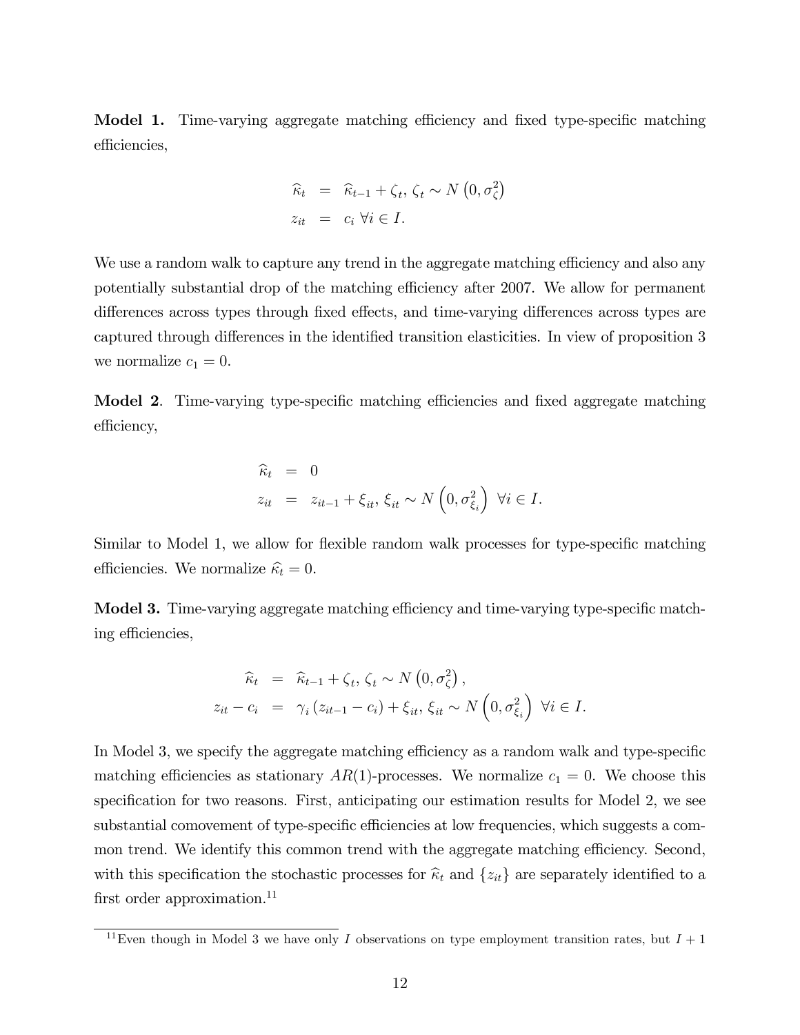**Model 1.** Time-varying aggregate matching efficiency and fixed type-specific matching efficiencies,

$$\begin{aligned}
\widehat{\kappa}_t &= \widehat{\kappa}_{t-1} + \zeta_t,\ \zeta_t \sim N\left(0, \sigma_\zeta^2\right) \\
z_{it} &= c_i\ \forall i \in I.
\end{aligned}$$

We use a random walk to capture any trend in the aggregate matching efficiency and also any potentially substantial drop of the matching efficiency after 2007. We allow for permanent differences across types through fixed effects, and time-varying differences across types are captured through differences in the identified transition elasticities. In view of proposition 3 we normalize $c_1 = 0$.

**Model 2**. Time-varying type-specific matching efficiencies and fixed aggregate matching efficiency,

$$\begin{aligned}
\widehat{\kappa}_t &= 0 \\
z_{it} &= z_{it-1} + \xi_{it},\ \xi_{it} \sim N\left(0, \sigma_{\xi_i}^2\right)\ \forall i \in I.
\end{aligned}$$

Similar to Model 1, we allow for flexible random walk processes for type-specific matching efficiencies. We normalize $\widehat{\kappa}_t = 0$.

**Model 3.** Time-varying aggregate matching efficiency and time-varying type-specific matching efficiencies,

$$\begin{aligned}
\widehat{\kappa}_t &= \widehat{\kappa}_{t-1} + \zeta_t,\ \zeta_t \sim N\left(0, \sigma_\zeta^2\right), \\
z_{it} - c_i &= \gamma_i \left(z_{it-1} - c_i\right) + \xi_{it},\ \xi_{it} \sim N\left(0, \sigma_{\xi_i}^2\right)\ \forall i \in I.
\end{aligned}$$

In Model 3, we specify the aggregate matching efficiency as a random walk and type-specific matching efficiencies as stationary $AR(1)$-processes. We normalize $c_1 = 0$. We choose this specification for two reasons. First, anticipating our estimation results for Model 2, we see substantial comovement of type-specific efficiencies at low frequencies, which suggests a common trend. We identify this common trend with the aggregate matching efficiency. Second, with this specification the stochastic processes for $\widehat{\kappa}_t$ and $\{z_{it}\}$ are separately identified to a first order approximation.[11]

[11] Even though in Model 3 we have only $I$ observations on type employment transition rates, but $I + 1$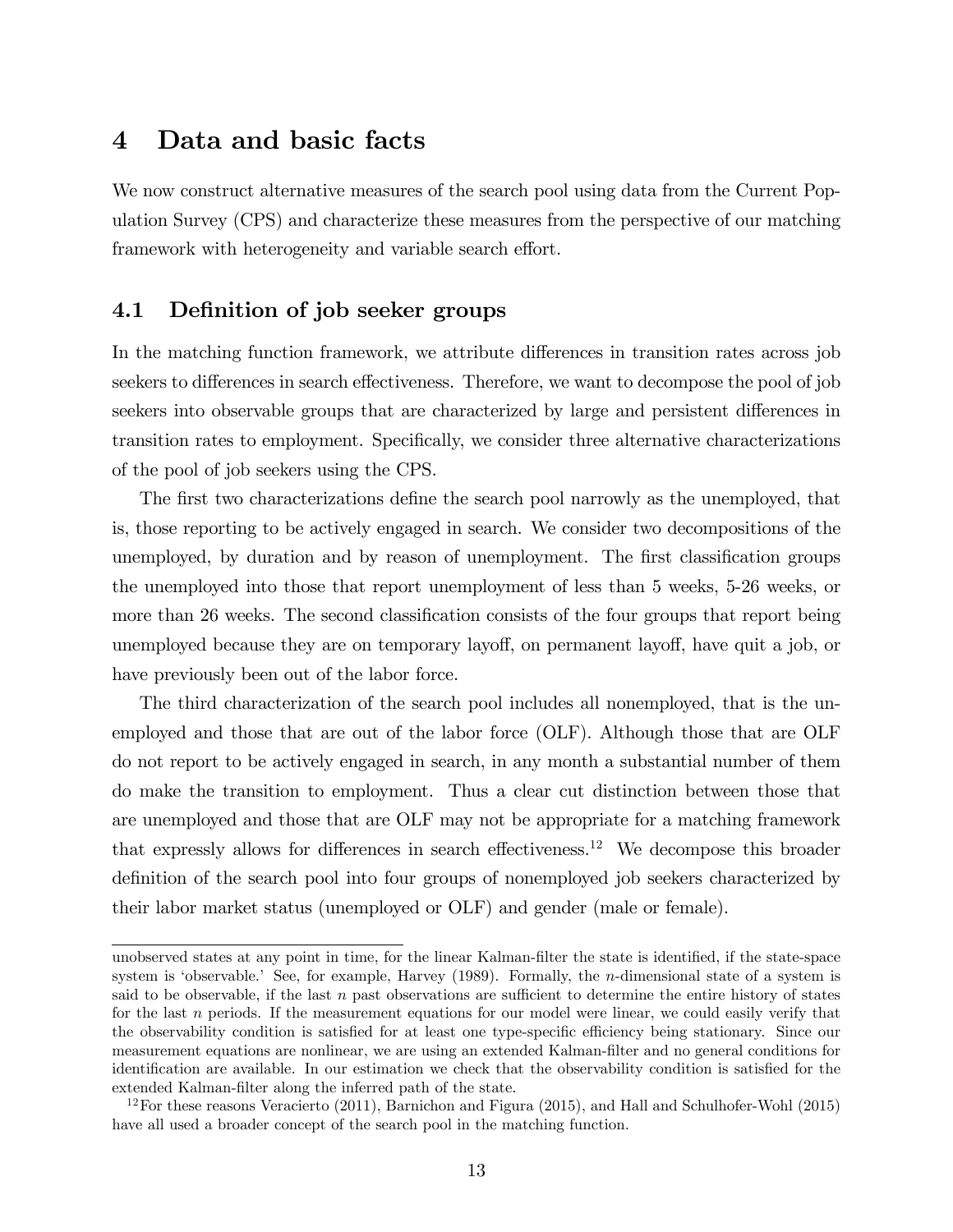# 4 Data and basic facts

We now construct alternative measures of the search pool using data from the Current Population Survey (CPS) and characterize these measures from the perspective of our matching framework with heterogeneity and variable search effort.

## 4.1 Definition of job seeker groups

In the matching function framework, we attribute differences in transition rates across job seekers to differences in search effectiveness. Therefore, we want to decompose the pool of job seekers into observable groups that are characterized by large and persistent differences in transition rates to employment. Specifically, we consider three alternative characterizations of the pool of job seekers using the CPS.

The first two characterizations define the search pool narrowly as the unemployed, that is, those reporting to be actively engaged in search. We consider two decompositions of the unemployed, by duration and by reason of unemployment. The first classification groups the unemployed into those that report unemployment of less than 5 weeks, 5-26 weeks, or more than 26 weeks. The second classification consists of the four groups that report being unemployed because they are on temporary layoff, on permanent layoff, have quit a job, or have previously been out of the labor force.

The third characterization of the search pool includes all nonemployed, that is the unemployed and those that are out of the labor force (OLF). Although those that are OLF do not report to be actively engaged in search, in any month a substantial number of them do make the transition to employment. Thus a clear cut distinction between those that are unemployed and those that are OLF may not be appropriate for a matching framework that expressly allows for differences in search effectiveness.[12] We decompose this broader definition of the search pool into four groups of nonemployed job seekers characterized by their labor market status (unemployed or OLF) and gender (male or female).

---

unobserved states at any point in time, for the linear Kalman-filter the state is identified, if the state-space system is 'observable.' See, for example, Harvey (1989). Formally, the $n$-dimensional state of a system is said to be observable, if the last $n$ past observations are sufficient to determine the entire history of states for the last $n$ periods. If the measurement equations for our model were linear, we could easily verify that the observability condition is satisfied for at least one type-specific efficiency being stationary. Since our measurement equations are nonlinear, we are using an extended Kalman-filter and no general conditions for identification are available. In our estimation we check that the observability condition is satisfied for the extended Kalman-filter along the inferred path of the state.

[12] For these reasons Veracierto (2011), Barnichon and Figura (2015), and Hall and Schulhofer-Wohl (2015) have all used a broader concept of the search pool in the matching function.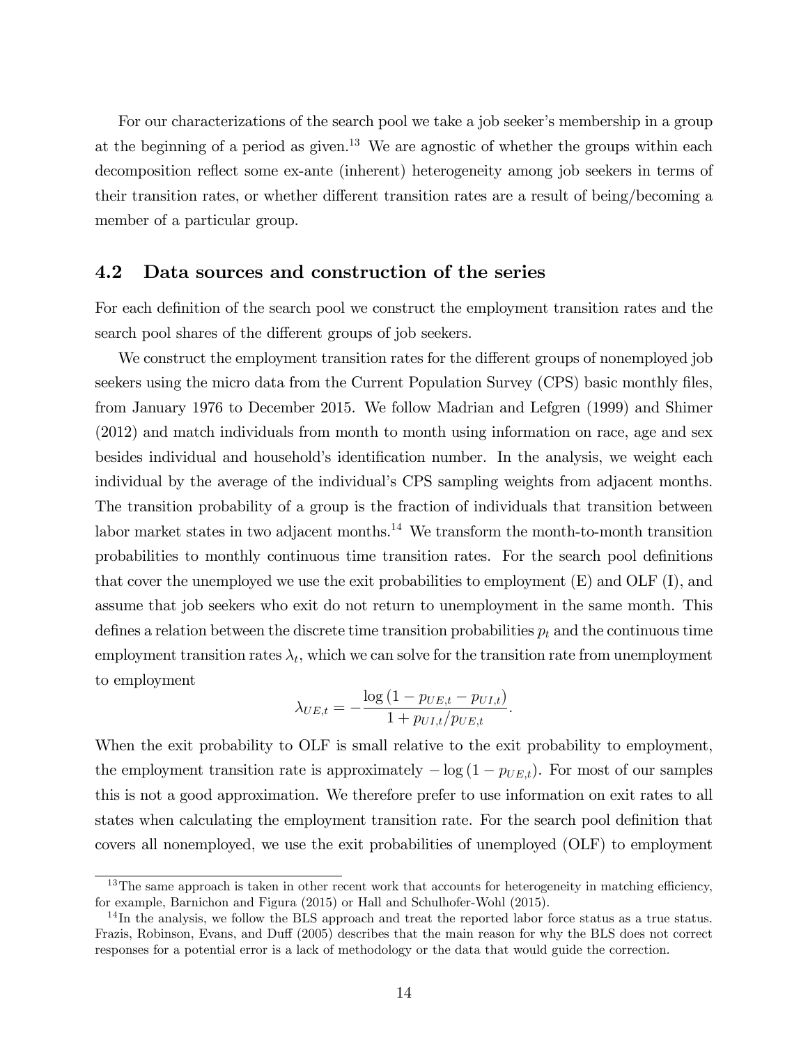For our characterizations of the search pool we take a job seeker's membership in a group at the beginning of a period as given.[13] We are agnostic of whether the groups within each decomposition reflect some ex-ante (inherent) heterogeneity among job seekers in terms of their transition rates, or whether different transition rates are a result of being/becoming a member of a particular group.

## 4.2 Data sources and construction of the series

For each definition of the search pool we construct the employment transition rates and the search pool shares of the different groups of job seekers.

We construct the employment transition rates for the different groups of nonemployed job seekers using the micro data from the Current Population Survey (CPS) basic monthly files, from January 1976 to December 2015. We follow Madrian and Lefgren (1999) and Shimer (2012) and match individuals from month to month using information on race, age and sex besides individual and household's identification number. In the analysis, we weight each individual by the average of the individual's CPS sampling weights from adjacent months. The transition probability of a group is the fraction of individuals that transition between labor market states in two adjacent months.[14] We transform the month-to-month transition probabilities to monthly continuous time transition rates. For the search pool definitions that cover the unemployed we use the exit probabilities to employment (E) and OLF (I), and assume that job seekers who exit do not return to unemployment in the same month. This defines a relation between the discrete time transition probabilities $p_t$ and the continuous time employment transition rates $\lambda_t$, which we can solve for the transition rate from unemployment to employment

$$\lambda_{UE,t} = -\frac{\log\left(1 - p_{UE,t} - p_{UI,t}\right)}{1 + p_{UI,t}/p_{UE,t}}.$$

When the exit probability to OLF is small relative to the exit probability to employment, the employment transition rate is approximately $-\log\left(1 - p_{UE,t}\right)$. For most of our samples this is not a good approximation. We therefore prefer to use information on exit rates to all states when calculating the employment transition rate. For the search pool definition that covers all nonemployed, we use the exit probabilities of unemployed (OLF) to employment

---

[13] The same approach is taken in other recent work that accounts for heterogeneity in matching efficiency, for example, Barnichon and Figura (2015) or Hall and Schulhofer-Wohl (2015).

[14] In the analysis, we follow the BLS approach and treat the reported labor force status as a true status. Frazis, Robinson, Evans, and Duff (2005) describes that the main reason for why the BLS does not correct responses for a potential error is a lack of methodology or the data that would guide the correction.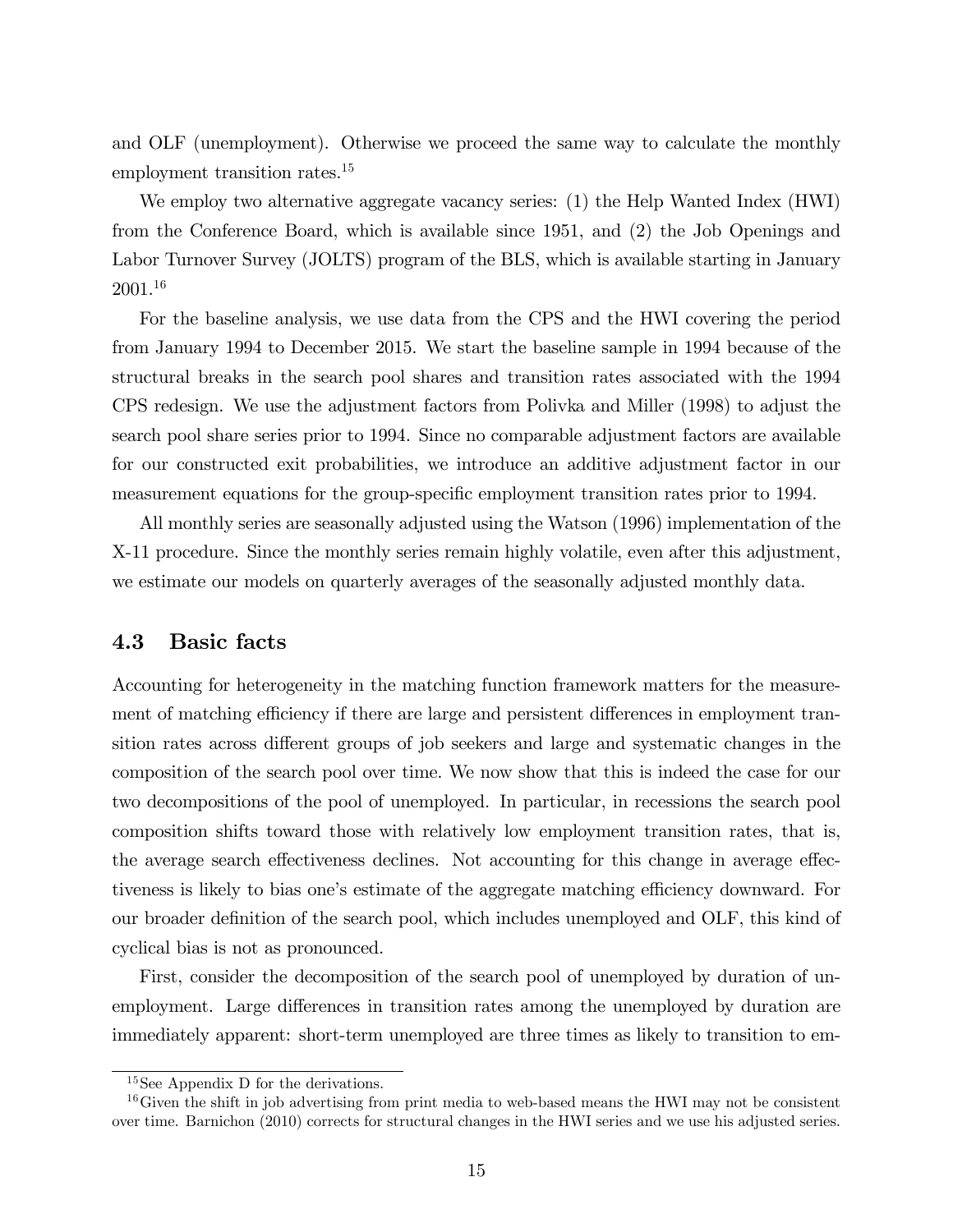and OLF (unemployment). Otherwise we proceed the same way to calculate the monthly employment transition rates.[15]

We employ two alternative aggregate vacancy series: (1) the Help Wanted Index (HWI) from the Conference Board, which is available since 1951, and (2) the Job Openings and Labor Turnover Survey (JOLTS) program of the BLS, which is available starting in January 2001.[16]

For the baseline analysis, we use data from the CPS and the HWI covering the period from January 1994 to December 2015. We start the baseline sample in 1994 because of the structural breaks in the search pool shares and transition rates associated with the 1994 CPS redesign. We use the adjustment factors from Polivka and Miller (1998) to adjust the search pool share series prior to 1994. Since no comparable adjustment factors are available for our constructed exit probabilities, we introduce an additive adjustment factor in our measurement equations for the group-specific employment transition rates prior to 1994.

All monthly series are seasonally adjusted using the Watson (1996) implementation of the X-11 procedure. Since the monthly series remain highly volatile, even after this adjustment, we estimate our models on quarterly averages of the seasonally adjusted monthly data.

## 4.3 Basic facts

Accounting for heterogeneity in the matching function framework matters for the measurement of matching efficiency if there are large and persistent differences in employment transition rates across different groups of job seekers and large and systematic changes in the composition of the search pool over time. We now show that this is indeed the case for our two decompositions of the pool of unemployed. In particular, in recessions the search pool composition shifts toward those with relatively low employment transition rates, that is, the average search effectiveness declines. Not accounting for this change in average effectiveness is likely to bias one's estimate of the aggregate matching efficiency downward. For our broader definition of the search pool, which includes unemployed and OLF, this kind of cyclical bias is not as pronounced.

First, consider the decomposition of the search pool of unemployed by duration of unemployment. Large differences in transition rates among the unemployed by duration are immediately apparent: short-term unemployed are three times as likely to transition to em-

[15] See Appendix D for the derivations.

[16] Given the shift in job advertising from print media to web-based means the HWI may not be consistent over time. Barnichon (2010) corrects for structural changes in the HWI series and we use his adjusted series.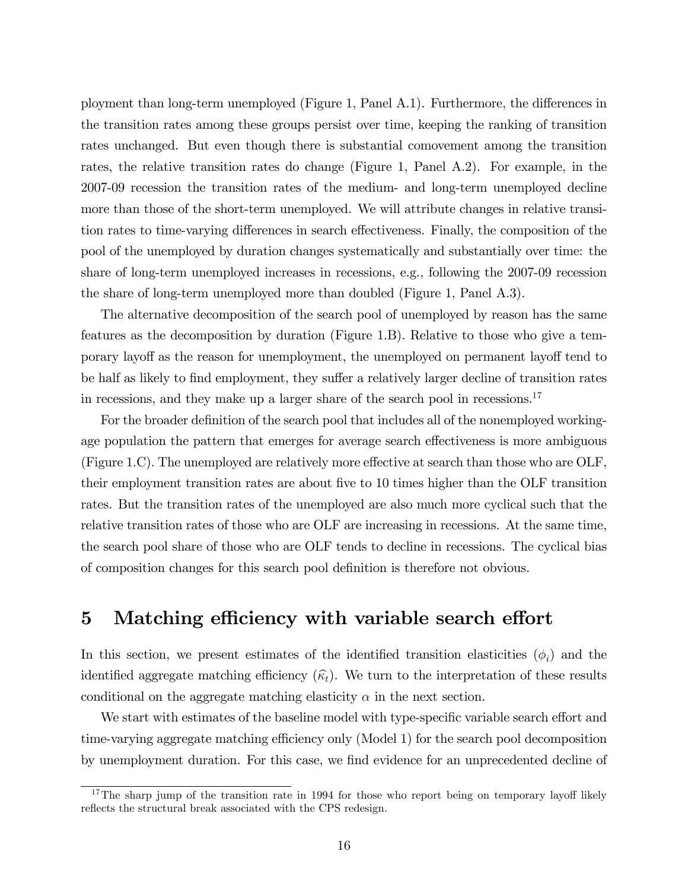ployment than long-term unemployed (Figure 1, Panel A.1). Furthermore, the differences in the transition rates among these groups persist over time, keeping the ranking of transition rates unchanged. But even though there is substantial comovement among the transition rates, the relative transition rates do change (Figure 1, Panel A.2). For example, in the 2007-09 recession the transition rates of the medium- and long-term unemployed decline more than those of the short-term unemployed. We will attribute changes in relative transition rates to time-varying differences in search effectiveness. Finally, the composition of the pool of the unemployed by duration changes systematically and substantially over time: the share of long-term unemployed increases in recessions, e.g., following the 2007-09 recession the share of long-term unemployed more than doubled (Figure 1, Panel A.3).

The alternative decomposition of the search pool of unemployed by reason has the same features as the decomposition by duration (Figure 1.B). Relative to those who give a temporary layoff as the reason for unemployment, the unemployed on permanent layoff tend to be half as likely to find employment, they suffer a relatively larger decline of transition rates in recessions, and they make up a larger share of the search pool in recessions.[17]

For the broader definition of the search pool that includes all of the nonemployed working-age population the pattern that emerges for average search effectiveness is more ambiguous (Figure 1.C). The unemployed are relatively more effective at search than those who are OLF, their employment transition rates are about five to 10 times higher than the OLF transition rates. But the transition rates of the unemployed are also much more cyclical such that the relative transition rates of those who are OLF are increasing in recessions. At the same time, the search pool share of those who are OLF tends to decline in recessions. The cyclical bias of composition changes for this search pool definition is therefore not obvious.

# 5 Matching efficiency with variable search effort

In this section, we present estimates of the identified transition elasticities ($\phi_i$) and the identified aggregate matching efficiency ($\widehat{\kappa}_t$). We turn to the interpretation of these results conditional on the aggregate matching elasticity $\alpha$ in the next section.

We start with estimates of the baseline model with type-specific variable search effort and time-varying aggregate matching efficiency only (Model 1) for the search pool decomposition by unemployment duration. For this case, we find evidence for an unprecedented decline of

[17] The sharp jump of the transition rate in 1994 for those who report being on temporary layoff likely reflects the structural break associated with the CPS redesign.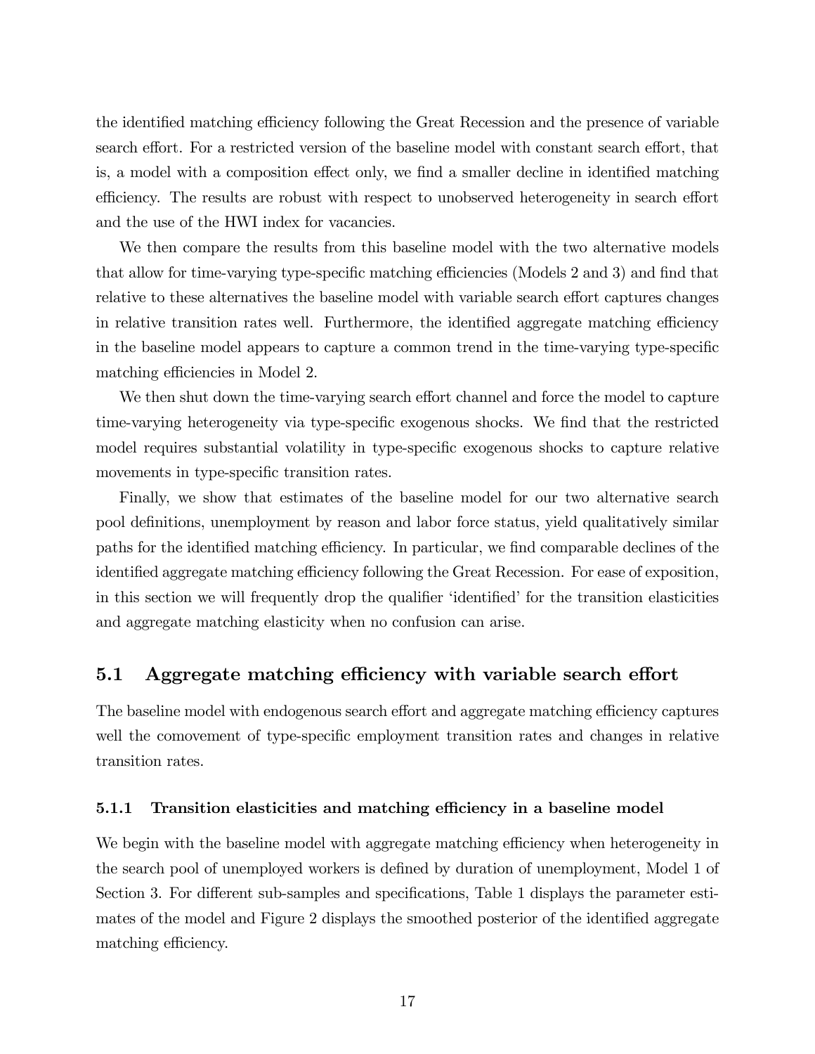the identified matching efficiency following the Great Recession and the presence of variable search effort. For a restricted version of the baseline model with constant search effort, that is, a model with a composition effect only, we find a smaller decline in identified matching efficiency. The results are robust with respect to unobserved heterogeneity in search effort and the use of the HWI index for vacancies.

We then compare the results from this baseline model with the two alternative models that allow for time-varying type-specific matching efficiencies (Models 2 and 3) and find that relative to these alternatives the baseline model with variable search effort captures changes in relative transition rates well. Furthermore, the identified aggregate matching efficiency in the baseline model appears to capture a common trend in the time-varying type-specific matching efficiencies in Model 2.

We then shut down the time-varying search effort channel and force the model to capture time-varying heterogeneity via type-specific exogenous shocks. We find that the restricted model requires substantial volatility in type-specific exogenous shocks to capture relative movements in type-specific transition rates.

Finally, we show that estimates of the baseline model for our two alternative search pool definitions, unemployment by reason and labor force status, yield qualitatively similar paths for the identified matching efficiency. In particular, we find comparable declines of the identified aggregate matching efficiency following the Great Recession. For ease of exposition, in this section we will frequently drop the qualifier 'identified' for the transition elasticities and aggregate matching elasticity when no confusion can arise.

## 5.1 Aggregate matching efficiency with variable search effort

The baseline model with endogenous search effort and aggregate matching efficiency captures well the comovement of type-specific employment transition rates and changes in relative transition rates.

### 5.1.1 Transition elasticities and matching efficiency in a baseline model

We begin with the baseline model with aggregate matching efficiency when heterogeneity in the search pool of unemployed workers is defined by duration of unemployment, Model 1 of Section 3. For different sub-samples and specifications, Table 1 displays the parameter estimates of the model and Figure 2 displays the smoothed posterior of the identified aggregate matching efficiency.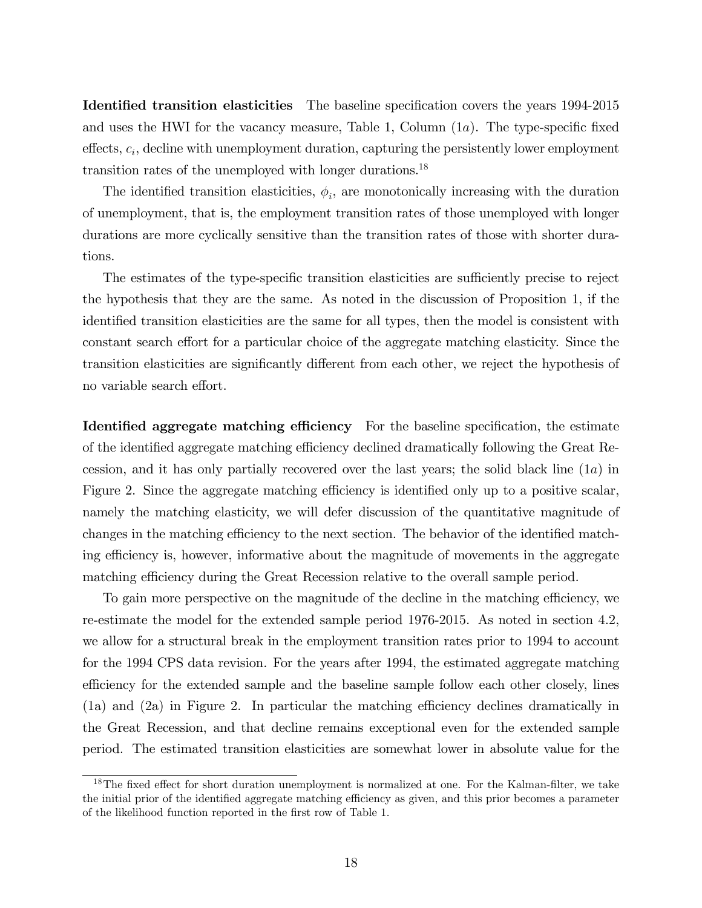**Identified transition elasticities** The baseline specification covers the years 1994-2015 and uses the HWI for the vacancy measure, Table 1, Column (1*a*). The type-specific fixed effects, $c_i$, decline with unemployment duration, capturing the persistently lower employment transition rates of the unemployed with longer durations.[18]

The identified transition elasticities, $\phi_i$, are monotonically increasing with the duration of unemployment, that is, the employment transition rates of those unemployed with longer durations are more cyclically sensitive than the transition rates of those with shorter durations.

The estimates of the type-specific transition elasticities are sufficiently precise to reject the hypothesis that they are the same. As noted in the discussion of Proposition 1, if the identified transition elasticities are the same for all types, then the model is consistent with constant search effort for a particular choice of the aggregate matching elasticity. Since the transition elasticities are significantly different from each other, we reject the hypothesis of no variable search effort.

**Identified aggregate matching efficiency** For the baseline specification, the estimate of the identified aggregate matching efficiency declined dramatically following the Great Recession, and it has only partially recovered over the last years; the solid black line (1*a*) in Figure 2. Since the aggregate matching efficiency is identified only up to a positive scalar, namely the matching elasticity, we will defer discussion of the quantitative magnitude of changes in the matching efficiency to the next section. The behavior of the identified matching efficiency is, however, informative about the magnitude of movements in the aggregate matching efficiency during the Great Recession relative to the overall sample period.

To gain more perspective on the magnitude of the decline in the matching efficiency, we re-estimate the model for the extended sample period 1976-2015. As noted in section 4.2, we allow for a structural break in the employment transition rates prior to 1994 to account for the 1994 CPS data revision. For the years after 1994, the estimated aggregate matching efficiency for the extended sample and the baseline sample follow each other closely, lines (1a) and (2a) in Figure 2. In particular the matching efficiency declines dramatically in the Great Recession, and that decline remains exceptional even for the extended sample period. The estimated transition elasticities are somewhat lower in absolute value for the

[18] The fixed effect for short duration unemployment is normalized at one. For the Kalman-filter, we take the initial prior of the identified aggregate matching efficiency as given, and this prior becomes a parameter of the likelihood function reported in the first row of Table 1.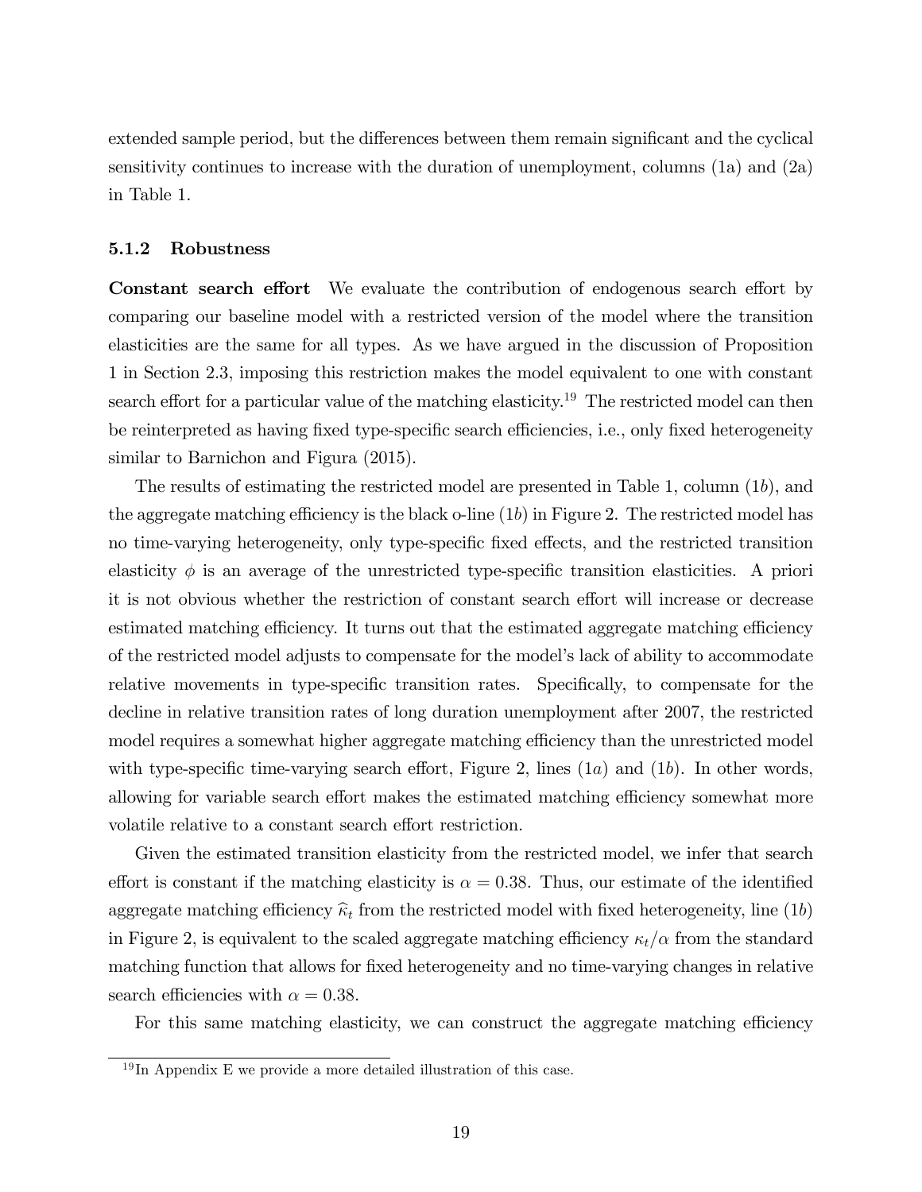extended sample period, but the differences between them remain significant and the cyclical sensitivity continues to increase with the duration of unemployment, columns (1a) and (2a) in Table 1.

### 5.1.2 Robustness

**Constant search effort** We evaluate the contribution of endogenous search effort by comparing our baseline model with a restricted version of the model where the transition elasticities are the same for all types. As we have argued in the discussion of Proposition 1 in Section 2.3, imposing this restriction makes the model equivalent to one with constant search effort for a particular value of the matching elasticity.[19] The restricted model can then be reinterpreted as having fixed type-specific search efficiencies, i.e., only fixed heterogeneity similar to Barnichon and Figura (2015).

The results of estimating the restricted model are presented in Table 1, column (1*b*), and the aggregate matching efficiency is the black o-line (1*b*) in Figure 2. The restricted model has no time-varying heterogeneity, only type-specific fixed effects, and the restricted transition elasticity $\phi$ is an average of the unrestricted type-specific transition elasticities. A priori it is not obvious whether the restriction of constant search effort will increase or decrease estimated matching efficiency. It turns out that the estimated aggregate matching efficiency of the restricted model adjusts to compensate for the model's lack of ability to accommodate relative movements in type-specific transition rates. Specifically, to compensate for the decline in relative transition rates of long duration unemployment after 2007, the restricted model requires a somewhat higher aggregate matching efficiency than the unrestricted model with type-specific time-varying search effort, Figure 2, lines (1*a*) and (1*b*). In other words, allowing for variable search effort makes the estimated matching efficiency somewhat more volatile relative to a constant search effort restriction.

Given the estimated transition elasticity from the restricted model, we infer that search effort is constant if the matching elasticity is $\alpha = 0.38$. Thus, our estimate of the identified aggregate matching efficiency $\widehat{\kappa}_t$ from the restricted model with fixed heterogeneity, line (1*b*) in Figure 2, is equivalent to the scaled aggregate matching efficiency $\kappa_t/\alpha$ from the standard matching function that allows for fixed heterogeneity and no time-varying changes in relative search efficiencies with $\alpha = 0.38$.

For this same matching elasticity, we can construct the aggregate matching efficiency

[19] In Appendix E we provide a more detailed illustration of this case.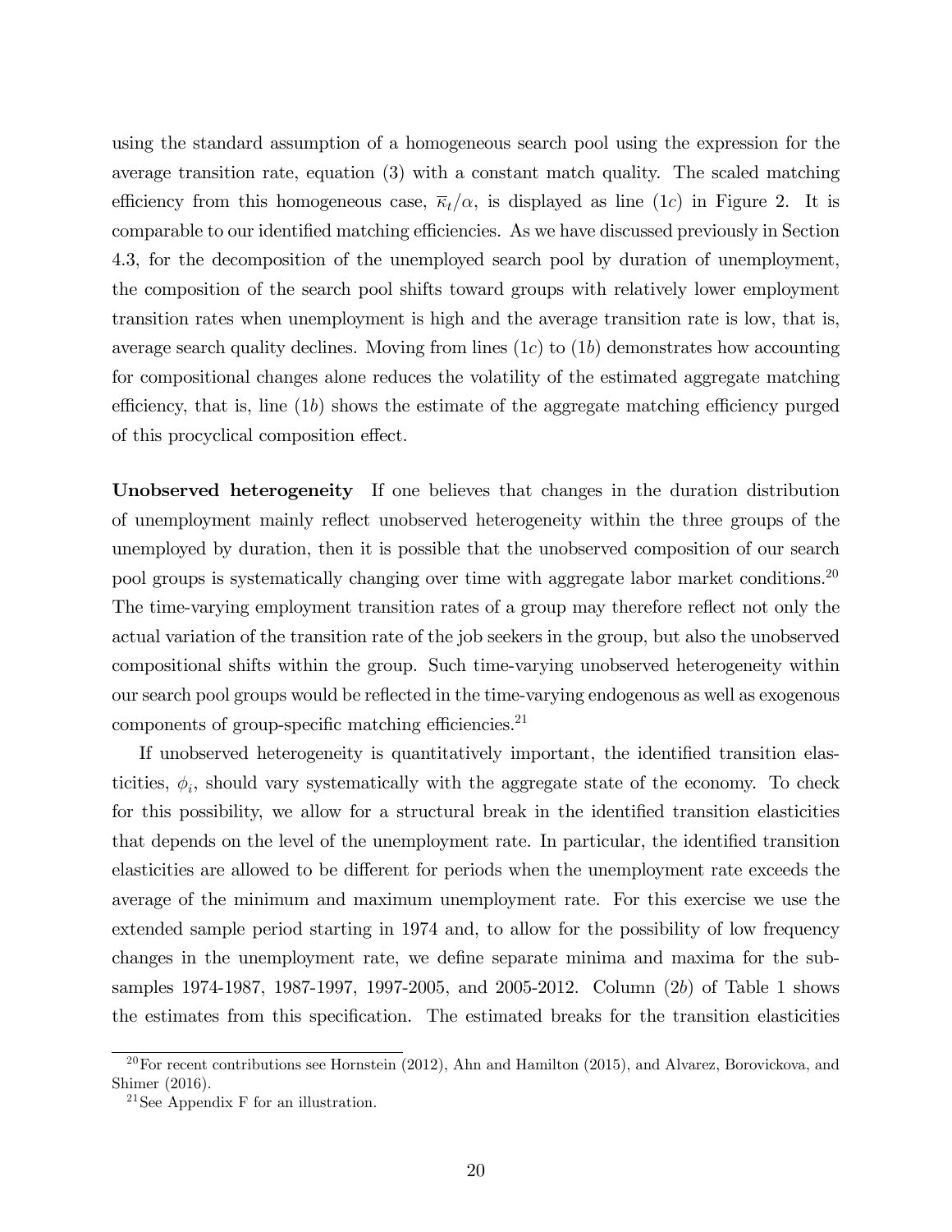using the standard assumption of a homogeneous search pool using the expression for the average transition rate, equation (3) with a constant match quality. The scaled matching efficiency from this homogeneous case, $\overline{\kappa}_t/\alpha$, is displayed as line $(1c)$ in Figure 2. It is comparable to our identified matching efficiencies. As we have discussed previously in Section 4.3, for the decomposition of the unemployed search pool by duration of unemployment, the composition of the search pool shifts toward groups with relatively lower employment transition rates when unemployment is high and the average transition rate is low, that is, average search quality declines. Moving from lines $(1c)$ to $(1b)$ demonstrates how accounting for compositional changes alone reduces the volatility of the estimated aggregate matching efficiency, that is, line $(1b)$ shows the estimate of the aggregate matching efficiency purged of this procyclical composition effect.

**Unobserved heterogeneity** If one believes that changes in the duration distribution of unemployment mainly reflect unobserved heterogeneity within the three groups of the unemployed by duration, then it is possible that the unobserved composition of our search pool groups is systematically changing over time with aggregate labor market conditions.[20] The time-varying employment transition rates of a group may therefore reflect not only the actual variation of the transition rate of the job seekers in the group, but also the unobserved compositional shifts within the group. Such time-varying unobserved heterogeneity within our search pool groups would be reflected in the time-varying endogenous as well as exogenous components of group-specific matching efficiencies.[21]

If unobserved heterogeneity is quantitatively important, the identified transition elasticities, $\phi_i$, should vary systematically with the aggregate state of the economy. To check for this possibility, we allow for a structural break in the identified transition elasticities that depends on the level of the unemployment rate. In particular, the identified transition elasticities are allowed to be different for periods when the unemployment rate exceeds the average of the minimum and maximum unemployment rate. For this exercise we use the extended sample period starting in 1974 and, to allow for the possibility of low frequency changes in the unemployment rate, we define separate minima and maxima for the subsamples 1974-1987, 1987-1997, 1997-2005, and 2005-2012. Column $(2b)$ of Table 1 shows the estimates from this specification. The estimated breaks for the transition elasticities

[20] For recent contributions see Hornstein (2012), Ahn and Hamilton (2015), and Alvarez, Borovickova, and Shimer (2016).

[21] See Appendix F for an illustration.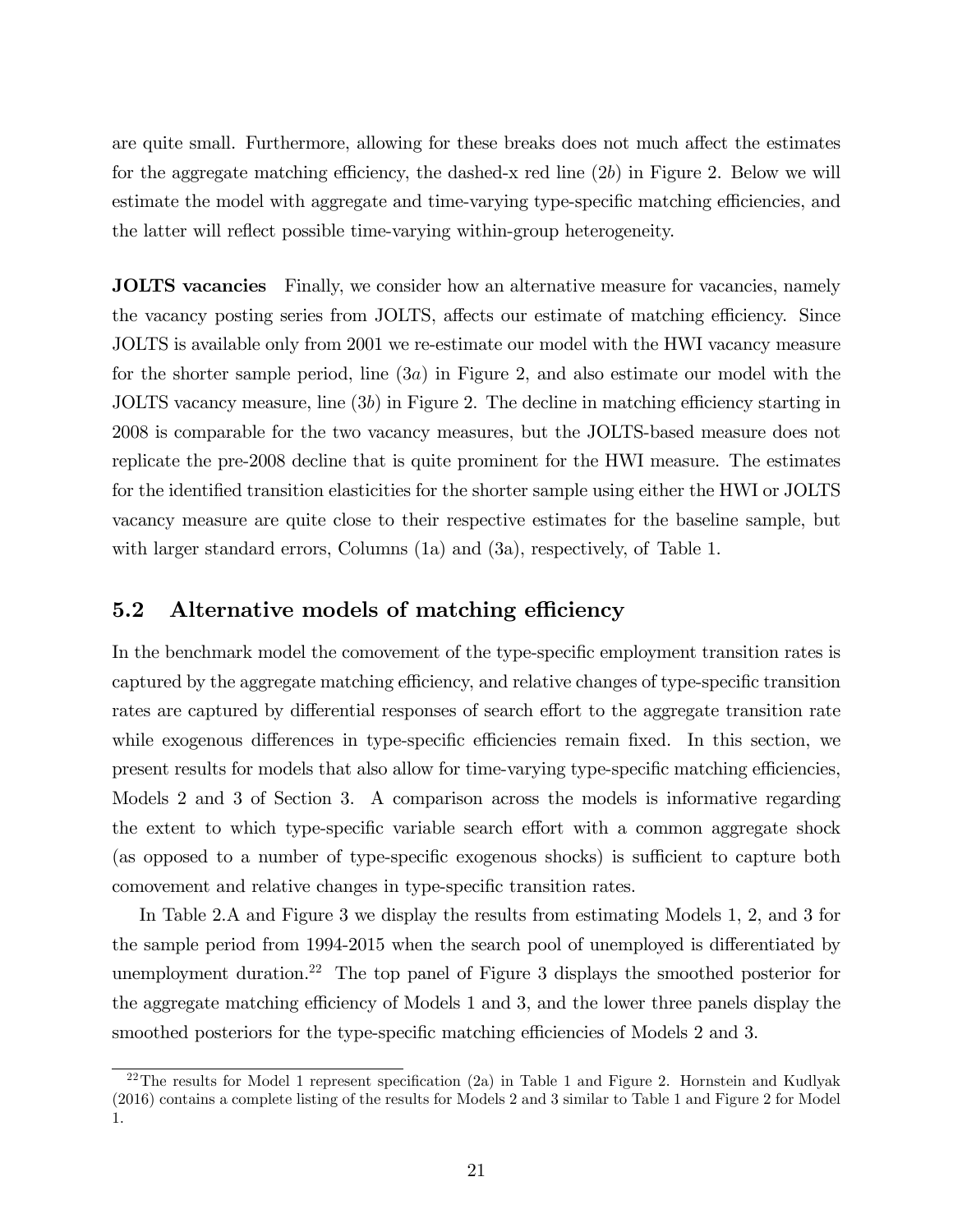are quite small. Furthermore, allowing for these breaks does not much affect the estimates for the aggregate matching efficiency, the dashed-x red line $(2b)$ in Figure 2. Below we will estimate the model with aggregate and time-varying type-specific matching efficiencies, and the latter will reflect possible time-varying within-group heterogeneity.

**JOLTS vacancies** Finally, we consider how an alternative measure for vacancies, namely the vacancy posting series from JOLTS, affects our estimate of matching efficiency. Since JOLTS is available only from 2001 we re-estimate our model with the HWI vacancy measure for the shorter sample period, line $(3a)$ in Figure 2, and also estimate our model with the JOLTS vacancy measure, line $(3b)$ in Figure 2. The decline in matching efficiency starting in 2008 is comparable for the two vacancy measures, but the JOLTS-based measure does not replicate the pre-2008 decline that is quite prominent for the HWI measure. The estimates for the identified transition elasticities for the shorter sample using either the HWI or JOLTS vacancy measure are quite close to their respective estimates for the baseline sample, but with larger standard errors, Columns (1a) and (3a), respectively, of Table 1.

## 5.2 Alternative models of matching efficiency

In the benchmark model the comovement of the type-specific employment transition rates is captured by the aggregate matching efficiency, and relative changes of type-specific transition rates are captured by differential responses of search effort to the aggregate transition rate while exogenous differences in type-specific efficiencies remain fixed. In this section, we present results for models that also allow for time-varying type-specific matching efficiencies, Models 2 and 3 of Section 3. A comparison across the models is informative regarding the extent to which type-specific variable search effort with a common aggregate shock (as opposed to a number of type-specific exogenous shocks) is sufficient to capture both comovement and relative changes in type-specific transition rates.

In Table 2.A and Figure 3 we display the results from estimating Models 1, 2, and 3 for the sample period from 1994-2015 when the search pool of unemployed is differentiated by unemployment duration.[22] The top panel of Figure 3 displays the smoothed posterior for the aggregate matching efficiency of Models 1 and 3, and the lower three panels display the smoothed posteriors for the type-specific matching efficiencies of Models 2 and 3.

[22] The results for Model 1 represent specification (2a) in Table 1 and Figure 2. Hornstein and Kudlyak (2016) contains a complete listing of the results for Models 2 and 3 similar to Table 1 and Figure 2 for Model 1.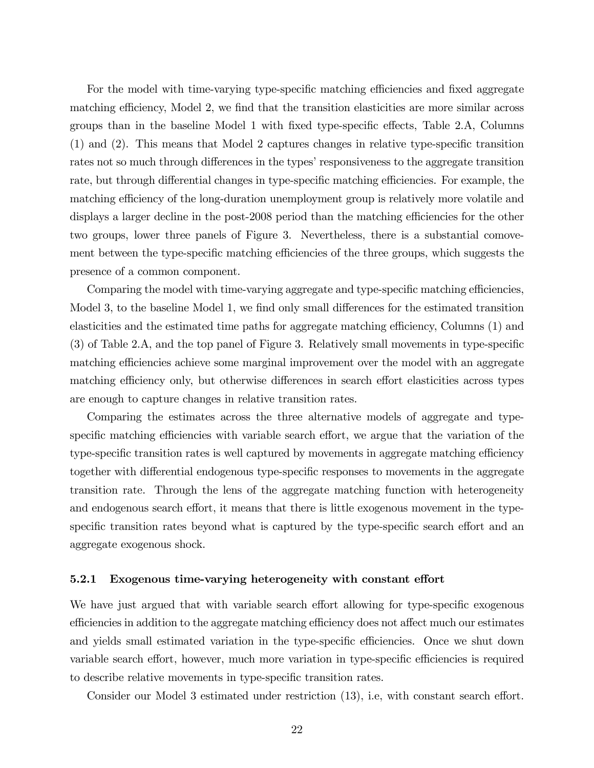For the model with time-varying type-specific matching efficiencies and fixed aggregate matching efficiency, Model 2, we find that the transition elasticities are more similar across groups than in the baseline Model 1 with fixed type-specific effects, Table 2.A, Columns (1) and (2). This means that Model 2 captures changes in relative type-specific transition rates not so much through differences in the types' responsiveness to the aggregate transition rate, but through differential changes in type-specific matching efficiencies. For example, the matching efficiency of the long-duration unemployment group is relatively more volatile and displays a larger decline in the post-2008 period than the matching efficiencies for the other two groups, lower three panels of Figure 3. Nevertheless, there is a substantial comovement between the type-specific matching efficiencies of the three groups, which suggests the presence of a common component.

Comparing the model with time-varying aggregate and type-specific matching efficiencies, Model 3, to the baseline Model 1, we find only small differences for the estimated transition elasticities and the estimated time paths for aggregate matching efficiency, Columns (1) and (3) of Table 2.A, and the top panel of Figure 3. Relatively small movements in type-specific matching efficiencies achieve some marginal improvement over the model with an aggregate matching efficiency only, but otherwise differences in search effort elasticities across types are enough to capture changes in relative transition rates.

Comparing the estimates across the three alternative models of aggregate and type-specific matching efficiencies with variable search effort, we argue that the variation of the type-specific transition rates is well captured by movements in aggregate matching efficiency together with differential endogenous type-specific responses to movements in the aggregate transition rate. Through the lens of the aggregate matching function with heterogeneity and endogenous search effort, it means that there is little exogenous movement in the type-specific transition rates beyond what is captured by the type-specific search effort and an aggregate exogenous shock.

### 5.2.1 Exogenous time-varying heterogeneity with constant effort

We have just argued that with variable search effort allowing for type-specific exogenous efficiencies in addition to the aggregate matching efficiency does not affect much our estimates and yields small estimated variation in the type-specific efficiencies. Once we shut down variable search effort, however, much more variation in type-specific efficiencies is required to describe relative movements in type-specific transition rates.

Consider our Model 3 estimated under restriction (13), i.e, with constant search effort.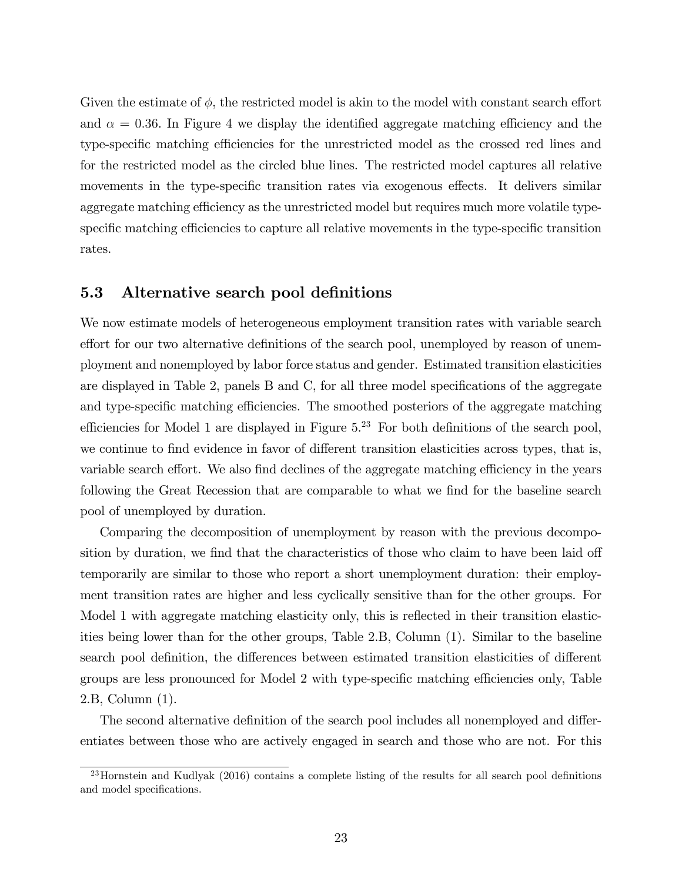Given the estimate of $\phi$, the restricted model is akin to the model with constant search effort and $\alpha = 0.36$. In Figure 4 we display the identified aggregate matching efficiency and the type-specific matching efficiencies for the unrestricted model as the crossed red lines and for the restricted model as the circled blue lines. The restricted model captures all relative movements in the type-specific transition rates via exogenous effects. It delivers similar aggregate matching efficiency as the unrestricted model but requires much more volatile type-specific matching efficiencies to capture all relative movements in the type-specific transition rates.

### 5.3 Alternative search pool definitions

We now estimate models of heterogeneous employment transition rates with variable search effort for our two alternative definitions of the search pool, unemployed by reason of unemployment and nonemployed by labor force status and gender. Estimated transition elasticities are displayed in Table 2, panels B and C, for all three model specifications of the aggregate and type-specific matching efficiencies. The smoothed posteriors of the aggregate matching efficiencies for Model 1 are displayed in Figure 5.[23] For both definitions of the search pool, we continue to find evidence in favor of different transition elasticities across types, that is, variable search effort. We also find declines of the aggregate matching efficiency in the years following the Great Recession that are comparable to what we find for the baseline search pool of unemployed by duration.

Comparing the decomposition of unemployment by reason with the previous decomposition by duration, we find that the characteristics of those who claim to have been laid off temporarily are similar to those who report a short unemployment duration: their employment transition rates are higher and less cyclically sensitive than for the other groups. For Model 1 with aggregate matching elasticity only, this is reflected in their transition elasticities being lower than for the other groups, Table 2.B, Column (1). Similar to the baseline search pool definition, the differences between estimated transition elasticities of different groups are less pronounced for Model 2 with type-specific matching efficiencies only, Table 2.B, Column (1).

The second alternative definition of the search pool includes all nonemployed and differentiates between those who are actively engaged in search and those who are not. For this

[23] Hornstein and Kudlyak (2016) contains a complete listing of the results for all search pool definitions and model specifications.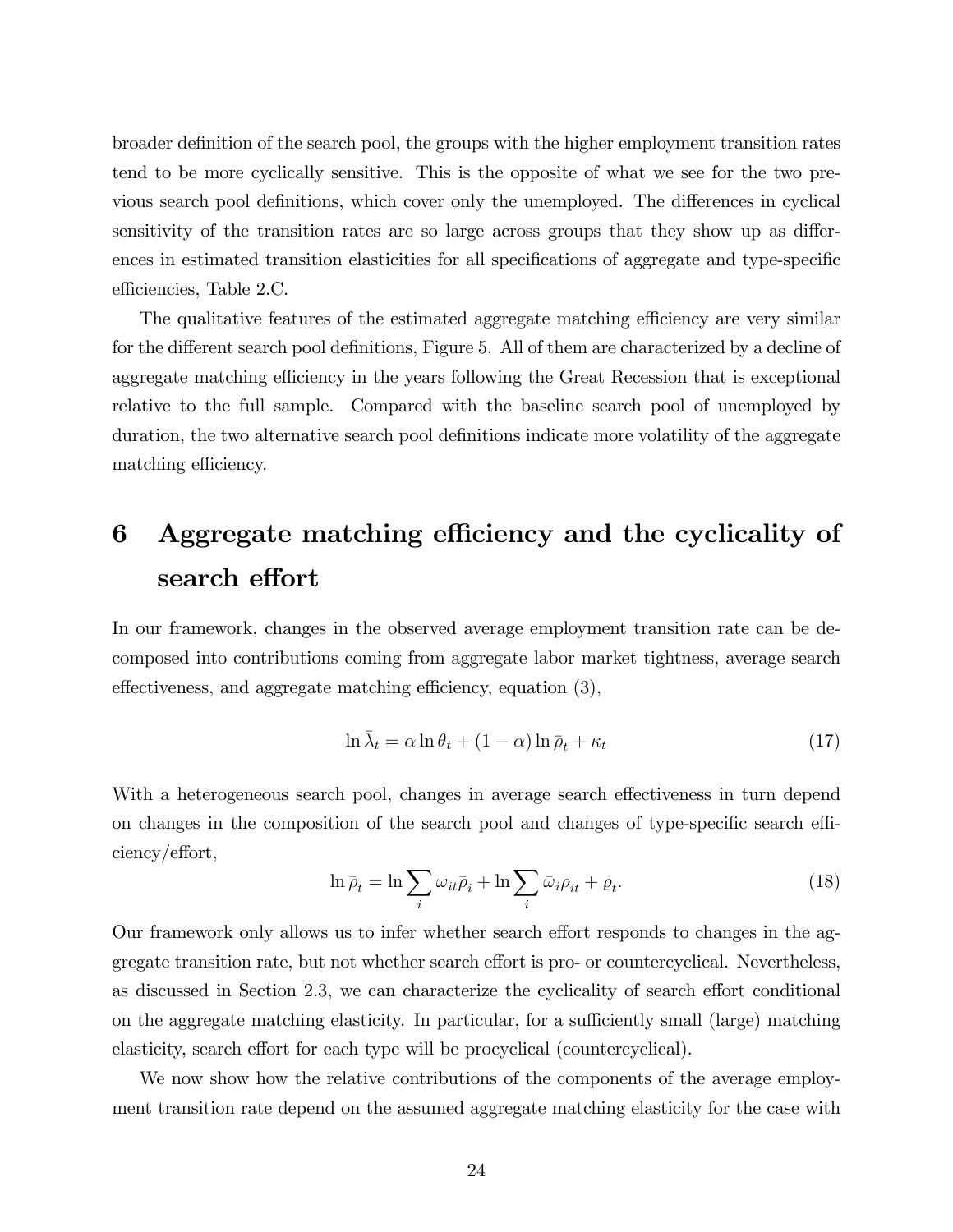broader definition of the search pool, the groups with the higher employment transition rates tend to be more cyclically sensitive. This is the opposite of what we see for the two previous search pool definitions, which cover only the unemployed. The differences in cyclical sensitivity of the transition rates are so large across groups that they show up as differences in estimated transition elasticities for all specifications of aggregate and type-specific efficiencies, Table 2.C.

The qualitative features of the estimated aggregate matching efficiency are very similar for the different search pool definitions, Figure 5. All of them are characterized by a decline of aggregate matching efficiency in the years following the Great Recession that is exceptional relative to the full sample. Compared with the baseline search pool of unemployed by duration, the two alternative search pool definitions indicate more volatility of the aggregate matching efficiency.

# 6 Aggregate matching efficiency and the cyclicality of search effort

In our framework, changes in the observed average employment transition rate can be decomposed into contributions coming from aggregate labor market tightness, average search effectiveness, and aggregate matching efficiency, equation (3),

$$\ln \bar{\lambda}_t = \alpha \ln \theta_t + (1 - \alpha) \ln \bar{\rho}_t + \kappa_t \tag{17}$$

With a heterogeneous search pool, changes in average search effectiveness in turn depend on changes in the composition of the search pool and changes of type-specific search efficiency/effort,

$$\ln \bar{\rho}_t = \ln \sum_i \omega_{it} \bar{\rho}_i + \ln \sum_i \bar{\omega}_i \rho_{it} + \varrho_t. \tag{18}$$

Our framework only allows us to infer whether search effort responds to changes in the aggregate transition rate, but not whether search effort is pro- or countercyclical. Nevertheless, as discussed in Section 2.3, we can characterize the cyclicality of search effort conditional on the aggregate matching elasticity. In particular, for a sufficiently small (large) matching elasticity, search effort for each type will be procyclical (countercyclical).

We now show how the relative contributions of the components of the average employment transition rate depend on the assumed aggregate matching elasticity for the case with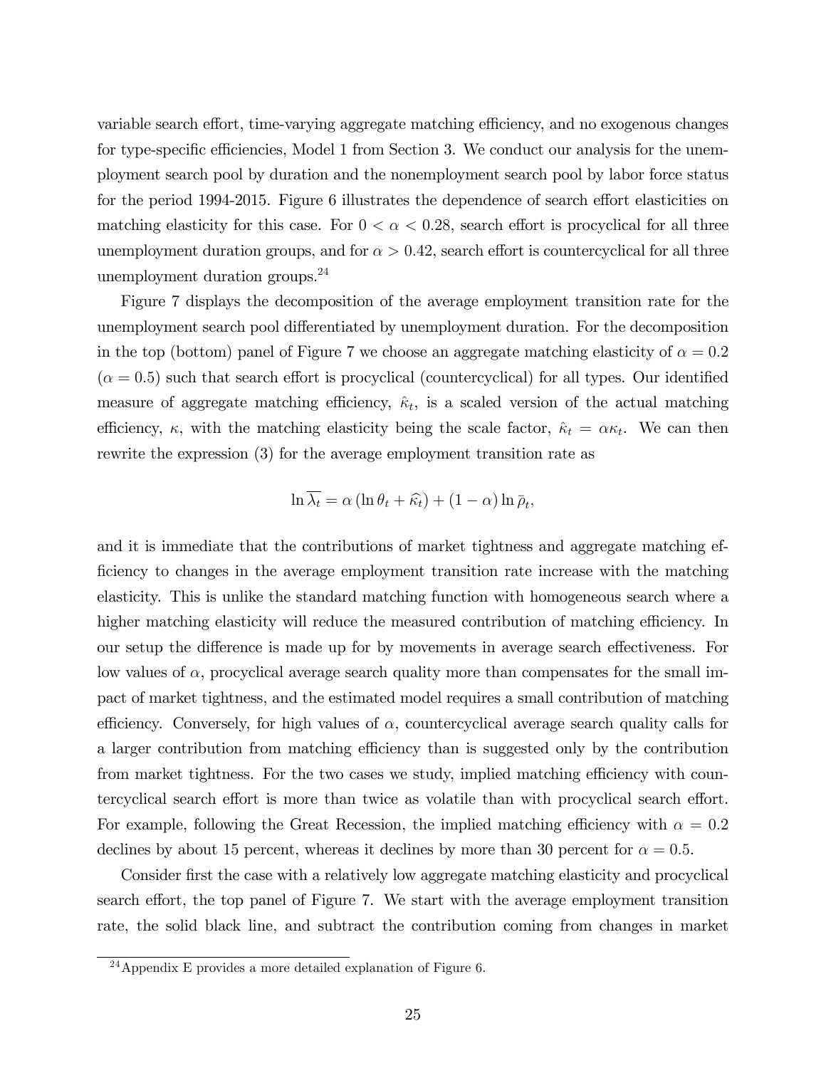variable search effort, time-varying aggregate matching efficiency, and no exogenous changes for type-specific efficiencies, Model 1 from Section 3. We conduct our analysis for the unemployment search pool by duration and the nonemployment search pool by labor force status for the period 1994-2015. Figure 6 illustrates the dependence of search effort elasticities on matching elasticity for this case. For $0 < \alpha < 0.28$, search effort is procyclical for all three unemployment duration groups, and for $\alpha > 0.42$, search effort is countercyclical for all three unemployment duration groups.[24]

Figure 7 displays the decomposition of the average employment transition rate for the unemployment search pool differentiated by unemployment duration. For the decomposition in the top (bottom) panel of Figure 7 we choose an aggregate matching elasticity of $\alpha = 0.2$ ($\alpha = 0.5$) such that search effort is procyclical (countercyclical) for all types. Our identified measure of aggregate matching efficiency, $\hat{\kappa}_t$, is a scaled version of the actual matching efficiency, $\kappa$, with the matching elasticity being the scale factor, $\hat{\kappa}_t = \alpha \kappa_t$. We can then rewrite the expression (3) for the average employment transition rate as

$$\ln \overline{\lambda_t} = \alpha \left( \ln \theta_t + \widehat{\kappa_t} \right) + (1 - \alpha) \ln \bar{\rho}_t,$$

and it is immediate that the contributions of market tightness and aggregate matching efficiency to changes in the average employment transition rate increase with the matching elasticity. This is unlike the standard matching function with homogeneous search where a higher matching elasticity will reduce the measured contribution of matching efficiency. In our setup the difference is made up for by movements in average search effectiveness. For low values of $\alpha$, procyclical average search quality more than compensates for the small impact of market tightness, and the estimated model requires a small contribution of matching efficiency. Conversely, for high values of $\alpha$, countercyclical average search quality calls for a larger contribution from matching efficiency than is suggested only by the contribution from market tightness. For the two cases we study, implied matching efficiency with countercyclical search effort is more than twice as volatile than with procyclical search effort. For example, following the Great Recession, the implied matching efficiency with $\alpha = 0.2$ declines by about 15 percent, whereas it declines by more than 30 percent for $\alpha = 0.5$.

Consider first the case with a relatively low aggregate matching elasticity and procyclical search effort, the top panel of Figure 7. We start with the average employment transition rate, the solid black line, and subtract the contribution coming from changes in market

[24] Appendix E provides a more detailed explanation of Figure 6.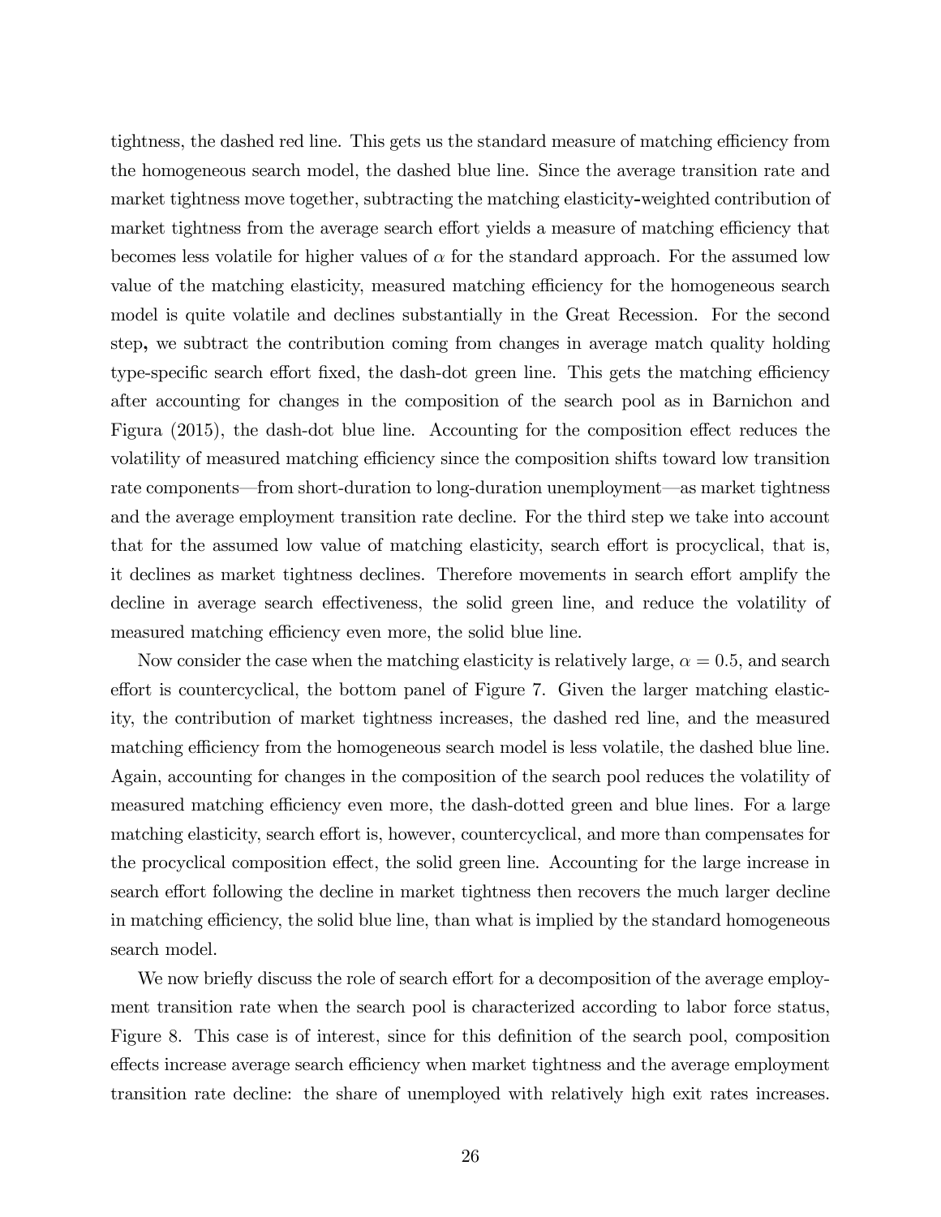tightness, the dashed red line. This gets us the standard measure of matching efficiency from the homogeneous search model, the dashed blue line. Since the average transition rate and market tightness move together, subtracting the matching elasticity-weighted contribution of market tightness from the average search effort yields a measure of matching efficiency that becomes less volatile for higher values of $\alpha$ for the standard approach. For the assumed low value of the matching elasticity, measured matching efficiency for the homogeneous search model is quite volatile and declines substantially in the Great Recession. For the second step, we subtract the contribution coming from changes in average match quality holding type-specific search effort fixed, the dash-dot green line. This gets the matching efficiency after accounting for changes in the composition of the search pool as in Barnichon and Figura (2015), the dash-dot blue line. Accounting for the composition effect reduces the volatility of measured matching efficiency since the composition shifts toward low transition rate components—from short-duration to long-duration unemployment—as market tightness and the average employment transition rate decline. For the third step we take into account that for the assumed low value of matching elasticity, search effort is procyclical, that is, it declines as market tightness declines. Therefore movements in search effort amplify the decline in average search effectiveness, the solid green line, and reduce the volatility of measured matching efficiency even more, the solid blue line.

Now consider the case when the matching elasticity is relatively large, $\alpha = 0.5$, and search effort is countercyclical, the bottom panel of Figure 7. Given the larger matching elasticity, the contribution of market tightness increases, the dashed red line, and the measured matching efficiency from the homogeneous search model is less volatile, the dashed blue line. Again, accounting for changes in the composition of the search pool reduces the volatility of measured matching efficiency even more, the dash-dotted green and blue lines. For a large matching elasticity, search effort is, however, countercyclical, and more than compensates for the procyclical composition effect, the solid green line. Accounting for the large increase in search effort following the decline in market tightness then recovers the much larger decline in matching efficiency, the solid blue line, than what is implied by the standard homogeneous search model.

We now briefly discuss the role of search effort for a decomposition of the average employment transition rate when the search pool is characterized according to labor force status, Figure 8. This case is of interest, since for this definition of the search pool, composition effects increase average search efficiency when market tightness and the average employment transition rate decline: the share of unemployed with relatively high exit rates increases.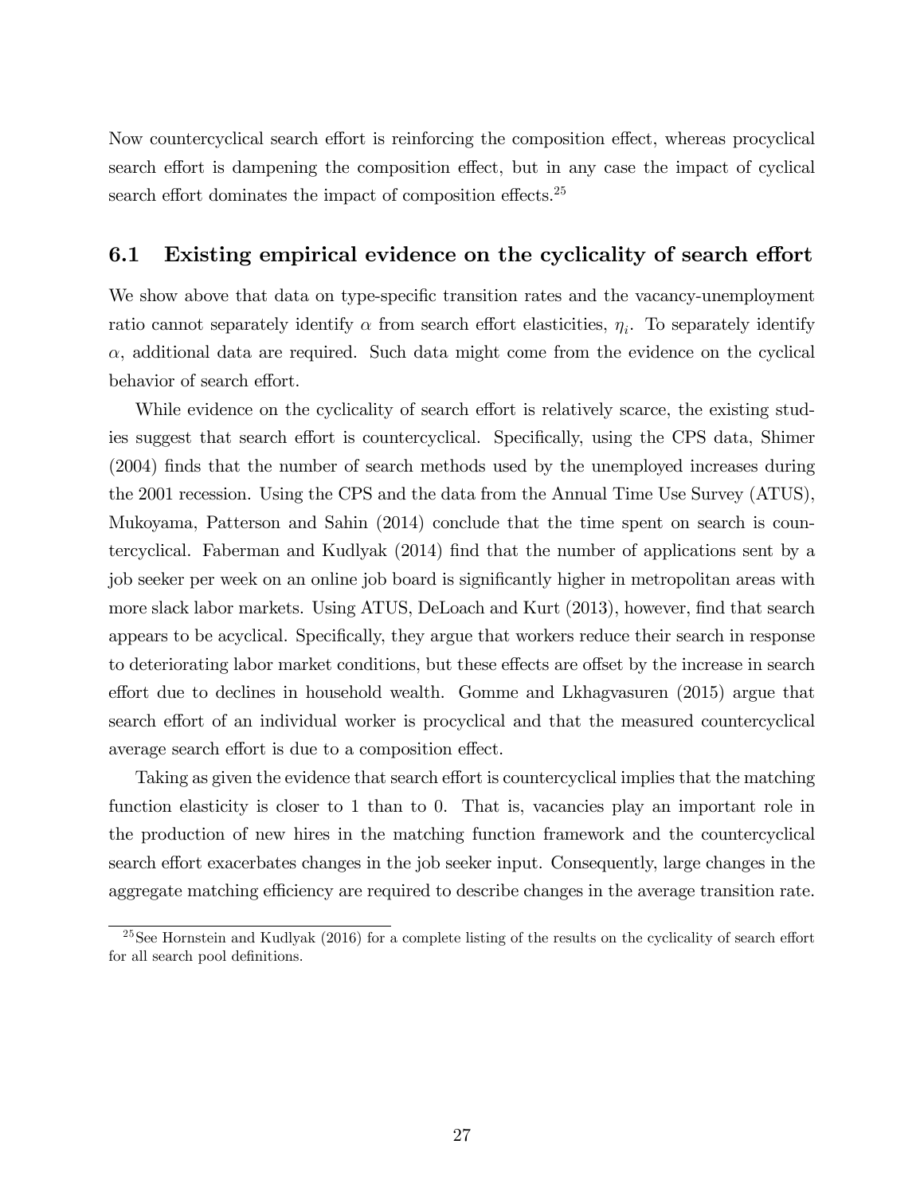Now countercyclical search effort is reinforcing the composition effect, whereas procyclical search effort is dampening the composition effect, but in any case the impact of cyclical search effort dominates the impact of composition effects.[25]

### 6.1 Existing empirical evidence on the cyclicality of search effort

We show above that data on type-specific transition rates and the vacancy-unemployment ratio cannot separately identify $\alpha$ from search effort elasticities, $\eta_i$. To separately identify $\alpha$, additional data are required. Such data might come from the evidence on the cyclical behavior of search effort.

While evidence on the cyclicality of search effort is relatively scarce, the existing studies suggest that search effort is countercyclical. Specifically, using the CPS data, Shimer (2004) finds that the number of search methods used by the unemployed increases during the 2001 recession. Using the CPS and the data from the Annual Time Use Survey (ATUS), Mukoyama, Patterson and Sahin (2014) conclude that the time spent on search is countercyclical. Faberman and Kudlyak (2014) find that the number of applications sent by a job seeker per week on an online job board is significantly higher in metropolitan areas with more slack labor markets. Using ATUS, DeLoach and Kurt (2013), however, find that search appears to be acyclical. Specifically, they argue that workers reduce their search in response to deteriorating labor market conditions, but these effects are offset by the increase in search effort due to declines in household wealth. Gomme and Lkhagvasuren (2015) argue that search effort of an individual worker is procyclical and that the measured countercyclical average search effort is due to a composition effect.

Taking as given the evidence that search effort is countercyclical implies that the matching function elasticity is closer to 1 than to 0. That is, vacancies play an important role in the production of new hires in the matching function framework and the countercyclical search effort exacerbates changes in the job seeker input. Consequently, large changes in the aggregate matching efficiency are required to describe changes in the average transition rate.

[25] See Hornstein and Kudlyak (2016) for a complete listing of the results on the cyclicality of search effort for all search pool definitions.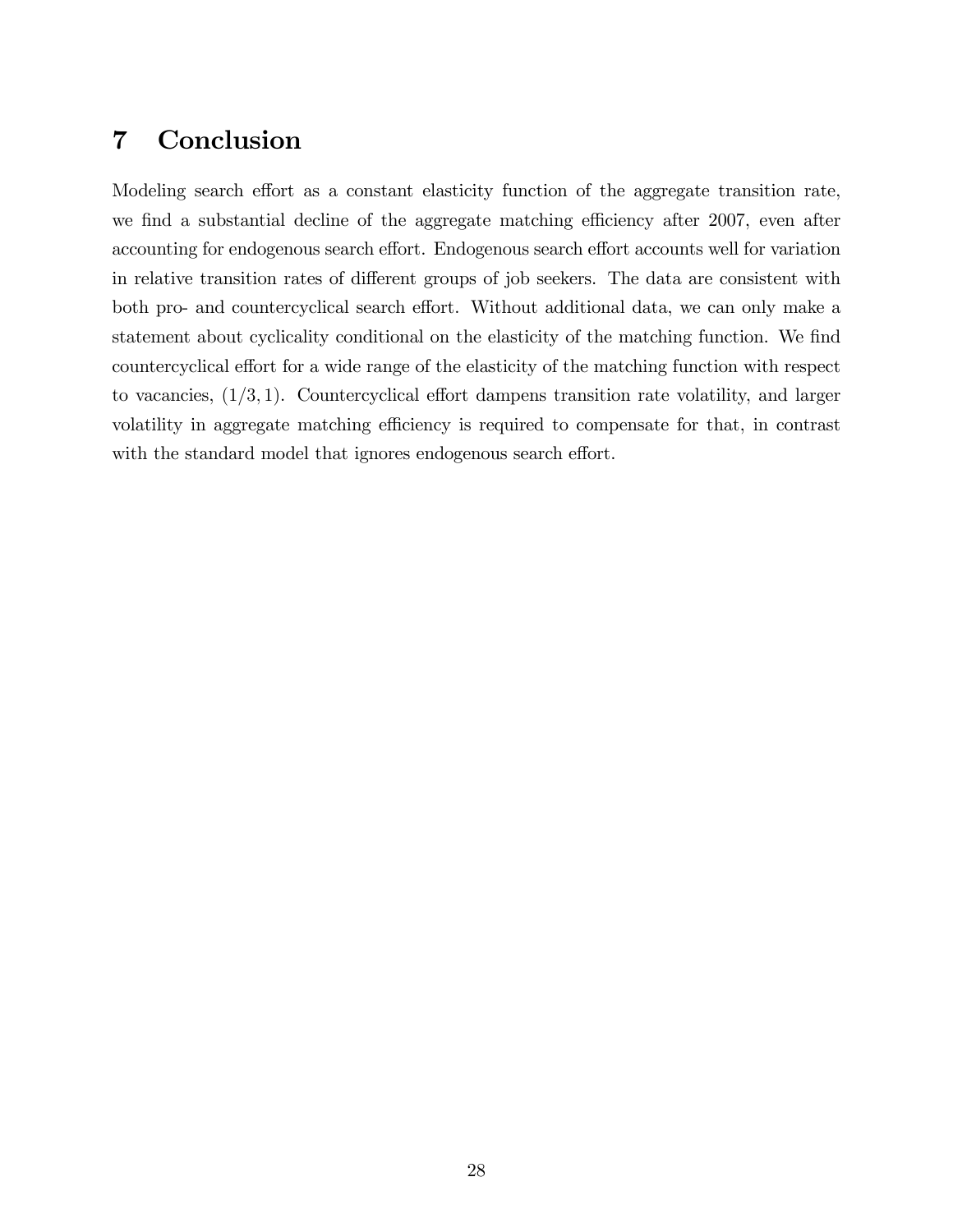## 7 Conclusion

Modeling search effort as a constant elasticity function of the aggregate transition rate, we find a substantial decline of the aggregate matching efficiency after 2007, even after accounting for endogenous search effort. Endogenous search effort accounts well for variation in relative transition rates of different groups of job seekers. The data are consistent with both pro- and countercyclical search effort. Without additional data, we can only make a statement about cyclicality conditional on the elasticity of the matching function. We find countercyclical effort for a wide range of the elasticity of the matching function with respect to vacancies, $(1/3, 1)$. Countercyclical effort dampens transition rate volatility, and larger volatility in aggregate matching efficiency is required to compensate for that, in contrast with the standard model that ignores endogenous search effort.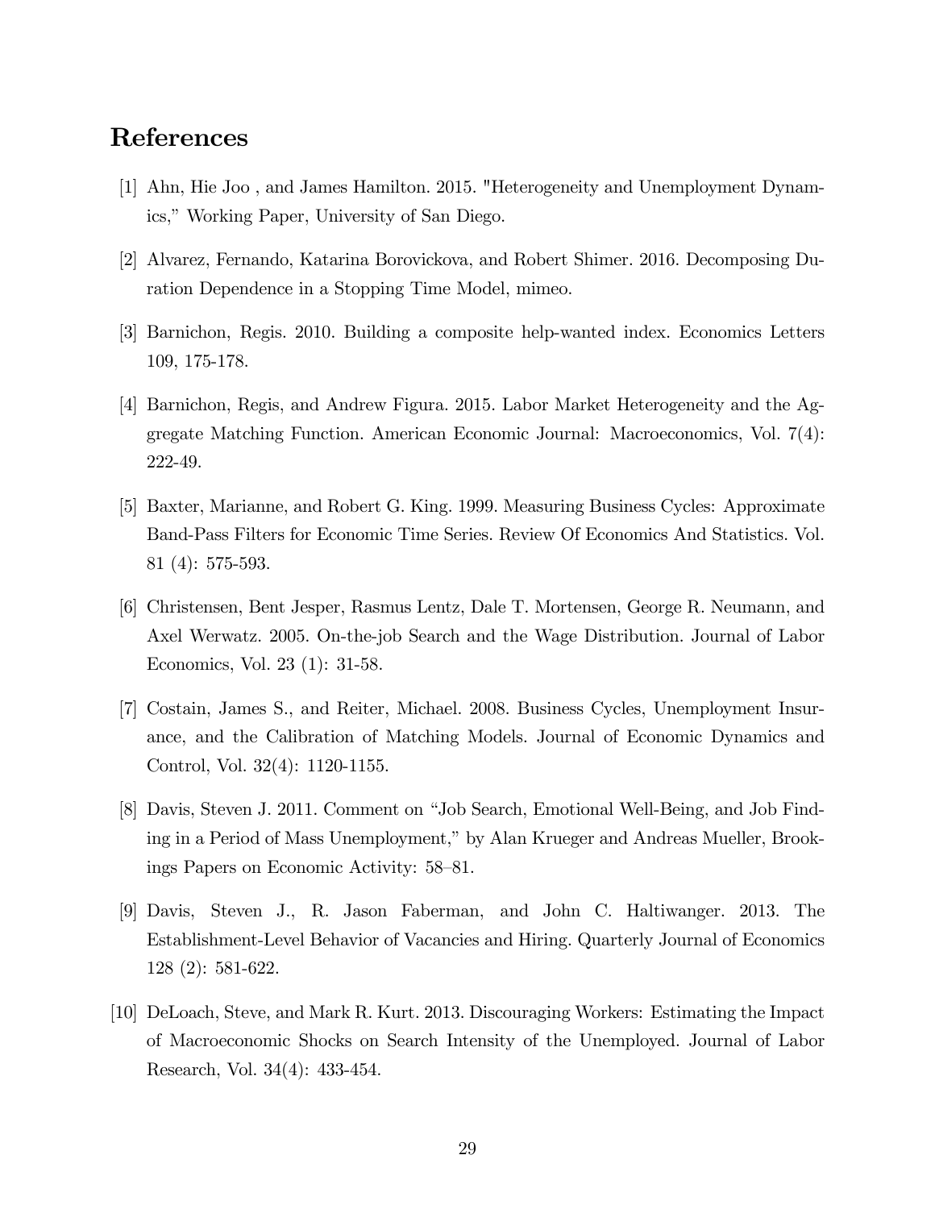# References

[1] Ahn, Hie Joo , and James Hamilton. 2015. "Heterogeneity and Unemployment Dynamics," Working Paper, University of San Diego.

[2] Alvarez, Fernando, Katarina Borovickova, and Robert Shimer. 2016. Decomposing Duration Dependence in a Stopping Time Model, mimeo.

[3] Barnichon, Regis. 2010. Building a composite help-wanted index. Economics Letters 109, 175-178.

[4] Barnichon, Regis, and Andrew Figura. 2015. Labor Market Heterogeneity and the Aggregate Matching Function. American Economic Journal: Macroeconomics, Vol. 7(4): 222-49.

[5] Baxter, Marianne, and Robert G. King. 1999. Measuring Business Cycles: Approximate Band-Pass Filters for Economic Time Series. Review Of Economics And Statistics. Vol. 81 (4): 575-593.

[6] Christensen, Bent Jesper, Rasmus Lentz, Dale T. Mortensen, George R. Neumann, and Axel Werwatz. 2005. On-the-job Search and the Wage Distribution. Journal of Labor Economics, Vol. 23 (1): 31-58.

[7] Costain, James S., and Reiter, Michael. 2008. Business Cycles, Unemployment Insurance, and the Calibration of Matching Models. Journal of Economic Dynamics and Control, Vol. 32(4): 1120-1155.

[8] Davis, Steven J. 2011. Comment on "Job Search, Emotional Well-Being, and Job Finding in a Period of Mass Unemployment," by Alan Krueger and Andreas Mueller, Brookings Papers on Economic Activity: 58–81.

[9] Davis, Steven J., R. Jason Faberman, and John C. Haltiwanger. 2013. The Establishment-Level Behavior of Vacancies and Hiring. Quarterly Journal of Economics 128 (2): 581-622.

[10] DeLoach, Steve, and Mark R. Kurt. 2013. Discouraging Workers: Estimating the Impact of Macroeconomic Shocks on Search Intensity of the Unemployed. Journal of Labor Research, Vol. 34(4): 433-454.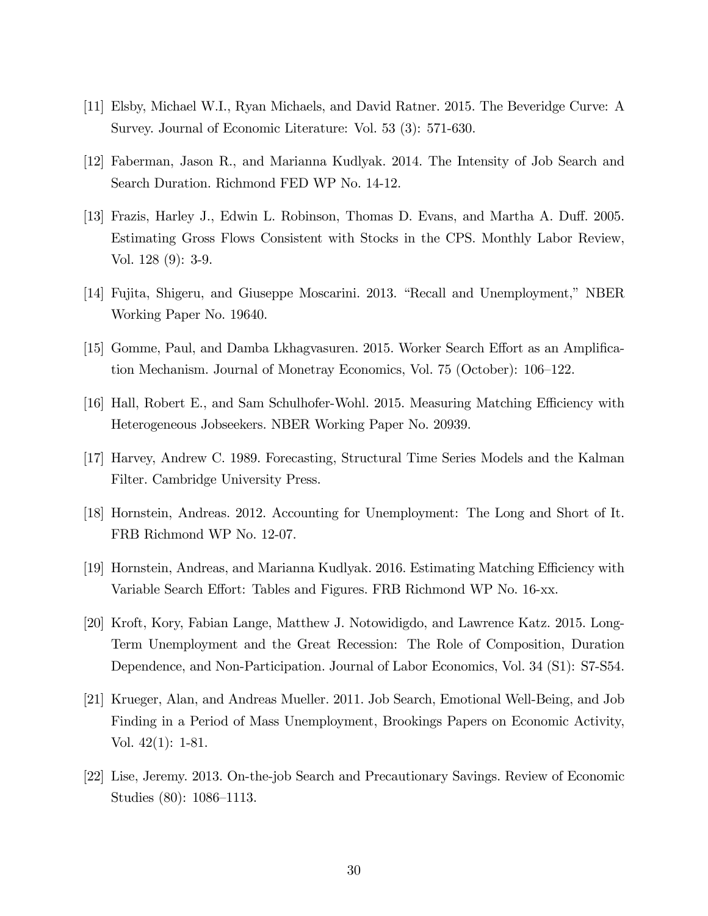[11] Elsby, Michael W.I., Ryan Michaels, and David Ratner. 2015. The Beveridge Curve: A Survey. Journal of Economic Literature: Vol. 53 (3): 571-630.

[12] Faberman, Jason R., and Marianna Kudlyak. 2014. The Intensity of Job Search and Search Duration. Richmond FED WP No. 14-12.

[13] Frazis, Harley J., Edwin L. Robinson, Thomas D. Evans, and Martha A. Duff. 2005. Estimating Gross Flows Consistent with Stocks in the CPS. Monthly Labor Review, Vol. 128 (9): 3-9.

[14] Fujita, Shigeru, and Giuseppe Moscarini. 2013. "Recall and Unemployment," NBER Working Paper No. 19640.

[15] Gomme, Paul, and Damba Lkhagvasuren. 2015. Worker Search Effort as an Amplification Mechanism. Journal of Monetray Economics, Vol. 75 (October): 106–122.

[16] Hall, Robert E., and Sam Schulhofer-Wohl. 2015. Measuring Matching Efficiency with Heterogeneous Jobseekers. NBER Working Paper No. 20939.

[17] Harvey, Andrew C. 1989. Forecasting, Structural Time Series Models and the Kalman Filter. Cambridge University Press.

[18] Hornstein, Andreas. 2012. Accounting for Unemployment: The Long and Short of It. FRB Richmond WP No. 12-07.

[19] Hornstein, Andreas, and Marianna Kudlyak. 2016. Estimating Matching Efficiency with Variable Search Effort: Tables and Figures. FRB Richmond WP No. 16-xx.

[20] Kroft, Kory, Fabian Lange, Matthew J. Notowidigdo, and Lawrence Katz. 2015. Long-Term Unemployment and the Great Recession: The Role of Composition, Duration Dependence, and Non-Participation. Journal of Labor Economics, Vol. 34 (S1): S7-S54.

[21] Krueger, Alan, and Andreas Mueller. 2011. Job Search, Emotional Well-Being, and Job Finding in a Period of Mass Unemployment, Brookings Papers on Economic Activity, Vol. 42(1): 1-81.

[22] Lise, Jeremy. 2013. On-the-job Search and Precautionary Savings. Review of Economic Studies (80): 1086–1113.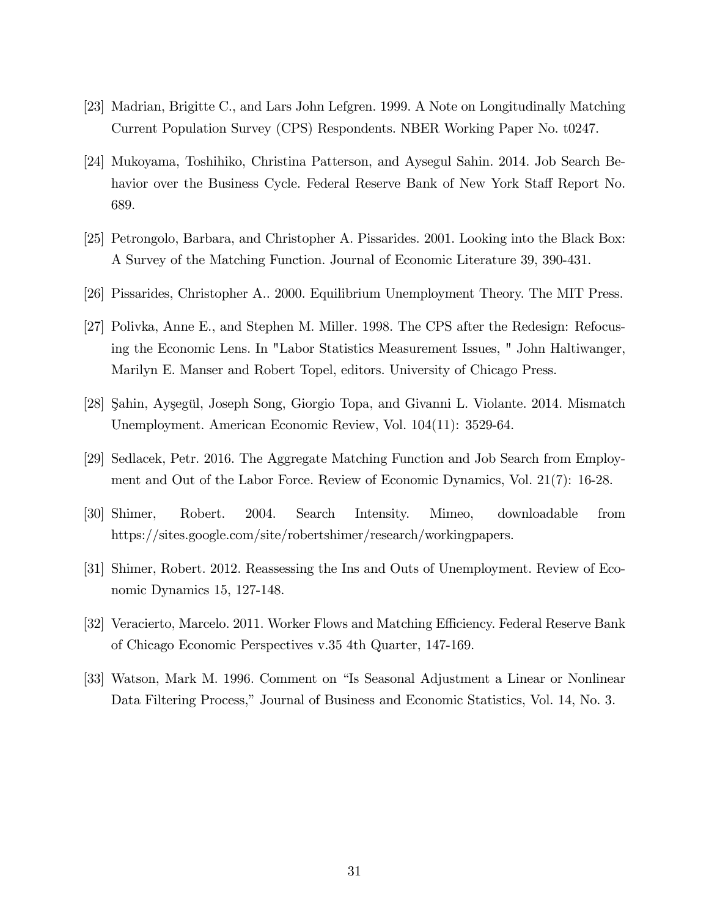[23] Madrian, Brigitte C., and Lars John Lefgren. 1999. A Note on Longitudinally Matching Current Population Survey (CPS) Respondents. NBER Working Paper No. t0247.

[24] Mukoyama, Toshihiko, Christina Patterson, and Aysegul Sahin. 2014. Job Search Behavior over the Business Cycle. Federal Reserve Bank of New York Staff Report No. 689.

[25] Petrongolo, Barbara, and Christopher A. Pissarides. 2001. Looking into the Black Box: A Survey of the Matching Function. Journal of Economic Literature 39, 390-431.

[26] Pissarides, Christopher A.. 2000. Equilibrium Unemployment Theory. The MIT Press.

[27] Polivka, Anne E., and Stephen M. Miller. 1998. The CPS after the Redesign: Refocusing the Economic Lens. In "Labor Statistics Measurement Issues, " John Haltiwanger, Marilyn E. Manser and Robert Topel, editors. University of Chicago Press.

[28] Şahin, Ayşegül, Joseph Song, Giorgio Topa, and Givanni L. Violante. 2014. Mismatch Unemployment. American Economic Review, Vol. 104(11): 3529-64.

[29] Sedlacek, Petr. 2016. The Aggregate Matching Function and Job Search from Employment and Out of the Labor Force. Review of Economic Dynamics, Vol. 21(7): 16-28.

[30] Shimer, Robert. 2004. Search Intensity. Mimeo, downloadable from https://sites.google.com/site/robertshimer/research/workingpapers.

[31] Shimer, Robert. 2012. Reassessing the Ins and Outs of Unemployment. Review of Economic Dynamics 15, 127-148.

[32] Veracierto, Marcelo. 2011. Worker Flows and Matching Efficiency. Federal Reserve Bank of Chicago Economic Perspectives v.35 4th Quarter, 147-169.

[33] Watson, Mark M. 1996. Comment on "Is Seasonal Adjustment a Linear or Nonlinear Data Filtering Process," Journal of Business and Economic Statistics, Vol. 14, No. 3.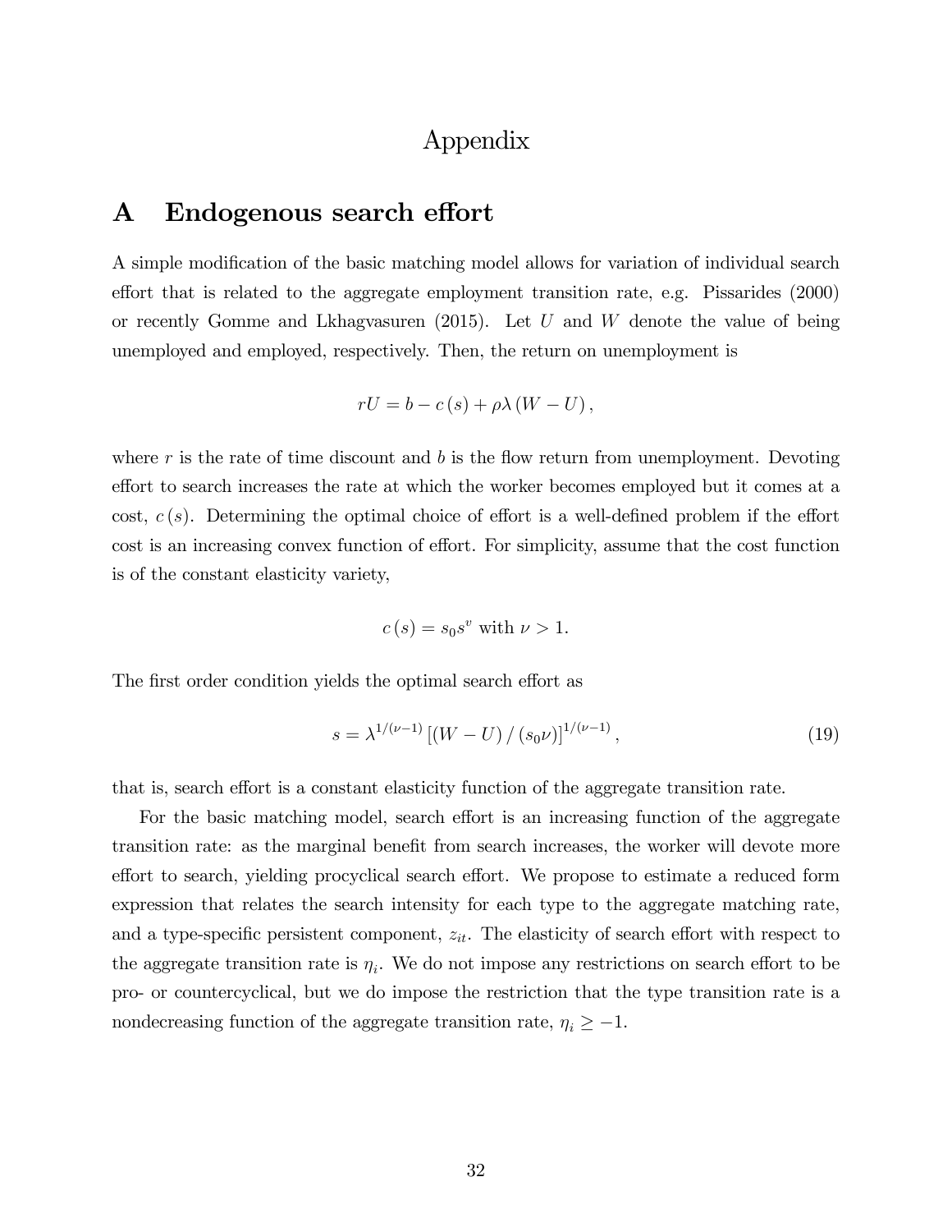# Appendix

## A Endogenous search effort

A simple modification of the basic matching model allows for variation of individual search effort that is related to the aggregate employment transition rate, e.g. Pissarides (2000) or recently Gomme and Lkhagvasuren (2015). Let $U$ and $W$ denote the value of being unemployed and employed, respectively. Then, the return on unemployment is

$$rU = b - c(s) + \rho\lambda(W - U),$$

where $r$ is the rate of time discount and $b$ is the flow return from unemployment. Devoting effort to search increases the rate at which the worker becomes employed but it comes at a cost, $c(s)$. Determining the optimal choice of effort is a well-defined problem if the effort cost is an increasing convex function of effort. For simplicity, assume that the cost function is of the constant elasticity variety,

$$c(s) = s_0 s^{v} \text{ with } \nu > 1.$$

The first order condition yields the optimal search effort as

$$s = \lambda^{1/(\nu-1)} \left[(W - U) / (s_0 \nu)\right]^{1/(\nu-1)}, \tag{19}$$

that is, search effort is a constant elasticity function of the aggregate transition rate.

For the basic matching model, search effort is an increasing function of the aggregate transition rate: as the marginal benefit from search increases, the worker will devote more effort to search, yielding procyclical search effort. We propose to estimate a reduced form expression that relates the search intensity for each type to the aggregate matching rate, and a type-specific persistent component, $z_{it}$. The elasticity of search effort with respect to the aggregate transition rate is $\eta_i$. We do not impose any restrictions on search effort to be pro- or countercyclical, but we do impose the restriction that the type transition rate is a nondecreasing function of the aggregate transition rate, $\eta_i \geq -1$.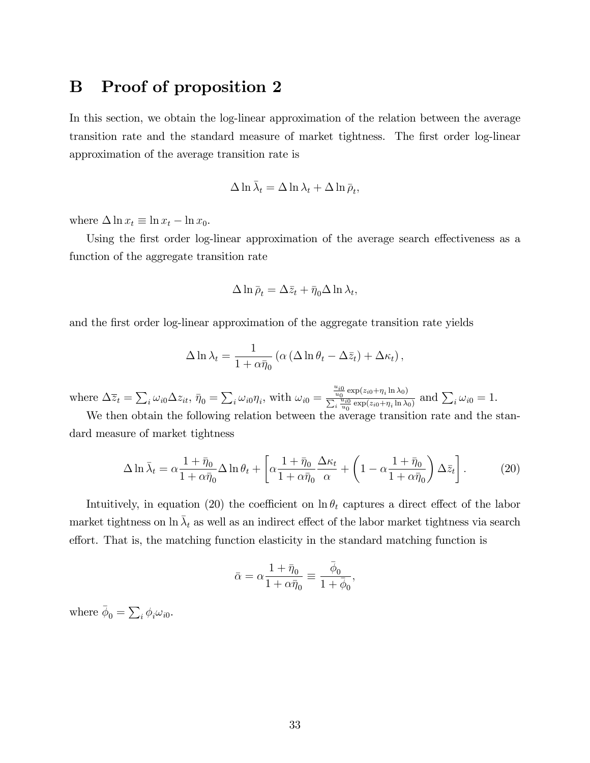# B Proof of proposition 2

In this section, we obtain the log-linear approximation of the relation between the average transition rate and the standard measure of market tightness. The first order log-linear approximation of the average transition rate is

$$\Delta \ln \bar{\lambda}_t = \Delta \ln \lambda_t + \Delta \ln \bar{\rho}_t,$$

where $\Delta \ln x_t \equiv \ln x_t - \ln x_0$.

Using the first order log-linear approximation of the average search effectiveness as a function of the aggregate transition rate

$$\Delta \ln \bar{\rho}_t = \Delta \bar{z}_t + \bar{\eta}_0 \Delta \ln \lambda_t,$$

and the first order log-linear approximation of the aggregate transition rate yields

$$\Delta \ln \lambda_t = \frac{1}{1 + \alpha \bar{\eta}_0} \left( \alpha \left( \Delta \ln \theta_t - \Delta \bar{z}_t \right) + \Delta \kappa_t \right),$$

where $\Delta \overline{z}_t = \sum_i \omega_{i0} \Delta z_{it}$, $\bar{\eta}_0 = \sum_i \omega_{i0} \eta_i$, with $\omega_{i0} = \frac{\frac{u_{i0}}{u_0} \exp(z_{i0} + \eta_i \ln \lambda_0)}{\sum_i \frac{u_{i0}}{u_0} \exp(z_{i0} + \eta_i \ln \lambda_0)}$ and $\sum_i \omega_{i0} = 1$.

We then obtain the following relation between the average transition rate and the standard measure of market tightness

$$\Delta \ln \bar{\lambda}_t = \alpha \frac{1 + \bar{\eta}_0}{1 + \alpha \bar{\eta}_0} \Delta \ln \theta_t + \left[ \alpha \frac{1 + \bar{\eta}_0}{1 + \alpha \bar{\eta}_0} \frac{\Delta \kappa_t}{\alpha} + \left( 1 - \alpha \frac{1 + \bar{\eta}_0}{1 + \alpha \bar{\eta}_0} \right) \Delta \bar{z}_t \right]. \tag{20}$$

Intuitively, in equation (20) the coefficient on $\ln \theta_t$ captures a direct effect of the labor market tightness on $\ln \bar{\lambda}_t$ as well as an indirect effect of the labor market tightness via search effort. That is, the matching function elasticity in the standard matching function is

$$\bar{\alpha} = \alpha \frac{1 + \bar{\eta}_0}{1 + \alpha \bar{\eta}_0} \equiv \frac{\bar{\phi}_0}{1 + \bar{\phi}_0},$$

where $\bar{\phi}_0 = \sum_i \phi_i \omega_{i0}$.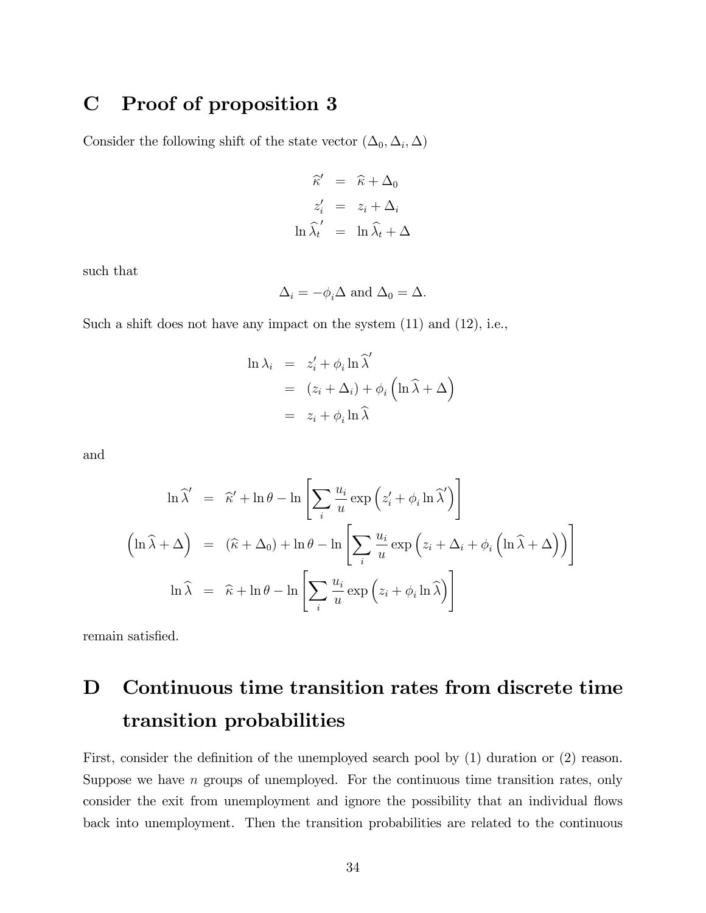# C Proof of proposition 3

Consider the following shift of the state vector $(\Delta_0, \Delta_i, \Delta)$

$$
\begin{aligned}
\widehat{\kappa}' &= \widehat{\kappa} + \Delta_0 \\
z_i' &= z_i + \Delta_i \\
\ln \widehat{\lambda}_t' &= \ln \widehat{\lambda}_t + \Delta
\end{aligned}
$$

such that

$$
\Delta_i = -\phi_i \Delta \text{ and } \Delta_0 = \Delta.
$$

Such a shift does not have any impact on the system (11) and (12), i.e.,

$$
\begin{aligned}
\ln \lambda_i &= z_i' + \phi_i \ln \widehat{\lambda}' \\
&= (z_i + \Delta_i) + \phi_i \left( \ln \widehat{\lambda} + \Delta \right) \\
&= z_i + \phi_i \ln \widehat{\lambda}
\end{aligned}
$$

and

$$
\begin{aligned}
\ln \widehat{\lambda}' &= \widehat{\kappa}' + \ln \theta - \ln \left[ \sum_i \frac{u_i}{u} \exp \left( z_i' + \phi_i \ln \widehat{\lambda}' \right) \right] \\
\left( \ln \widehat{\lambda} + \Delta \right) &= (\widehat{\kappa} + \Delta_0) + \ln \theta - \ln \left[ \sum_i \frac{u_i}{u} \exp \left( z_i + \Delta_i + \phi_i \left( \ln \widehat{\lambda} + \Delta \right) \right) \right] \\
\ln \widehat{\lambda} &= \widehat{\kappa} + \ln \theta - \ln \left[ \sum_i \frac{u_i}{u} \exp \left( z_i + \phi_i \ln \widehat{\lambda} \right) \right]
\end{aligned}
$$

remain satisfied.

# D Continuous time transition rates from discrete time transition probabilities

First, consider the definition of the unemployed search pool by (1) duration or (2) reason. Suppose we have $n$ groups of unemployed. For the continuous time transition rates, only consider the exit from unemployment and ignore the possibility that an individual flows back into unemployment. Then the transition probabilities are related to the continuous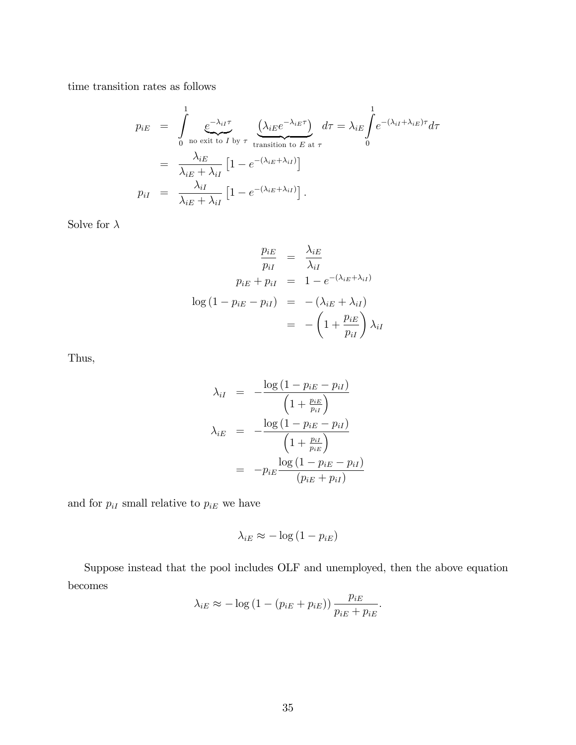time transition rates as follows

$$
\begin{aligned}
p_{iE} &= \int_0^1 \underbrace{e^{-\lambda_{iI}\tau}}_{\text{no exit to } I \text{ by } \tau} \underbrace{\left(\lambda_{iE} e^{-\lambda_{iE}\tau}\right)}_{\text{transition to } E \text{ at } \tau} d\tau = \lambda_{iE} \int_0^1 e^{-(\lambda_{iI}+\lambda_{iE})\tau} d\tau \\
&= \frac{\lambda_{iE}}{\lambda_{iE}+\lambda_{iI}} \left[1 - e^{-(\lambda_{iE}+\lambda_{iI})}\right] \\
p_{iI} &= \frac{\lambda_{iI}}{\lambda_{iE}+\lambda_{iI}} \left[1 - e^{-(\lambda_{iE}+\lambda_{iI})}\right].
\end{aligned}
$$

Solve for $\lambda$

$$
\begin{aligned}
\frac{p_{iE}}{p_{iI}} &= \frac{\lambda_{iE}}{\lambda_{iI}} \\
p_{iE} + p_{iI} &= 1 - e^{-(\lambda_{iE}+\lambda_{iI})} \\
\log\left(1 - p_{iE} - p_{iI}\right) &= -\left(\lambda_{iE} + \lambda_{iI}\right) \\
&= -\left(1 + \frac{p_{iE}}{p_{iI}}\right) \lambda_{iI}
\end{aligned}
$$

Thus,

$$
\begin{aligned}
\lambda_{iI} &= -\frac{\log\left(1 - p_{iE} - p_{iI}\right)}{\left(1 + \frac{p_{iE}}{p_{iI}}\right)} \\
\lambda_{iE} &= -\frac{\log\left(1 - p_{iE} - p_{iI}\right)}{\left(1 + \frac{p_{iI}}{p_{iE}}\right)} \\
&= -p_{iE} \frac{\log\left(1 - p_{iE} - p_{iI}\right)}{\left(p_{iE} + p_{iI}\right)}
\end{aligned}
$$

and for $p_{iI}$ small relative to $p_{iE}$ we have

$$
\lambda_{iE} \approx -\log\left(1 - p_{iE}\right)
$$

Suppose instead that the pool includes OLF and unemployed, then the above equation becomes

$$
\lambda_{iE} \approx -\log\left(1 - \left(p_{iE} + p_{iE}\right)\right) \frac{p_{iE}}{p_{iE} + p_{iE}}.
$$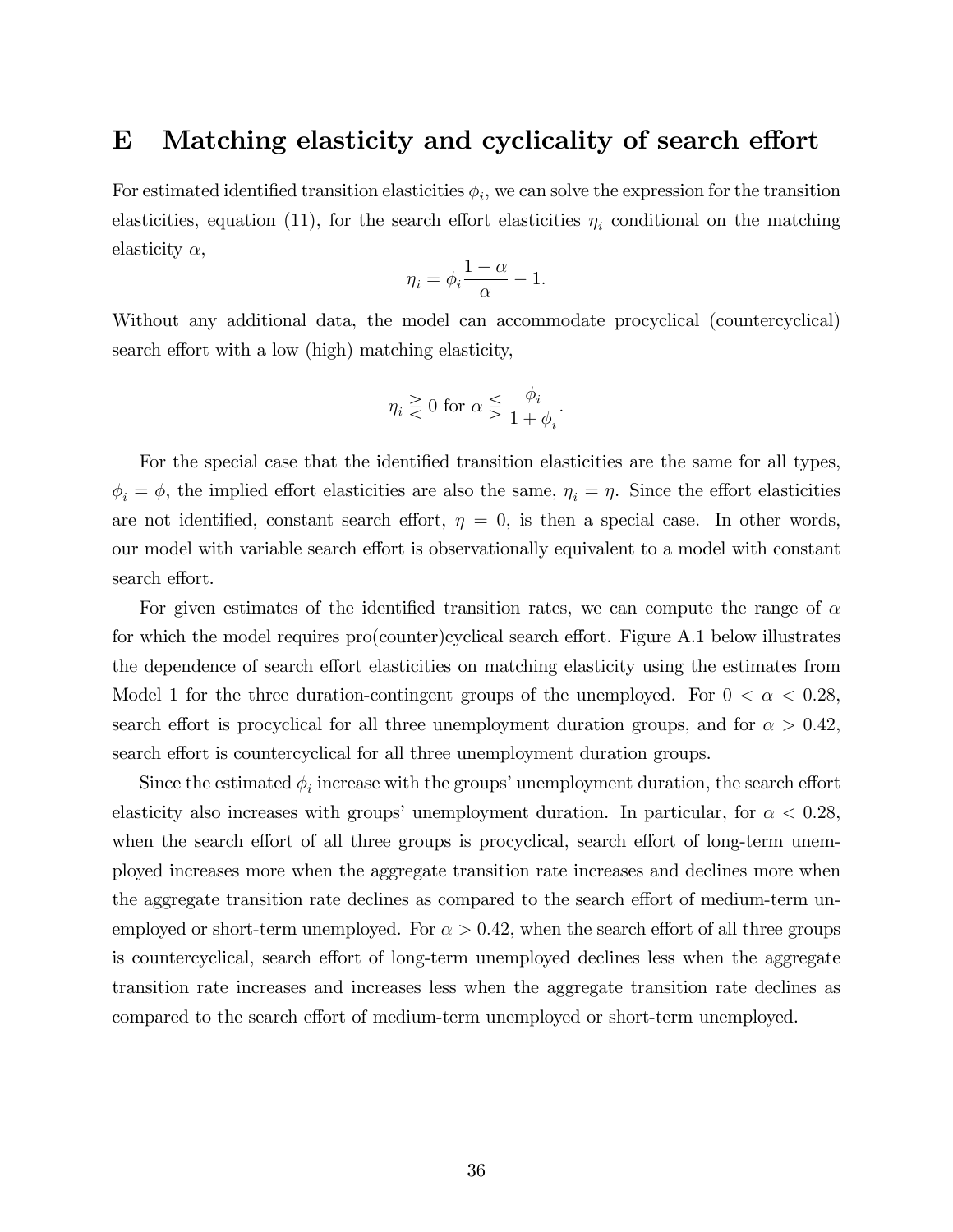# E Matching elasticity and cyclicality of search effort

For estimated identified transition elasticities $\phi_i$, we can solve the expression for the transition elasticities, equation (11), for the search effort elasticities $\eta_i$ conditional on the matching elasticity $\alpha$,

$$\eta_i = \phi_i \frac{1-\alpha}{\alpha} - 1.$$

Without any additional data, the model can accommodate procyclical (countercyclical) search effort with a low (high) matching elasticity,

$$\eta_i \gtreqless 0 \text{ for } \alpha \lesseqgtr \frac{\phi_i}{1+\phi_i}.$$

For the special case that the identified transition elasticities are the same for all types, $\phi_i = \phi$, the implied effort elasticities are also the same, $\eta_i = \eta$. Since the effort elasticities are not identified, constant search effort, $\eta = 0$, is then a special case. In other words, our model with variable search effort is observationally equivalent to a model with constant search effort.

For given estimates of the identified transition rates, we can compute the range of $\alpha$ for which the model requires pro(counter)cyclical search effort. Figure A.1 below illustrates the dependence of search effort elasticities on matching elasticity using the estimates from Model 1 for the three duration-contingent groups of the unemployed. For $0 < \alpha < 0.28$, search effort is procyclical for all three unemployment duration groups, and for $\alpha > 0.42$, search effort is countercyclical for all three unemployment duration groups.

Since the estimated $\phi_i$ increase with the groups' unemployment duration, the search effort elasticity also increases with groups' unemployment duration. In particular, for $\alpha < 0.28$, when the search effort of all three groups is procyclical, search effort of long-term unemployed increases more when the aggregate transition rate increases and declines more when the aggregate transition rate declines as compared to the search effort of medium-term unemployed or short-term unemployed. For $\alpha > 0.42$, when the search effort of all three groups is countercyclical, search effort of long-term unemployed declines less when the aggregate transition rate increases and increases less when the aggregate transition rate declines as compared to the search effort of medium-term unemployed or short-term unemployed.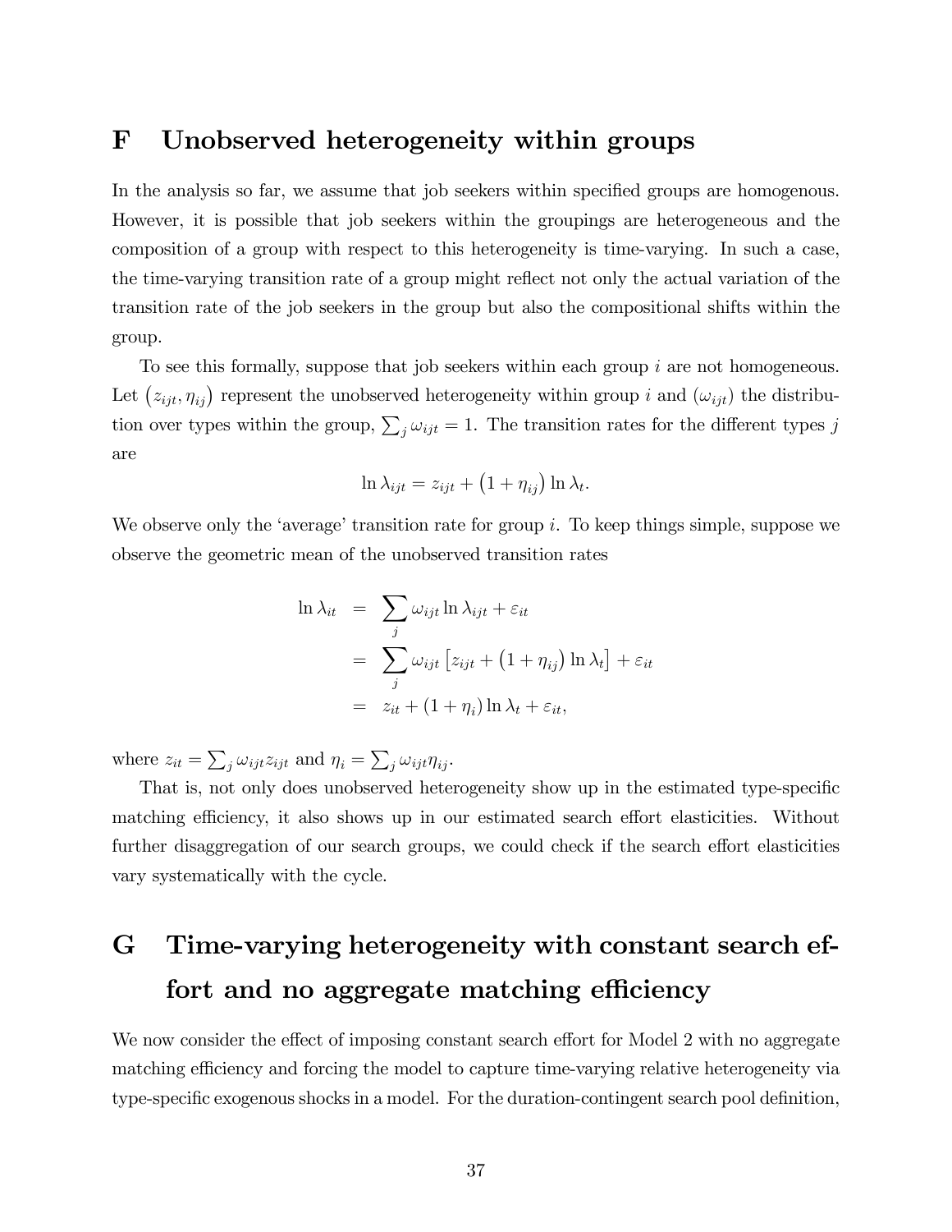# F Unobserved heterogeneity within groups

In the analysis so far, we assume that job seekers within specified groups are homogenous. However, it is possible that job seekers within the groupings are heterogeneous and the composition of a group with respect to this heterogeneity is time-varying. In such a case, the time-varying transition rate of a group might reflect not only the actual variation of the transition rate of the job seekers in the group but also the compositional shifts within the group.

To see this formally, suppose that job seekers within each group $i$ are not homogeneous. Let $(z_{ijt}, \eta_{ij})$ represent the unobserved heterogeneity within group $i$ and $(\omega_{ijt})$ the distribution over types within the group, $\sum_j \omega_{ijt} = 1$. The transition rates for the different types $j$ are

$$\ln \lambda_{ijt} = z_{ijt} + \left(1 + \eta_{ij}\right) \ln \lambda_t.$$

We observe only the 'average' transition rate for group $i$. To keep things simple, suppose we observe the geometric mean of the unobserved transition rates

$$\begin{aligned}
\ln \lambda_{it} &= \sum_j \omega_{ijt} \ln \lambda_{ijt} + \varepsilon_{it} \\
&= \sum_j \omega_{ijt} \left[ z_{ijt} + \left(1 + \eta_{ij}\right) \ln \lambda_t \right] + \varepsilon_{it} \\
&= z_{it} + (1 + \eta_i) \ln \lambda_t + \varepsilon_{it},
\end{aligned}$$

where $z_{it} = \sum_j \omega_{ijt} z_{ijt}$ and $\eta_i = \sum_j \omega_{ijt} \eta_{ij}$.

That is, not only does unobserved heterogeneity show up in the estimated type-specific matching efficiency, it also shows up in our estimated search effort elasticities. Without further disaggregation of our search groups, we could check if the search effort elasticities vary systematically with the cycle.

# G Time-varying heterogeneity with constant search effort and no aggregate matching efficiency

We now consider the effect of imposing constant search effort for Model 2 with no aggregate matching efficiency and forcing the model to capture time-varying relative heterogeneity via type-specific exogenous shocks in a model. For the duration-contingent search pool definition,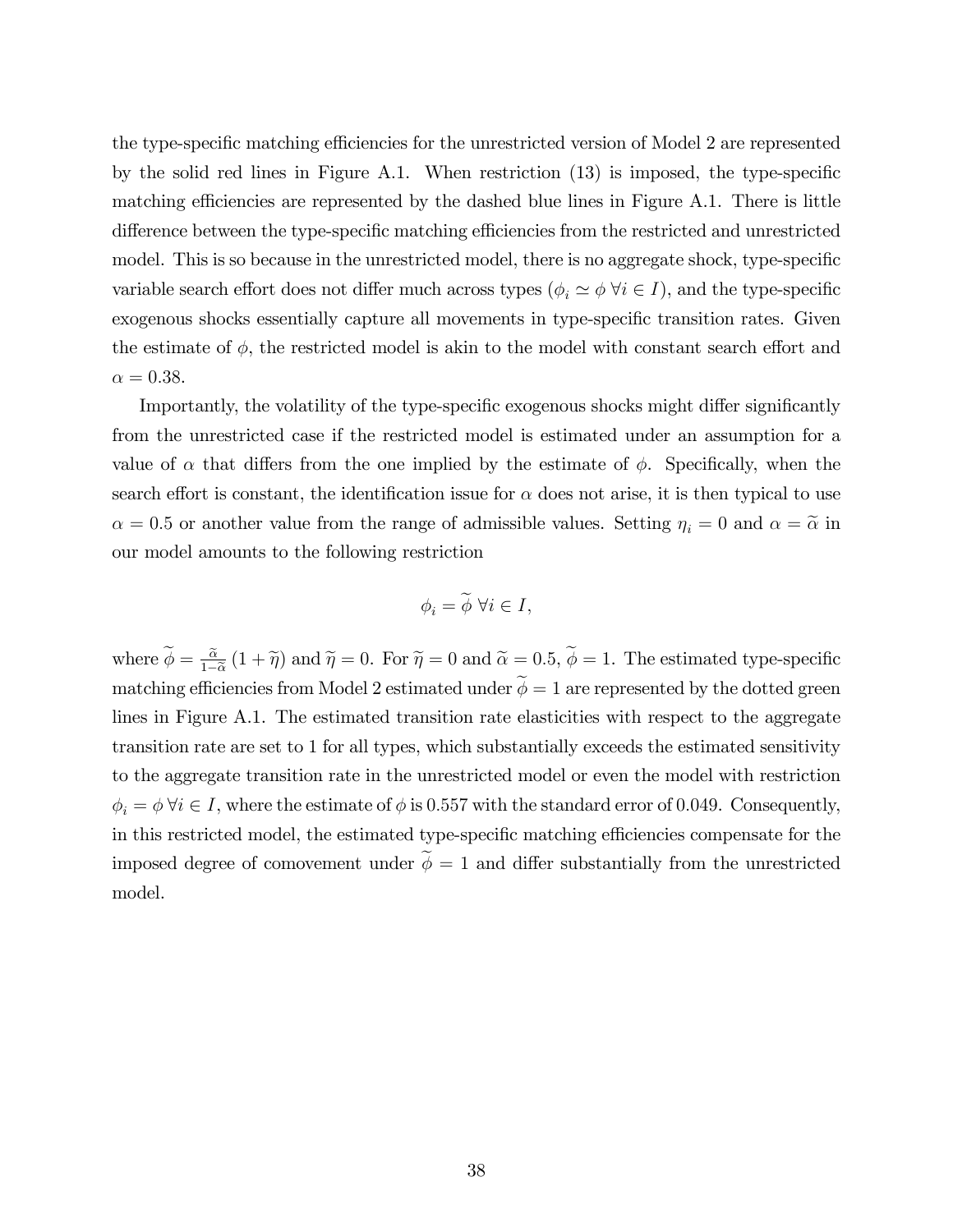the type-specific matching efficiencies for the unrestricted version of Model 2 are represented by the solid red lines in Figure A.1. When restriction (13) is imposed, the type-specific matching efficiencies are represented by the dashed blue lines in Figure A.1. There is little difference between the type-specific matching efficiencies from the restricted and unrestricted model. This is so because in the unrestricted model, there is no aggregate shock, type-specific variable search effort does not differ much across types ($\phi_i \simeq \phi \; \forall i \in I$), and the type-specific exogenous shocks essentially capture all movements in type-specific transition rates. Given the estimate of $\phi$, the restricted model is akin to the model with constant search effort and $\alpha = 0.38$.

Importantly, the volatility of the type-specific exogenous shocks might differ significantly from the unrestricted case if the restricted model is estimated under an assumption for a value of $\alpha$ that differs from the one implied by the estimate of $\phi$. Specifically, when the search effort is constant, the identification issue for $\alpha$ does not arise, it is then typical to use $\alpha = 0.5$ or another value from the range of admissible values. Setting $\eta_i = 0$ and $\alpha = \widetilde{\alpha}$ in our model amounts to the following restriction

$$\phi_i = \widetilde{\phi} \; \forall i \in I,$$

where $\widetilde{\phi} = \frac{\widetilde{\alpha}}{1-\widetilde{\alpha}} (1 + \widetilde{\eta})$ and $\widetilde{\eta} = 0$. For $\widetilde{\eta} = 0$ and $\widetilde{\alpha} = 0.5$, $\widetilde{\phi} = 1$. The estimated type-specific matching efficiencies from Model 2 estimated under $\widetilde{\phi} = 1$ are represented by the dotted green lines in Figure A.1. The estimated transition rate elasticities with respect to the aggregate transition rate are set to 1 for all types, which substantially exceeds the estimated sensitivity to the aggregate transition rate in the unrestricted model or even the model with restriction $\phi_i = \phi \; \forall i \in I$, where the estimate of $\phi$ is 0.557 with the standard error of 0.049. Consequently, in this restricted model, the estimated type-specific matching efficiencies compensate for the imposed degree of comovement under $\widetilde{\phi} = 1$ and differ substantially from the unrestricted model.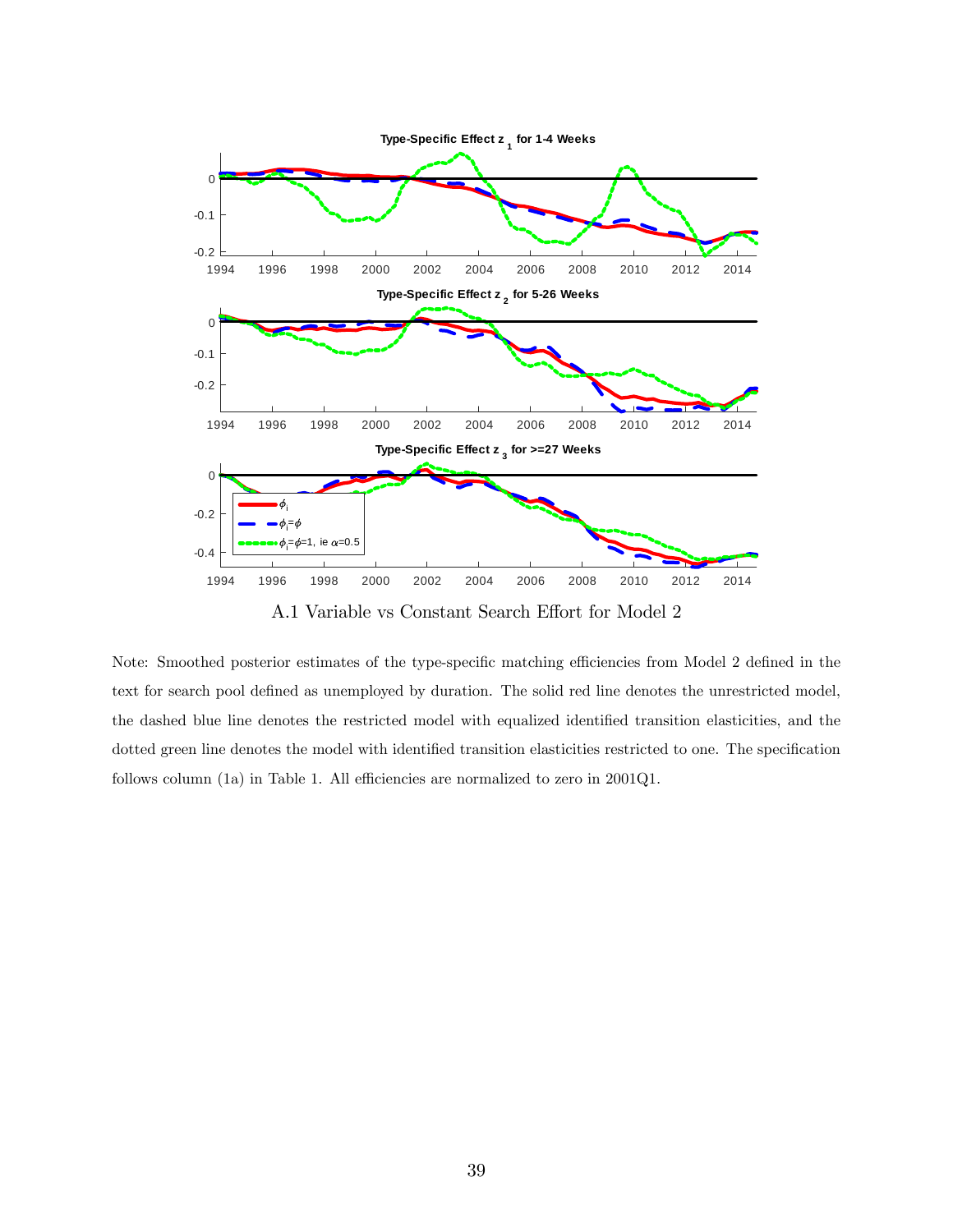A.1 Variable vs Constant Search Effort for Model 2

Note: Smoothed posterior estimates of the type-specific matching efficiencies from Model 2 defined in the text for search pool defined as unemployed by duration. The solid red line denotes the unrestricted model, the dashed blue line denotes the restricted model with equalized identified transition elasticities, and the dotted green line denotes the model with identified transition elasticities restricted to one. The specification follows column (1a) in Table 1. All efficiencies are normalized to zero in 2001Q1.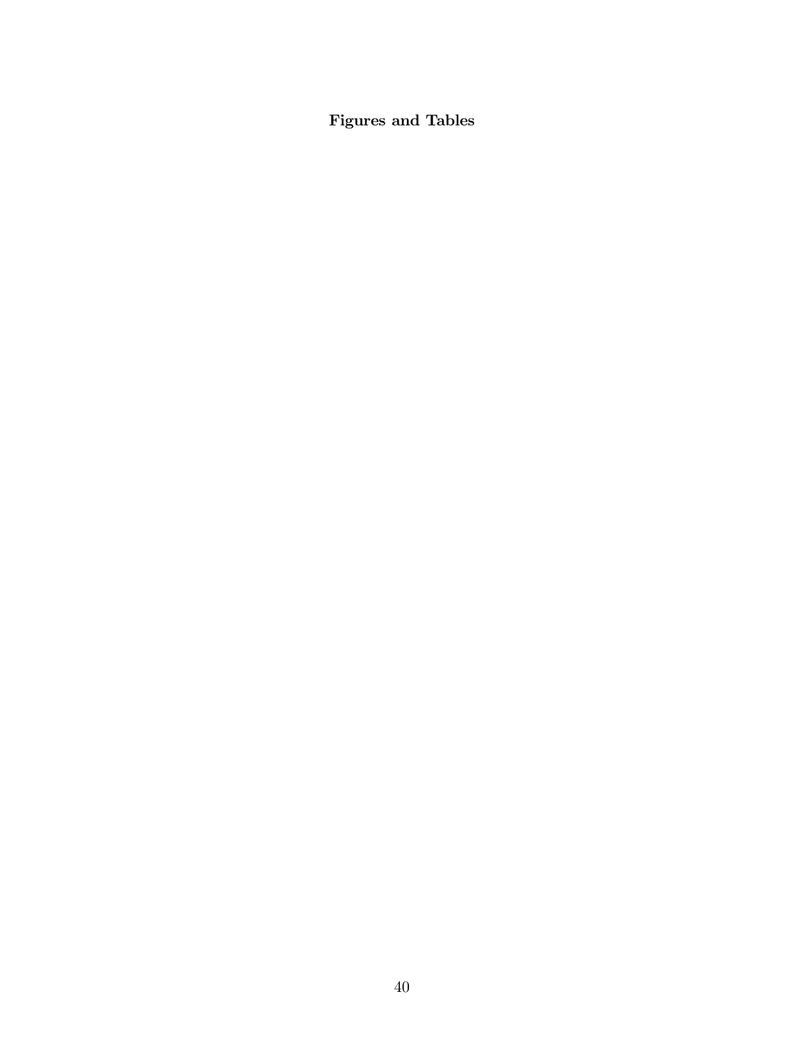**Figures and Tables**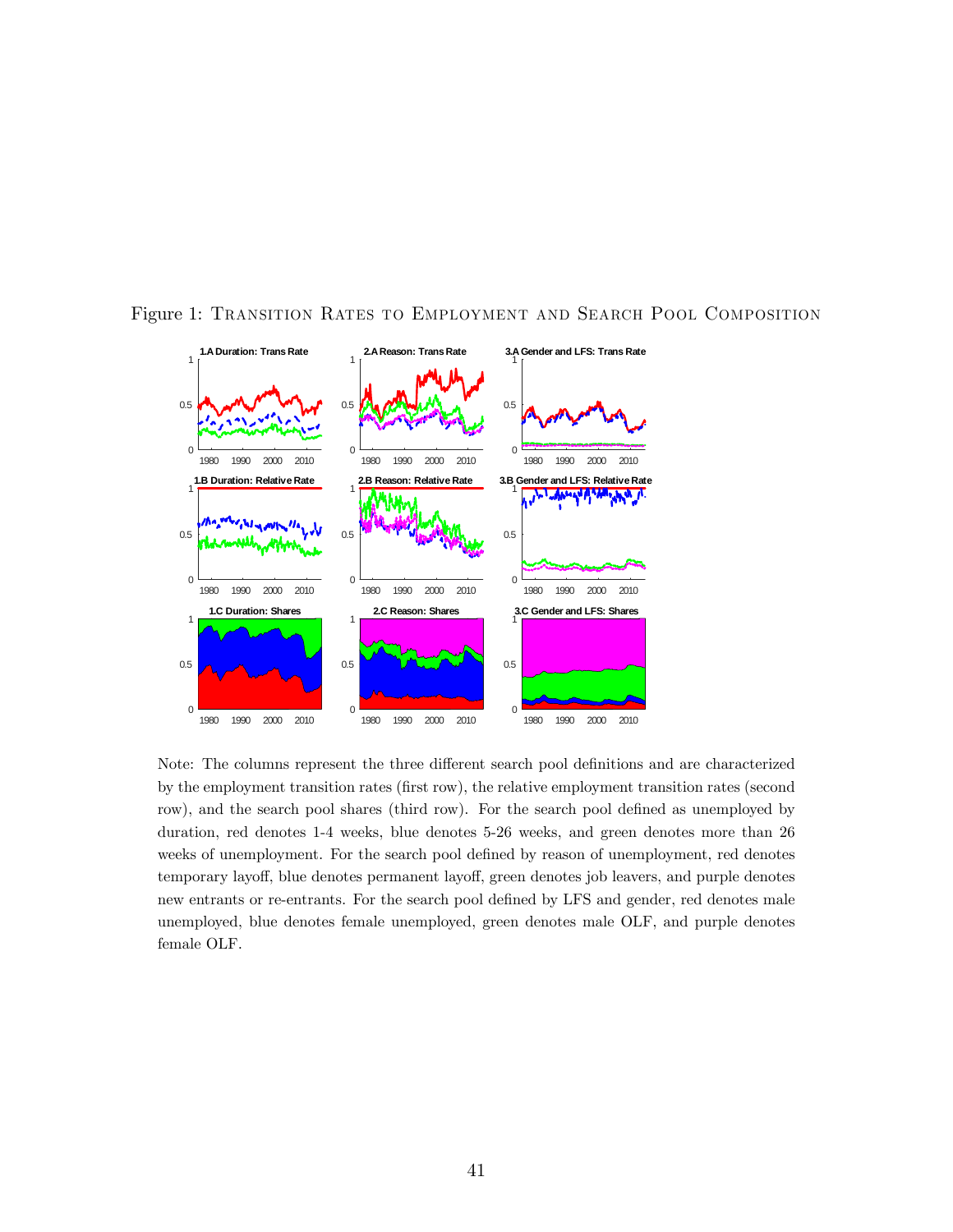Figure 1: Transition Rates to Employment and Search Pool Composition

Note: The columns represent the three different search pool definitions and are characterized by the employment transition rates (first row), the relative employment transition rates (second row), and the search pool shares (third row). For the search pool defined as unemployed by duration, red denotes 1-4 weeks, blue denotes 5-26 weeks, and green denotes more than 26 weeks of unemployment. For the search pool defined by reason of unemployment, red denotes temporary layoff, blue denotes permanent layoff, green denotes job leavers, and purple denotes new entrants or re-entrants. For the search pool defined by LFS and gender, red denotes male unemployed, blue denotes female unemployed, green denotes male OLF, and purple denotes female OLF.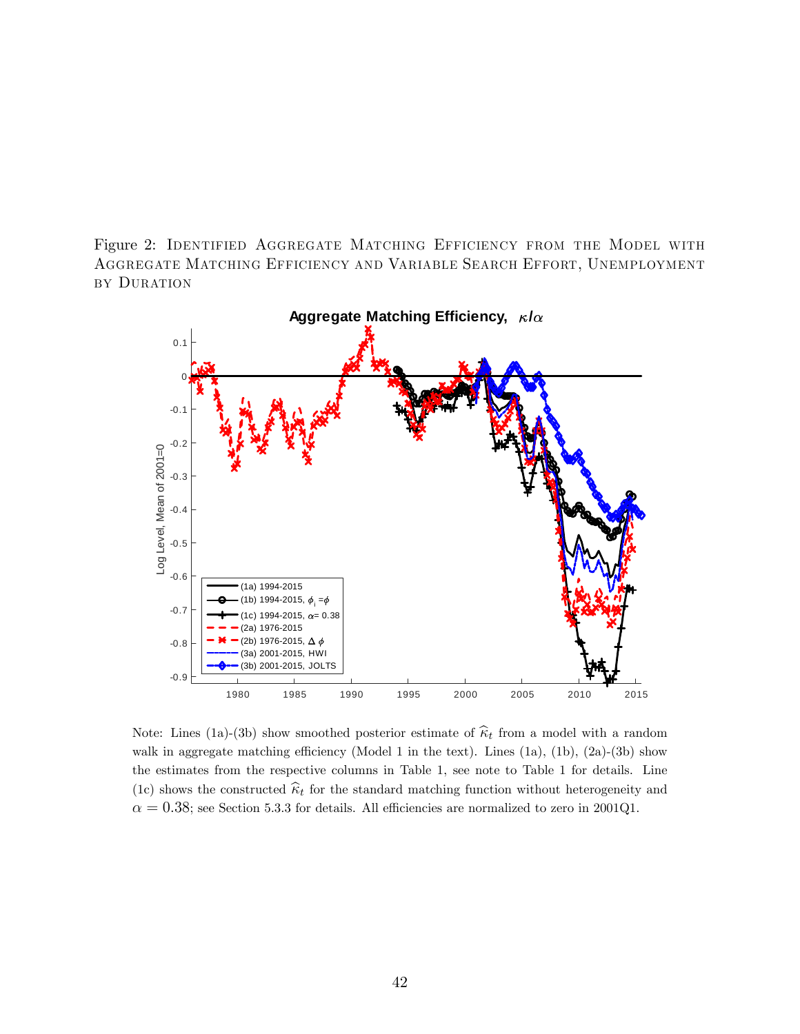Figure 2: Identified Aggregate Matching Efficiency from the Model with Aggregate Matching Efficiency and Variable Search Effort, Unemployment by Duration

Note: Lines (1a)-(3b) show smoothed posterior estimate of $\widehat{\kappa}_t$ from a model with a random walk in aggregate matching efficiency (Model 1 in the text). Lines (1a), (1b), (2a)-(3b) show the estimates from the respective columns in Table 1, see note to Table 1 for details. Line (1c) shows the constructed $\widehat{\kappa}_t$ for the standard matching function without heterogeneity and $\alpha = 0.38$; see Section 5.3.3 for details. All efficiencies are normalized to zero in 2001Q1.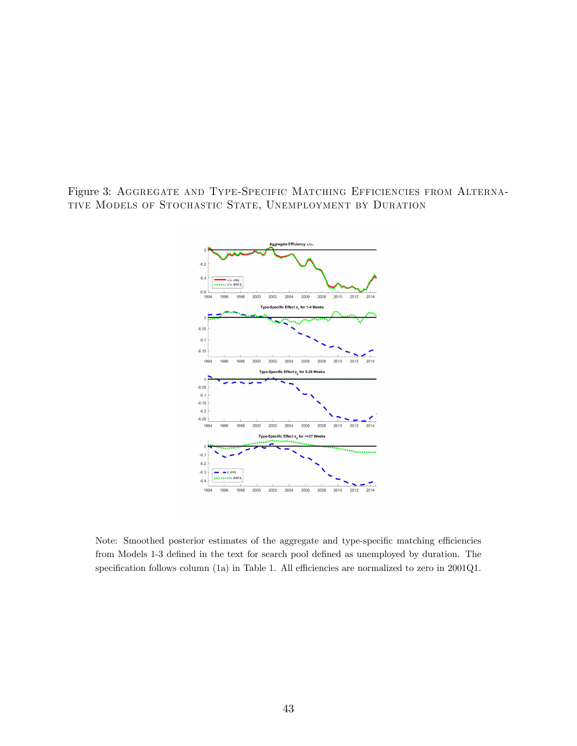Figure 3: Aggregate and Type-Specific Matching Efficiencies from Alternative Models of Stochastic State, Unemployment by Duration

Note: Smoothed posterior estimates of the aggregate and type-specific matching efficiencies from Models 1-3 defined in the text for search pool defined as unemployed by duration. The specification follows column (1a) in Table 1. All efficiencies are normalized to zero in 2001Q1.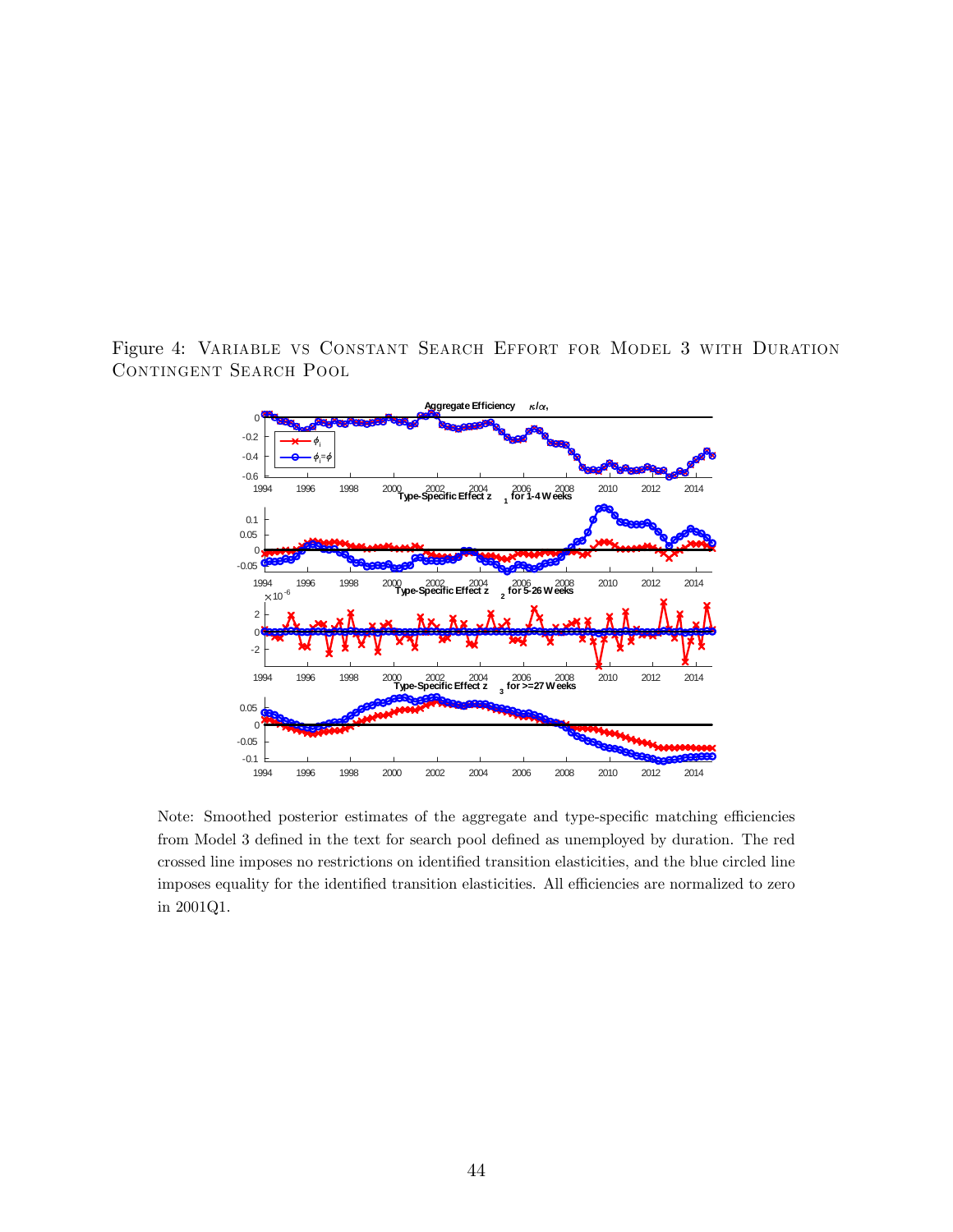Figure 4: Variable vs Constant Search Effort for Model 3 with Duration Contingent Search Pool

Note: Smoothed posterior estimates of the aggregate and type-specific matching efficiencies from Model 3 defined in the text for search pool defined as unemployed by duration. The red crossed line imposes no restrictions on identified transition elasticities, and the blue circled line imposes equality for the identified transition elasticities. All efficiencies are normalized to zero in 2001Q1.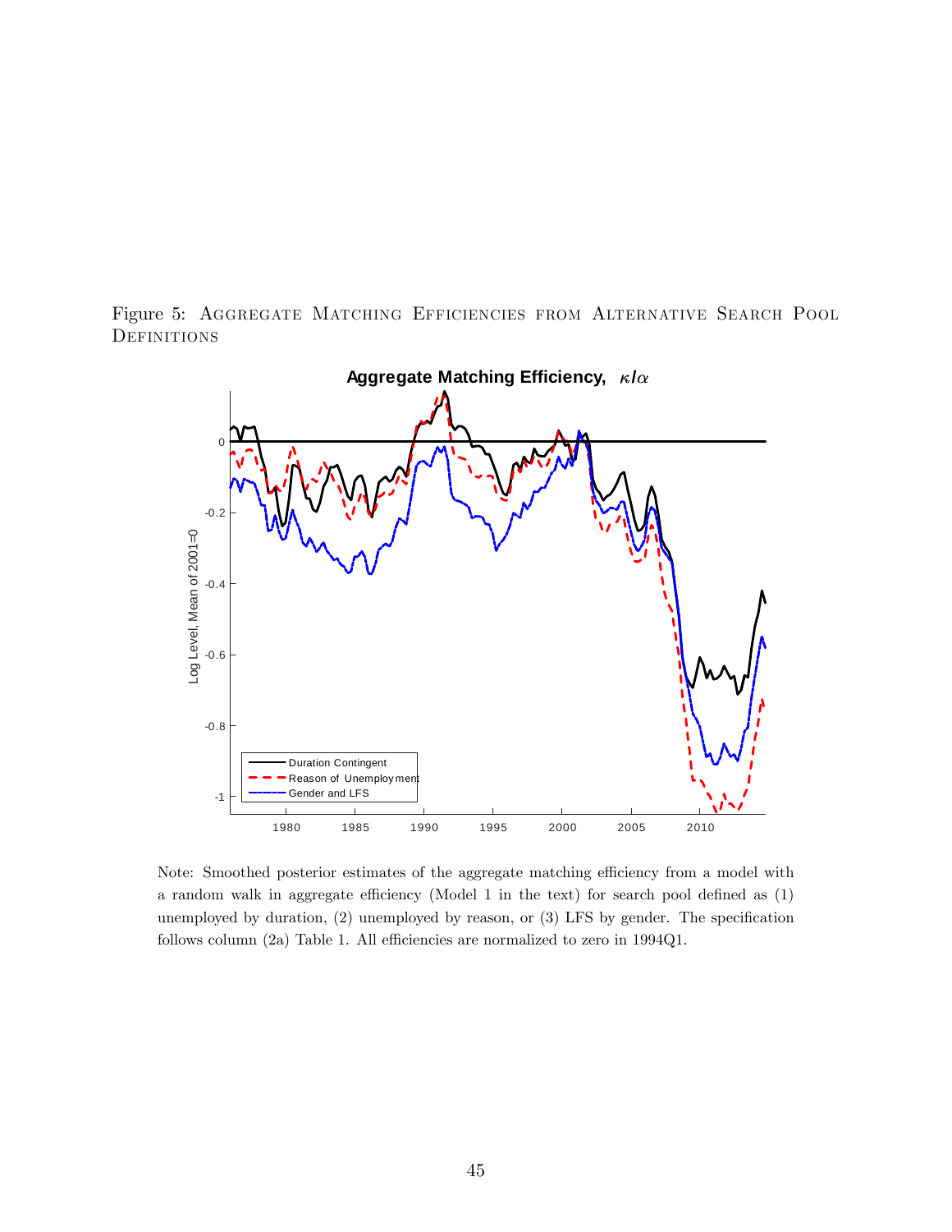Figure 5: Aggregate Matching Efficiencies from Alternative Search Pool Definitions

Note: Smoothed posterior estimates of the aggregate matching efficiency from a model with a random walk in aggregate efficiency (Model 1 in the text) for search pool defined as (1) unemployed by duration, (2) unemployed by reason, or (3) LFS by gender. The specification follows column (2a) Table 1. All efficiencies are normalized to zero in 1994Q1.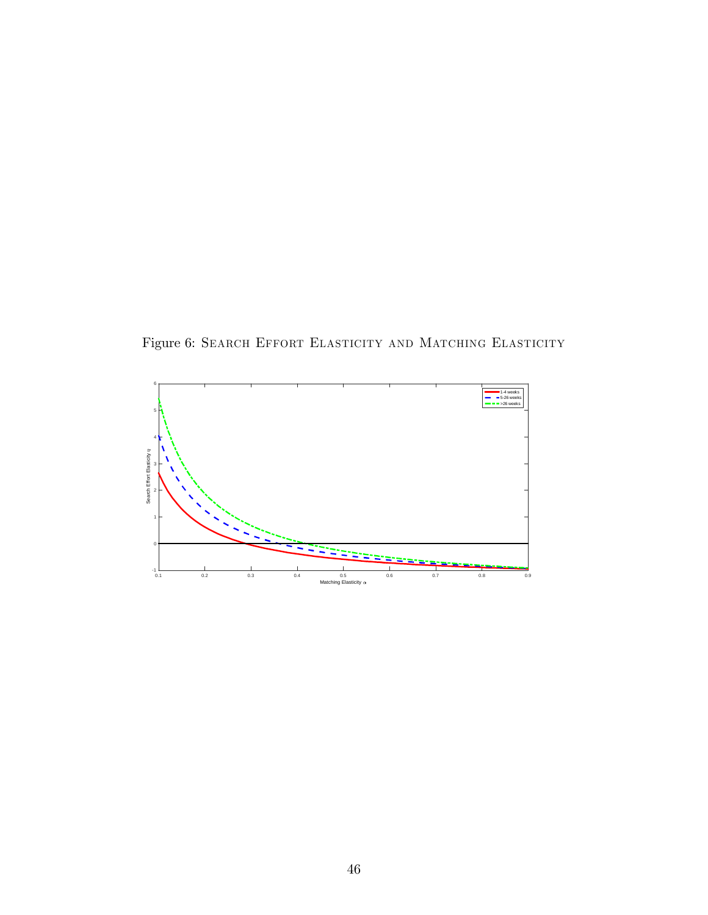Figure 6: Search Effort Elasticity and Matching Elasticity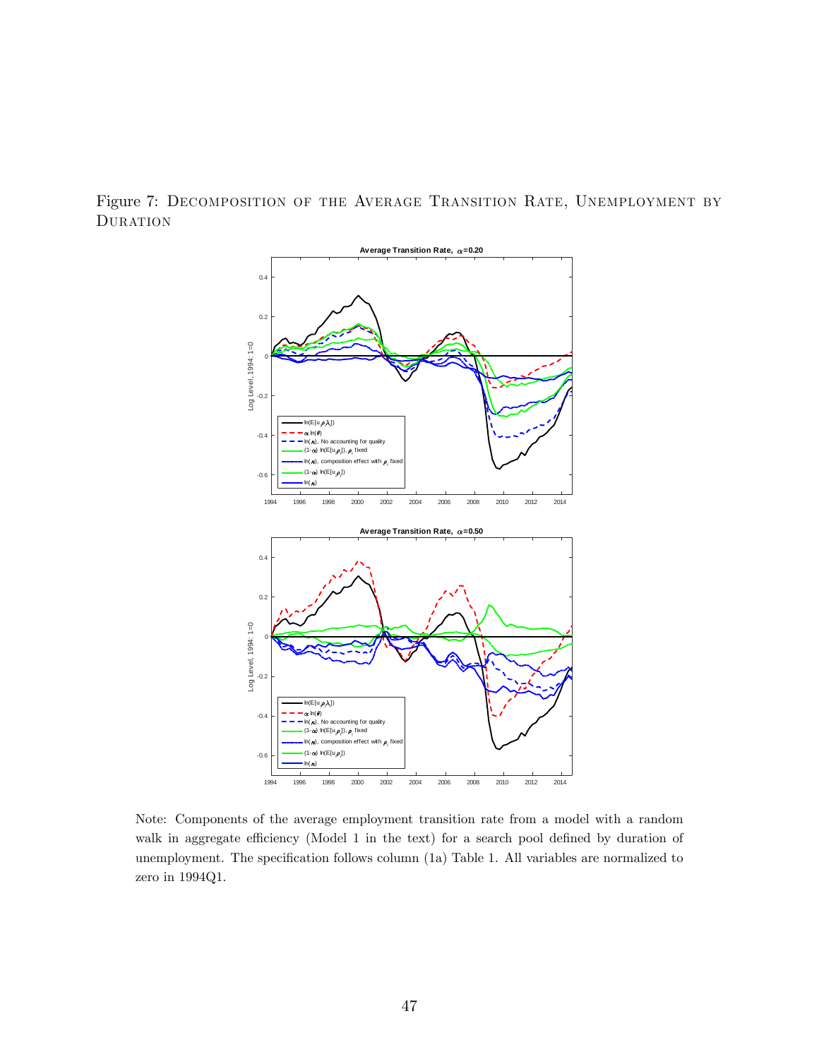Figure 7: Decomposition of the Average Transition Rate, Unemployment by Duration

Note: Components of the average employment transition rate from a model with a random walk in aggregate efficiency (Model 1 in the text) for a search pool defined by duration of unemployment. The specification follows column (1a) Table 1. All variables are normalized to zero in 1994Q1.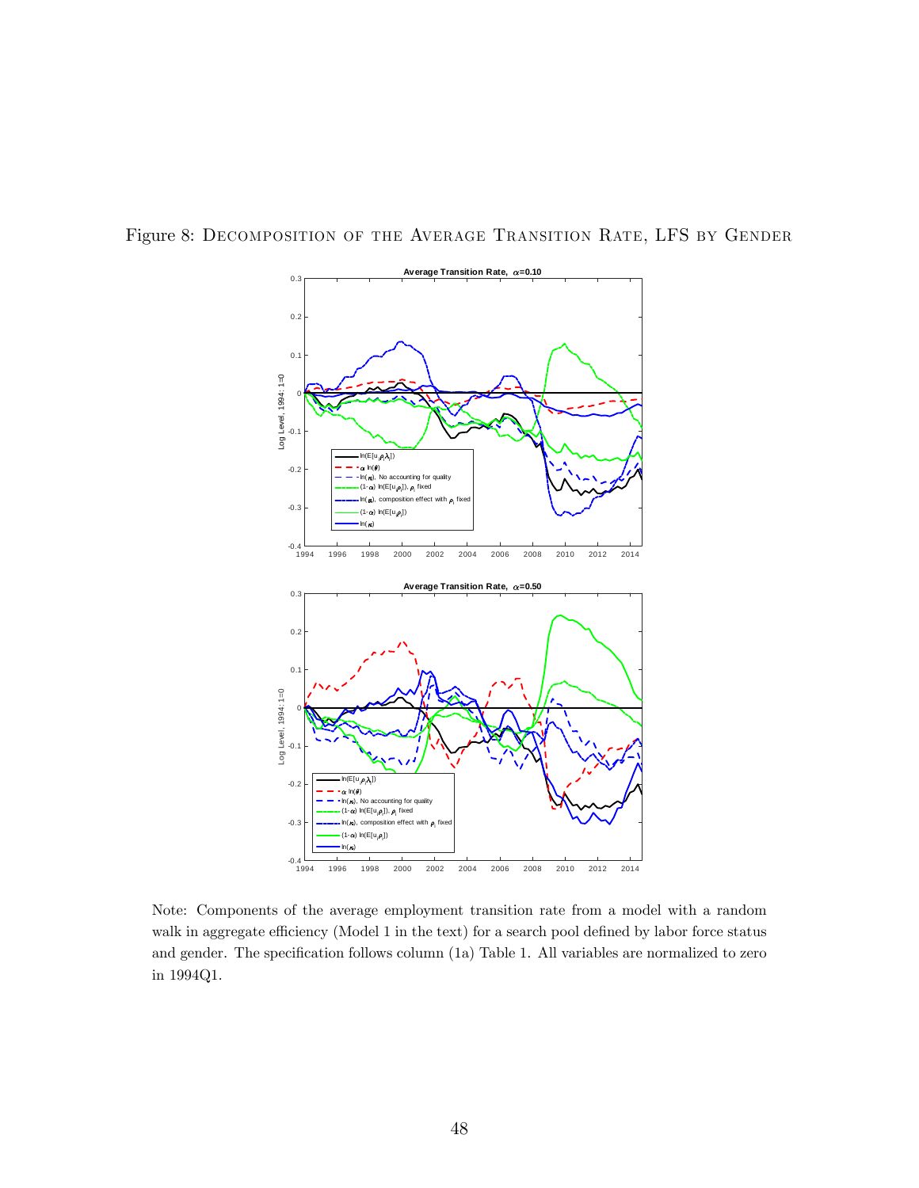Figure 8: Decomposition of the Average Transition Rate, LFS by Gender

Note: Components of the average employment transition rate from a model with a random walk in aggregate efficiency (Model 1 in the text) for a search pool defined by labor force status and gender. The specification follows column (1a) Table 1. All variables are normalized to zero in 1994Q1.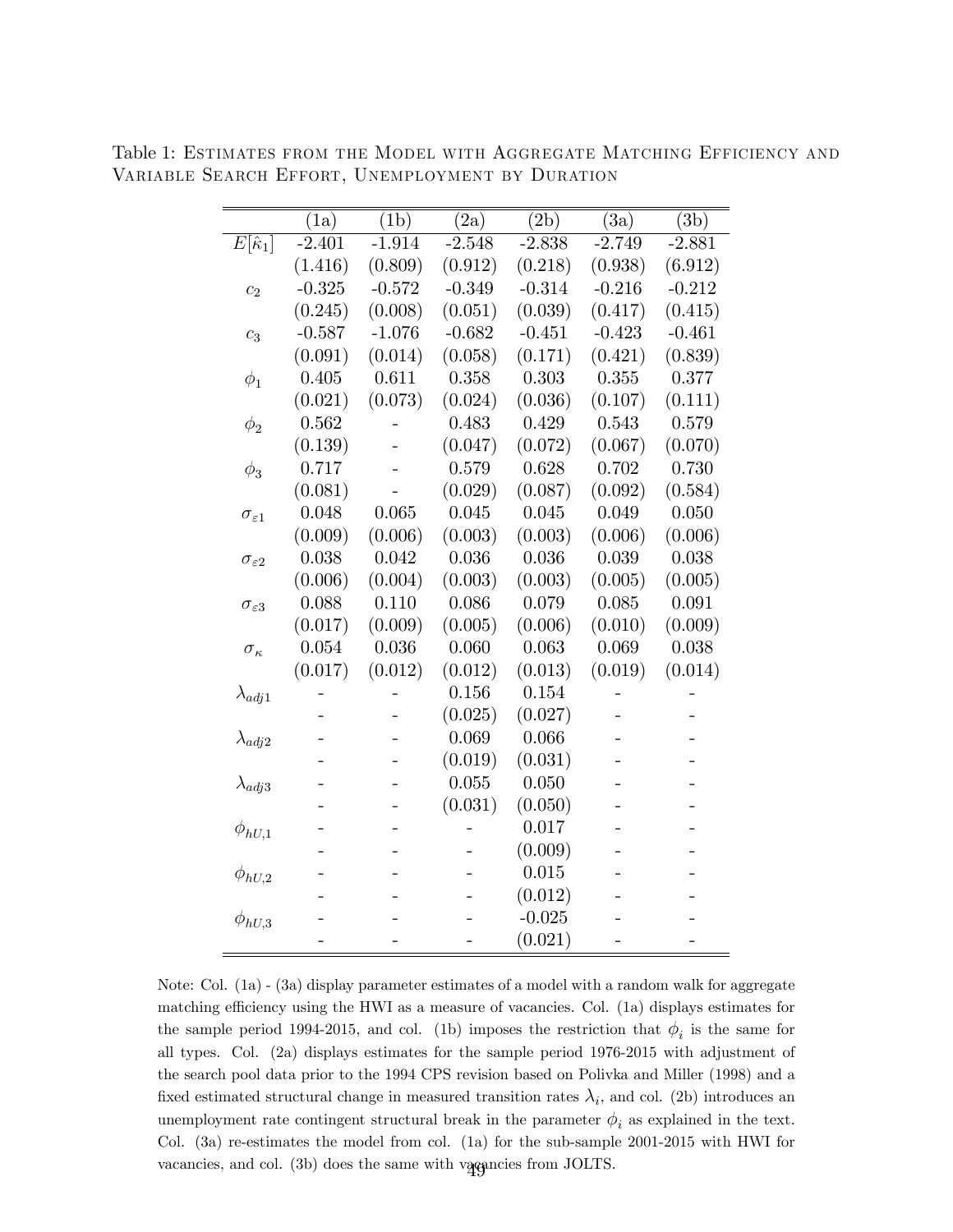Table 1: Estimates from the Model with Aggregate Matching Efficiency and Variable Search Effort, Unemployment by Duration

| | (1a) | (1b) | (2a) | (2b) | (3a) | (3b) |
|---|---|---|---|---|---|---|
| $E[\hat{\kappa}_1]$ | -2.401 | -1.914 | -2.548 | -2.838 | -2.749 | -2.881 |
| | (1.416) | (0.809) | (0.912) | (0.218) | (0.938) | (6.912) |
| $c_2$ | -0.325 | -0.572 | -0.349 | -0.314 | -0.216 | -0.212 |
| | (0.245) | (0.008) | (0.051) | (0.039) | (0.417) | (0.415) |
| $c_3$ | -0.587 | -1.076 | -0.682 | -0.451 | -0.423 | -0.461 |
| | (0.091) | (0.014) | (0.058) | (0.171) | (0.421) | (0.839) |
| $\phi_1$ | 0.405 | 0.611 | 0.358 | 0.303 | 0.355 | 0.377 |
| | (0.021) | (0.073) | (0.024) | (0.036) | (0.107) | (0.111) |
| $\phi_2$ | 0.562 | - | 0.483 | 0.429 | 0.543 | 0.579 |
| | (0.139) | - | (0.047) | (0.072) | (0.067) | (0.070) |
| $\phi_3$ | 0.717 | - | 0.579 | 0.628 | 0.702 | 0.730 |
| | (0.081) | - | (0.029) | (0.087) | (0.092) | (0.584) |
| $\sigma_{\varepsilon 1}$ | 0.048 | 0.065 | 0.045 | 0.045 | 0.049 | 0.050 |
| | (0.009) | (0.006) | (0.003) | (0.003) | (0.006) | (0.006) |
| $\sigma_{\varepsilon 2}$ | 0.038 | 0.042 | 0.036 | 0.036 | 0.039 | 0.038 |
| | (0.006) | (0.004) | (0.003) | (0.003) | (0.005) | (0.005) |
| $\sigma_{\varepsilon 3}$ | 0.088 | 0.110 | 0.086 | 0.079 | 0.085 | 0.091 |
| | (0.017) | (0.009) | (0.005) | (0.006) | (0.010) | (0.009) |
| $\sigma_{\kappa}$ | 0.054 | 0.036 | 0.060 | 0.063 | 0.069 | 0.038 |
| | (0.017) | (0.012) | (0.012) | (0.013) | (0.019) | (0.014) |
| $\lambda_{adj1}$ | - | - | 0.156 | 0.154 | - | - |
| | - | - | (0.025) | (0.027) | - | - |
| $\lambda_{adj2}$ | - | - | 0.069 | 0.066 | - | - |
| | - | - | (0.019) | (0.031) | - | - |
| $\lambda_{adj3}$ | - | - | 0.055 | 0.050 | - | - |
| | - | - | (0.031) | (0.050) | - | - |
| $\phi_{hU,1}$ | - | - | - | 0.017 | - | - |
| | - | - | - | (0.009) | - | - |
| $\phi_{hU,2}$ | - | - | - | 0.015 | - | - |
| | - | - | - | (0.012) | - | - |
| $\phi_{hU,3}$ | - | - | - | -0.025 | - | - |
| | - | - | - | (0.021) | - | - |

Note: Col. (1a) - (3a) display parameter estimates of a model with a random walk for aggregate matching efficiency using the HWI as a measure of vacancies. Col. (1a) displays estimates for the sample period 1994-2015, and col. (1b) imposes the restriction that $\phi_i$ is the same for all types. Col. (2a) displays estimates for the sample period 1976-2015 with adjustment of the search pool data prior to the 1994 CPS revision based on Polivka and Miller (1998) and a fixed estimated structural change in measured transition rates $\lambda_i$, and col. (2b) introduces an unemployment rate contingent structural break in the parameter $\phi_i$ as explained in the text. Col. (3a) re-estimates the model from col. (1a) for the sub-sample 2001-2015 with HWI for vacancies, and col. (3b) does the same with vacancies from JOLTS.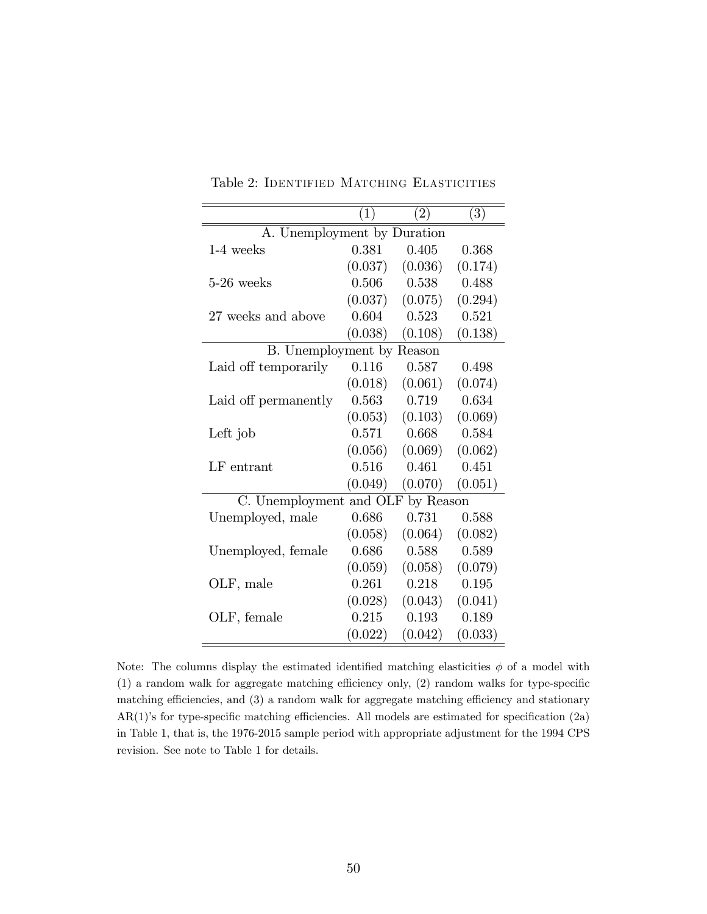Table 2: Identified Matching Elasticities

| | (1) | (2) | (3) |
|---|---|---|---|
| A. Unemployment by Duration | | | |
| 1-4 weeks | 0.381 | 0.405 | 0.368 |
| | (0.037) | (0.036) | (0.174) |
| 5-26 weeks | 0.506 | 0.538 | 0.488 |
| | (0.037) | (0.075) | (0.294) |
| 27 weeks and above | 0.604 | 0.523 | 0.521 |
| | (0.038) | (0.108) | (0.138) |
| B. Unemployment by Reason | | | |
| Laid off temporarily | 0.116 | 0.587 | 0.498 |
| | (0.018) | (0.061) | (0.074) |
| Laid off permanently | 0.563 | 0.719 | 0.634 |
| | (0.053) | (0.103) | (0.069) |
| Left job | 0.571 | 0.668 | 0.584 |
| | (0.056) | (0.069) | (0.062) |
| LF entrant | 0.516 | 0.461 | 0.451 |
| | (0.049) | (0.070) | (0.051) |
| C. Unemployment and OLF by Reason | | | |
| Unemployed, male | 0.686 | 0.731 | 0.588 |
| | (0.058) | (0.064) | (0.082) |
| Unemployed, female | 0.686 | 0.588 | 0.589 |
| | (0.059) | (0.058) | (0.079) |
| OLF, male | 0.261 | 0.218 | 0.195 |
| | (0.028) | (0.043) | (0.041) |
| OLF, female | 0.215 | 0.193 | 0.189 |
| | (0.022) | (0.042) | (0.033) |

Note: The columns display the estimated identified matching elasticities $\phi$ of a model with (1) a random walk for aggregate matching efficiency only, (2) random walks for type-specific matching efficiencies, and (3) a random walk for aggregate matching efficiency and stationary AR(1)'s for type-specific matching efficiencies. All models are estimated for specification (2a) in Table 1, that is, the 1976-2015 sample period with appropriate adjustment for the 1994 CPS revision. See note to Table 1 for details.